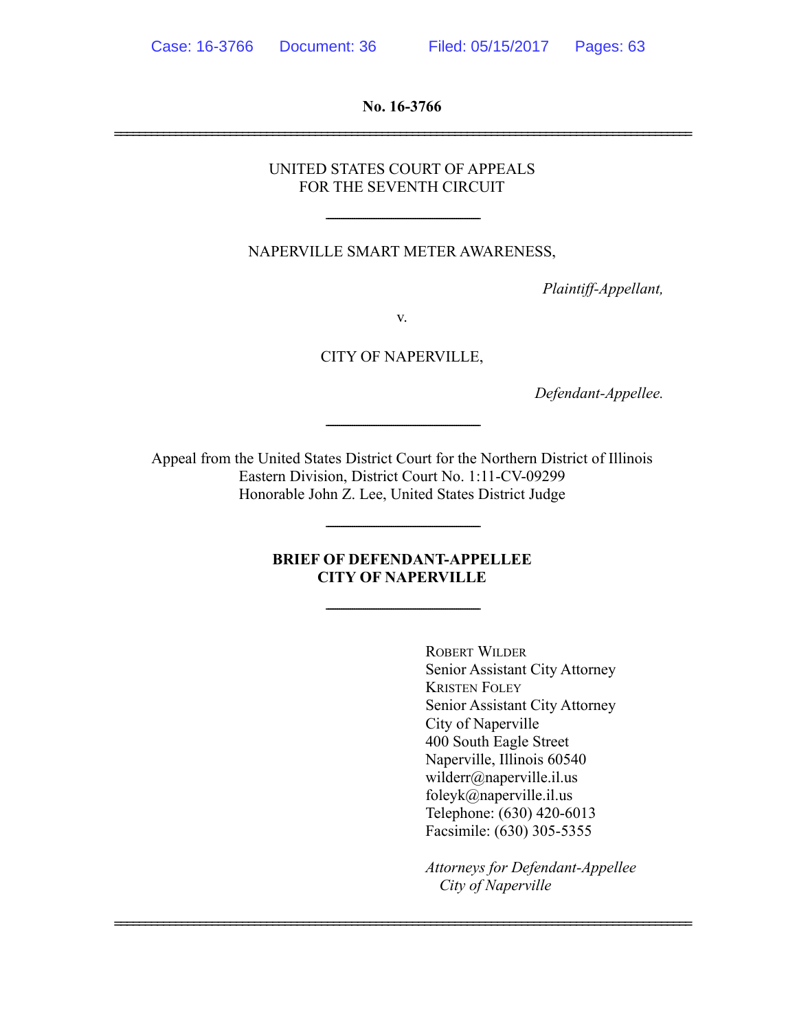Case: 16-3766 Document: 36 Filed: 05/15/2017 Pages: 63

**No. 16-3766**

---

UNITED STATES COURT OF APPEALS
FOR THE SEVENTH CIRCUIT

---

NAPERVILLE SMART METER AWARENESS,

*Plaintiff-Appellant,*

v.

CITY OF NAPERVILLE,

*Defendant-Appellee.*

---

Appeal from the United States District Court for the Northern District of Illinois
Eastern Division, District Court No. 1:11-CV-09299
Honorable John Z. Lee, United States District Judge

---

**BRIEF OF DEFENDANT-APPELLEE
CITY OF NAPERVILLE**

---

ROBERT WILDER
Senior Assistant City Attorney
KRISTEN FOLEY
Senior Assistant City Attorney
City of Naperville
400 South Eagle Street
Naperville, Illinois 60540
wilderr@naperville.il.us
foleyk@naperville.il.us
Telephone: (630) 420-6013
Facsimile: (630) 305-5355

*Attorneys for Defendant-Appellee
City of Naperville*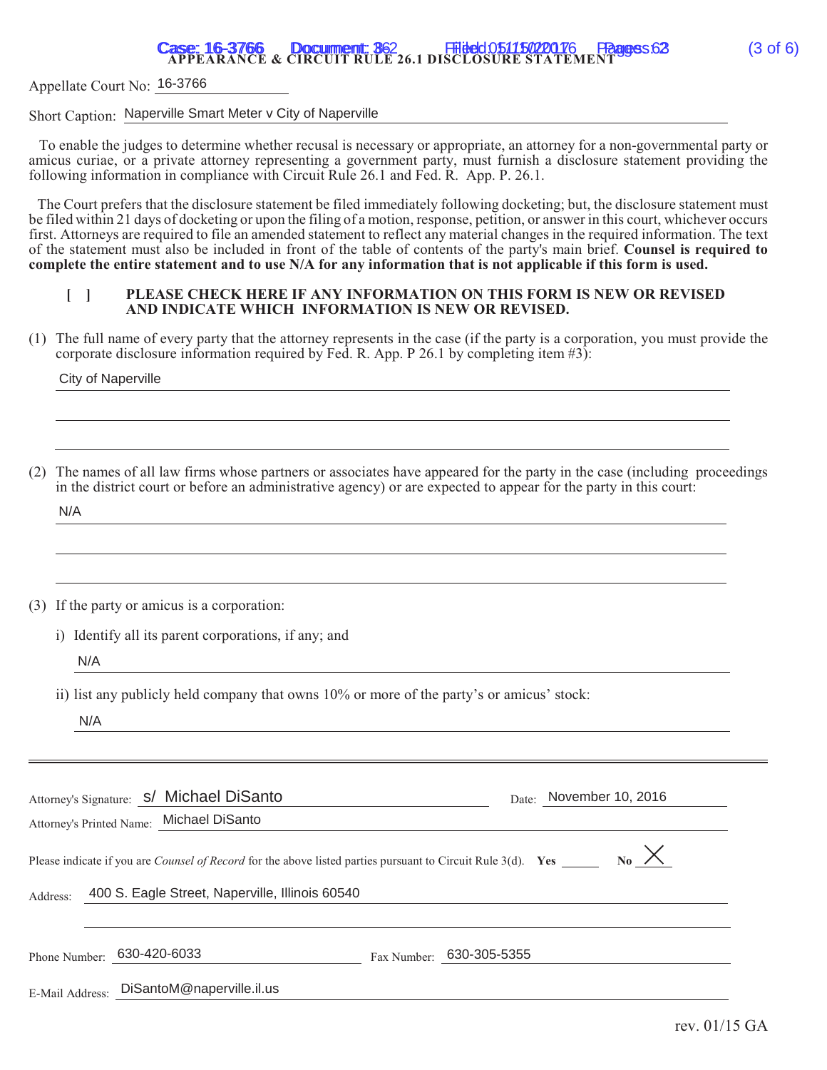**APPEARANCE & CIRCUIT RULE 26.1 DISCLOSURE STATEMENT**

Appellate Court No: 16-3766

Short Caption: Naperville Smart Meter v City of Naperville

To enable the judges to determine whether recusal is necessary or appropriate, an attorney for a non-governmental party or amicus curiae, or a private attorney representing a government party, must furnish a disclosure statement providing the following information in compliance with Circuit Rule 26.1 and Fed. R. App. P. 26.1.

The Court prefers that the disclosure statement be filed immediately following docketing; but, the disclosure statement must be filed within 21 days of docketing or upon the filing of a motion, response, petition, or answer in this court, whichever occurs first. Attorneys are required to file an amended statement to reflect any material changes in the required information. The text of the statement must also be included in front of the table of contents of the party's main brief. **Counsel is required to complete the entire statement and to use N/A for any information that is not applicable if this form is used.**

[ ] **PLEASE CHECK HERE IF ANY INFORMATION ON THIS FORM IS NEW OR REVISED AND INDICATE WHICH INFORMATION IS NEW OR REVISED.**

(1) The full name of every party that the attorney represents in the case (if the party is a corporation, you must provide the corporate disclosure information required by Fed. R. App. P 26.1 by completing item #3):

City of Naperville

(2) The names of all law firms whose partners or associates have appeared for the party in the case (including proceedings in the district court or before an administrative agency) or are expected to appear for the party in this court:

N/A

(3) If the party or amicus is a corporation:

i) Identify all its parent corporations, if any; and

N/A

ii) list any publicly held company that owns 10% or more of the party's or amicus' stock:

N/A

---

Attorney's Signature: s/ Michael DiSanto Date: November 10, 2016

Attorney's Printed Name: Michael DiSanto

Please indicate if you are *Counsel of Record* for the above listed parties pursuant to Circuit Rule 3(d). **Yes** ____ **No** X

Address: 400 S. Eagle Street, Naperville, Illinois 60540

Phone Number: 630-420-6033 Fax Number: 630-305-5355

E-Mail Address: DiSantoM@naperville.il.us

rev. 01/15 GA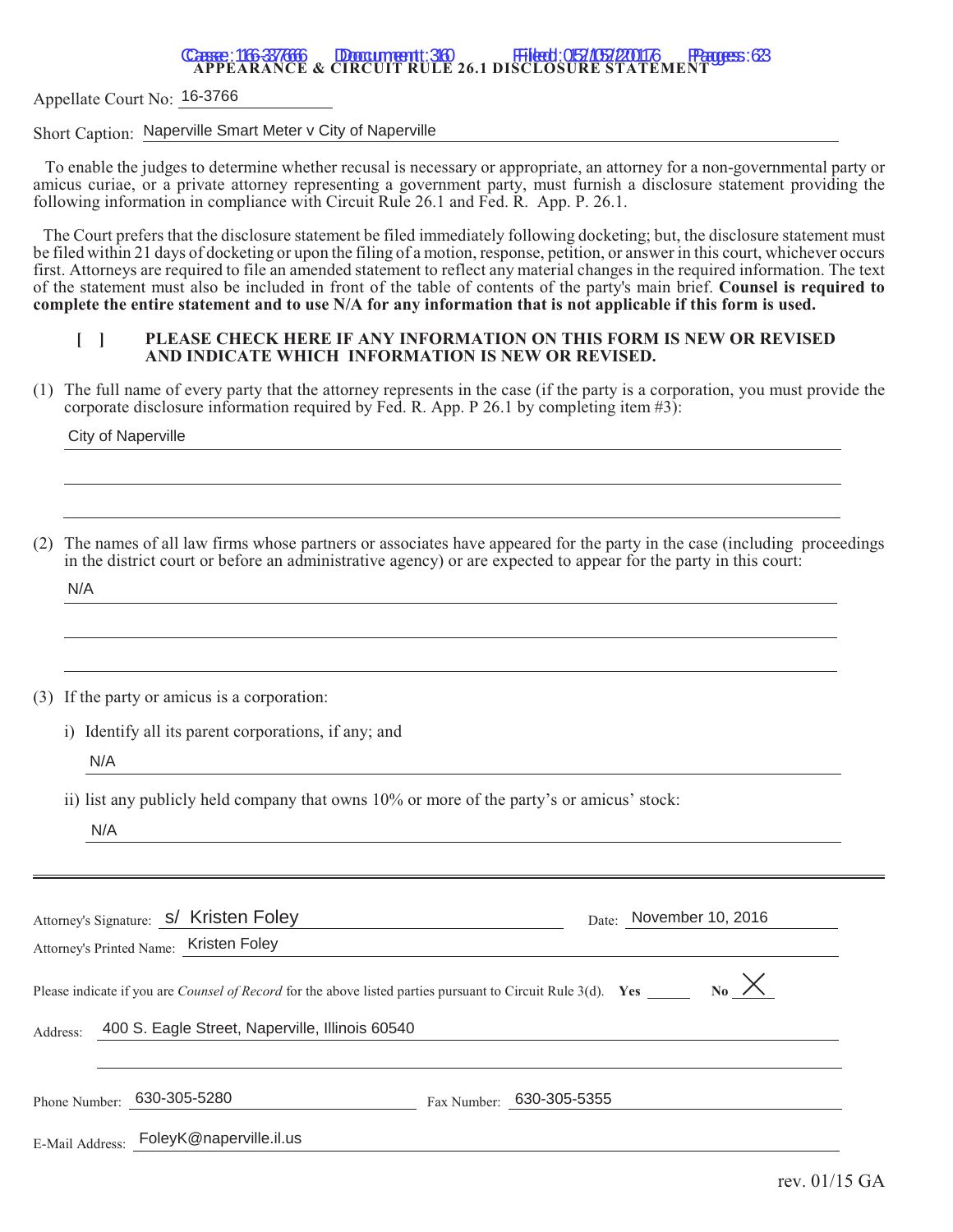**APPEARANCE & CIRCUIT RULE 26.1 DISCLOSURE STATEMENT**

Appellate Court No: 16-3766

Short Caption: Naperville Smart Meter v City of Naperville

To enable the judges to determine whether recusal is necessary or appropriate, an attorney for a non-governmental party or amicus curiae, or a private attorney representing a government party, must furnish a disclosure statement providing the following information in compliance with Circuit Rule 26.1 and Fed. R. App. P. 26.1.

The Court prefers that the disclosure statement be filed immediately following docketing; but, the disclosure statement must be filed within 21 days of docketing or upon the filing of a motion, response, petition, or answer in this court, whichever occurs first. Attorneys are required to file an amended statement to reflect any material changes in the required information. The text of the statement must also be included in front of the table of contents of the party's main brief. **Counsel is required to complete the entire statement and to use N/A for any information that is not applicable if this form is used.**

**[ ] PLEASE CHECK HERE IF ANY INFORMATION ON THIS FORM IS NEW OR REVISED AND INDICATE WHICH INFORMATION IS NEW OR REVISED.**

(1) The full name of every party that the attorney represents in the case (if the party is a corporation, you must provide the corporate disclosure information required by Fed. R. App. P 26.1 by completing item #3):

City of Naperville

(2) The names of all law firms whose partners or associates have appeared for the party in the case (including proceedings in the district court or before an administrative agency) or are expected to appear for the party in this court:

N/A

(3) If the party or amicus is a corporation:

i) Identify all its parent corporations, if any; and

N/A

ii) list any publicly held company that owns 10% or more of the party's or amicus' stock:

N/A

---

Attorney's Signature: s/ Kristen Foley    Date: November 10, 2016

Attorney's Printed Name: Kristen Foley

Please indicate if you are *Counsel of Record* for the above listed parties pursuant to Circuit Rule 3(d). **Yes** ____ **No** X

Address: 400 S. Eagle Street, Naperville, Illinois 60540

Phone Number: 630-305-5280    Fax Number: 630-305-5355

E-Mail Address: FoleyK@naperville.il.us

rev. 01/15 GA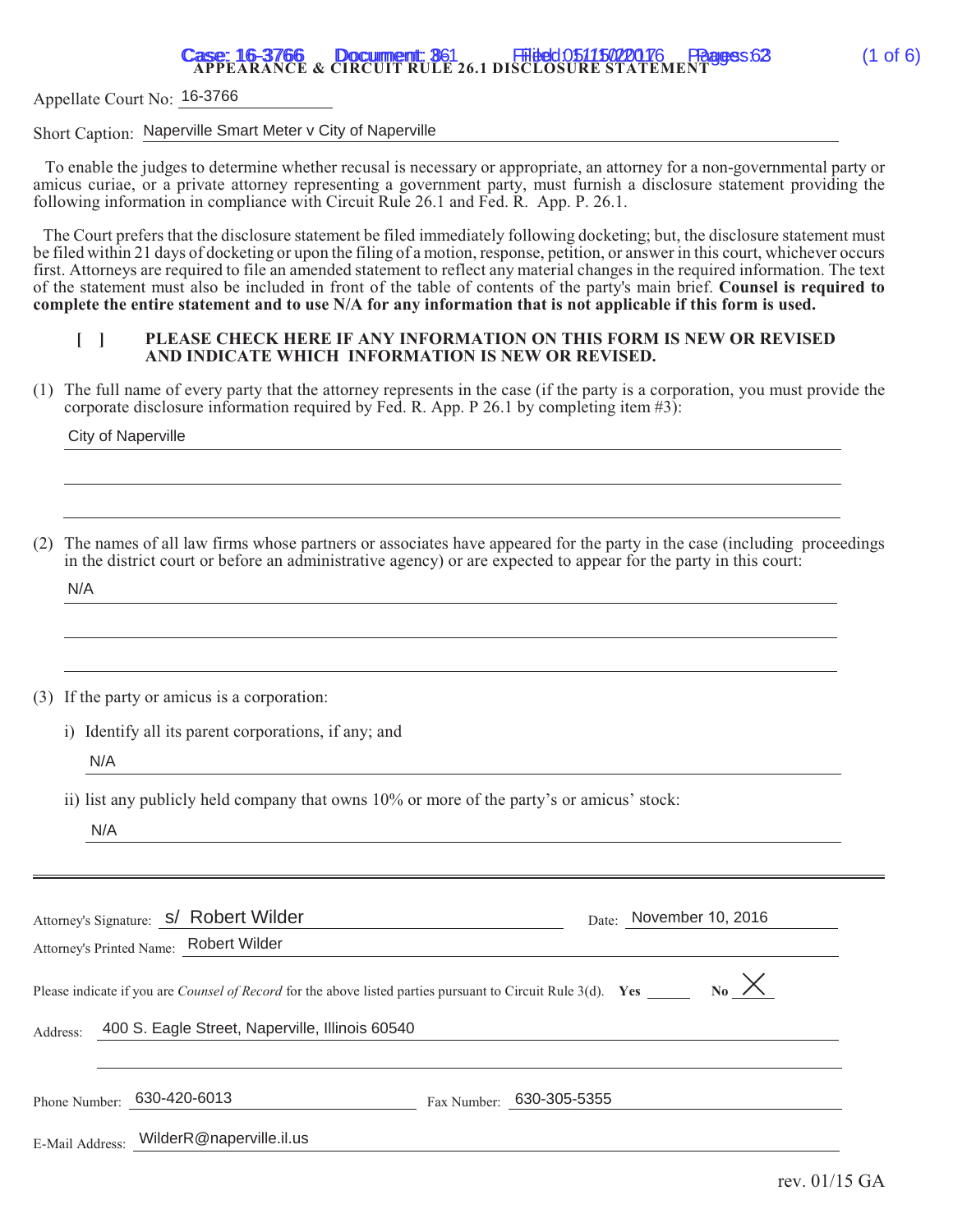**APPEARANCE & CIRCUIT RULE 26.1 DISCLOSURE STATEMENT**

Appellate Court No: 16-3766

Short Caption: Naperville Smart Meter v City of Naperville

To enable the judges to determine whether recusal is necessary or appropriate, an attorney for a non-governmental party or amicus curiae, or a private attorney representing a government party, must furnish a disclosure statement providing the following information in compliance with Circuit Rule 26.1 and Fed. R. App. P. 26.1.

The Court prefers that the disclosure statement be filed immediately following docketing; but, the disclosure statement must be filed within 21 days of docketing or upon the filing of a motion, response, petition, or answer in this court, whichever occurs first. Attorneys are required to file an amended statement to reflect any material changes in the required information. The text of the statement must also be included in front of the table of contents of the party's main brief. **Counsel is required to complete the entire statement and to use N/A for any information that is not applicable if this form is used.**

[ ] **PLEASE CHECK HERE IF ANY INFORMATION ON THIS FORM IS NEW OR REVISED AND INDICATE WHICH INFORMATION IS NEW OR REVISED.**

(1) The full name of every party that the attorney represents in the case (if the party is a corporation, you must provide the corporate disclosure information required by Fed. R. App. P 26.1 by completing item #3):

City of Naperville

(2) The names of all law firms whose partners or associates have appeared for the party in the case (including proceedings in the district court or before an administrative agency) or are expected to appear for the party in this court:

N/A

(3) If the party or amicus is a corporation:

i) Identify all its parent corporations, if any; and

N/A

ii) list any publicly held company that owns 10% or more of the party's or amicus' stock:

N/A

---

Attorney's Signature: s/ Robert Wilder    Date: November 10, 2016

Attorney's Printed Name: Robert Wilder

Please indicate if you are *Counsel of Record* for the above listed parties pursuant to Circuit Rule 3(d). **Yes** \_\_\_\_ **No** X

Address: 400 S. Eagle Street, Naperville, Illinois 60540

Phone Number: 630-420-6013    Fax Number: 630-305-5355

E-Mail Address: WilderR@naperville.il.us

rev. 01/15 GA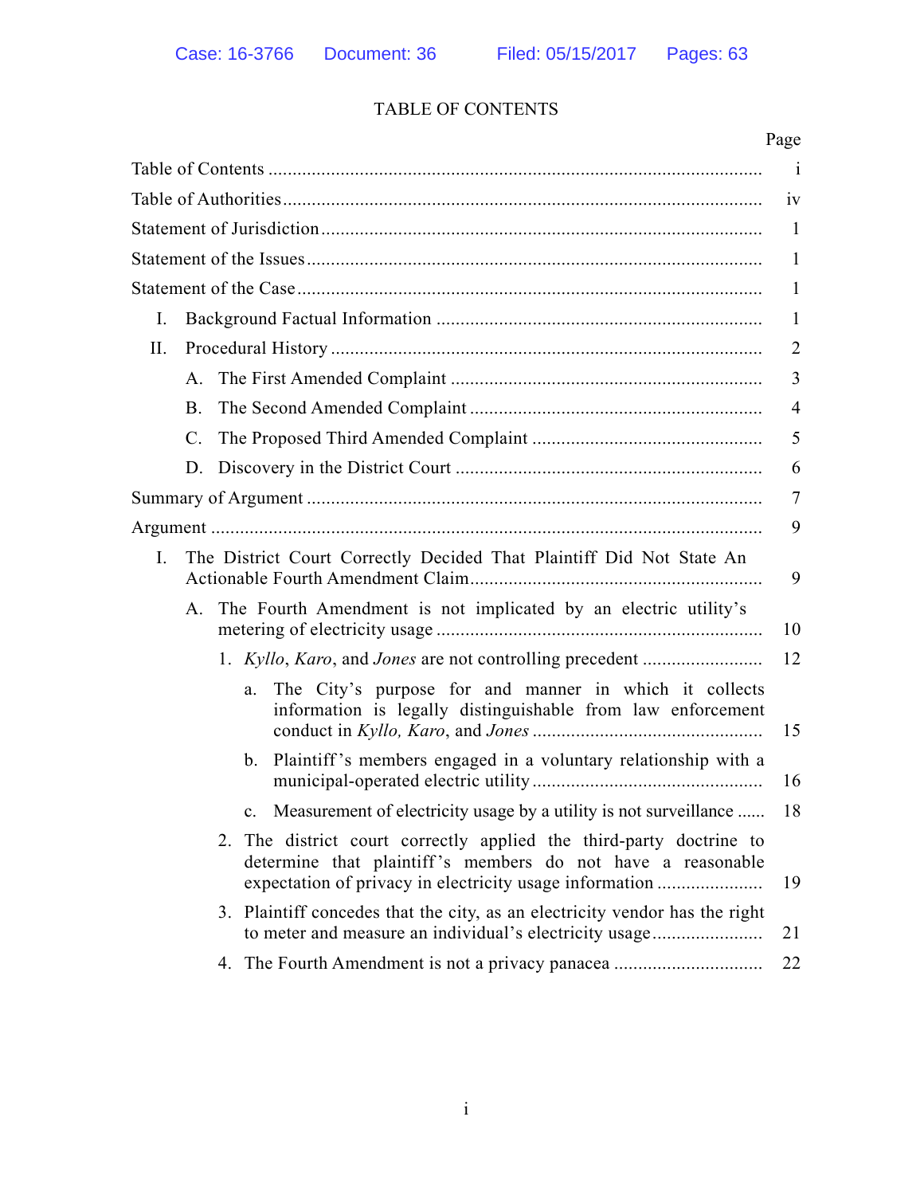# TABLE OF CONTENTS

| | Page |
|---|---|
| Table of Contents | i |
| Table of Authorities | iv |
| Statement of Jurisdiction | 1 |
| Statement of the Issues | 1 |
| Statement of the Case | 1 |
| I. Background Factual Information | 1 |
| II. Procedural History | 2 |
| A. The First Amended Complaint | 3 |
| B. The Second Amended Complaint | 4 |
| C. The Proposed Third Amended Complaint | 5 |
| D. Discovery in the District Court | 6 |
| Summary of Argument | 7 |
| Argument | 9 |
| I. The District Court Correctly Decided That Plaintiff Did Not State An Actionable Fourth Amendment Claim | 9 |
| A. The Fourth Amendment is not implicated by an electric utility's metering of electricity usage | 10 |
| 1. *Kyllo*, *Karo*, and *Jones* are not controlling precedent | 12 |
| a. The City's purpose for and manner in which it collects information is legally distinguishable from law enforcement conduct in *Kyllo, Karo*, and *Jones* | 15 |
| b. Plaintiff's members engaged in a voluntary relationship with a municipal-operated electric utility | 16 |
| c. Measurement of electricity usage by a utility is not surveillance | 18 |
| 2. The district court correctly applied the third-party doctrine to determine that plaintiff's members do not have a reasonable expectation of privacy in electricity usage information | 19 |
| 3. Plaintiff concedes that the city, as an electricity vendor has the right to meter and measure an individual's electricity usage | 21 |
| 4. The Fourth Amendment is not a privacy panacea | 22 |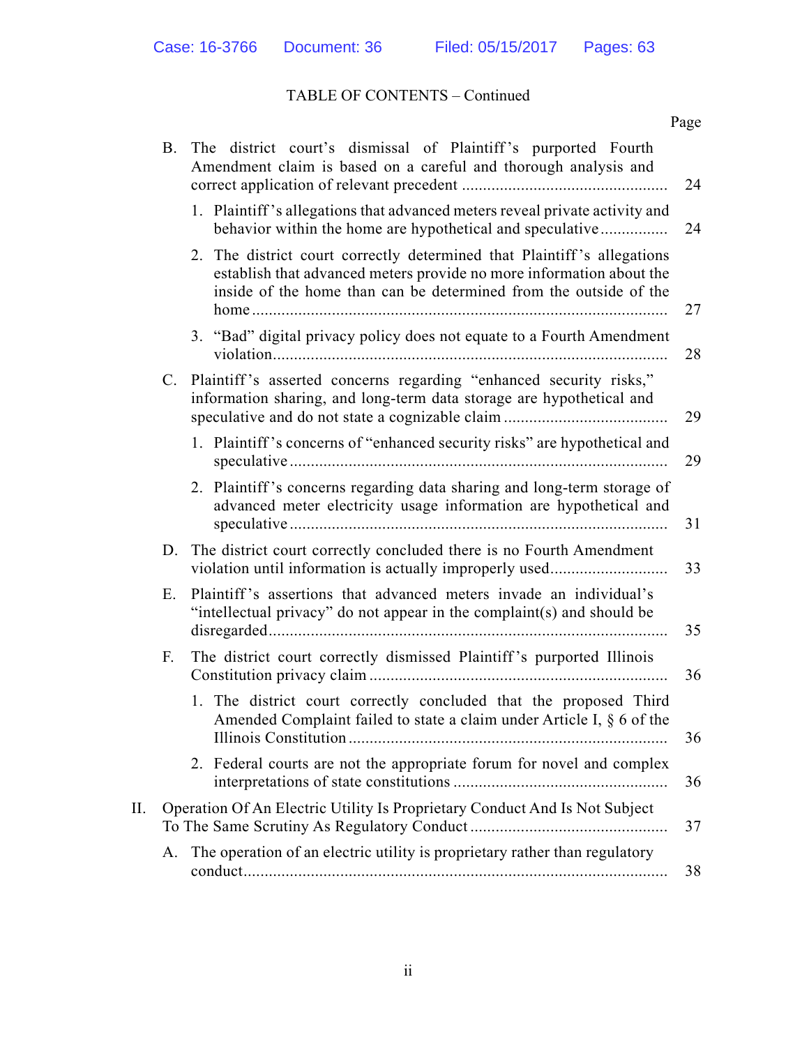TABLE OF CONTENTS – Continued

| | Page |
|---|---|
| B. The district court's dismissal of Plaintiff's purported Fourth Amendment claim is based on a careful and thorough analysis and correct application of relevant precedent | 24 |
| 1. Plaintiff's allegations that advanced meters reveal private activity and behavior within the home are hypothetical and speculative | 24 |
| 2. The district court correctly determined that Plaintiff's allegations establish that advanced meters provide no more information about the inside of the home than can be determined from the outside of the home | 27 |
| 3. "Bad" digital privacy policy does not equate to a Fourth Amendment violation | 28 |
| C. Plaintiff's asserted concerns regarding "enhanced security risks," information sharing, and long-term data storage are hypothetical and speculative and do not state a cognizable claim | 29 |
| 1. Plaintiff's concerns of "enhanced security risks" are hypothetical and speculative | 29 |
| 2. Plaintiff's concerns regarding data sharing and long-term storage of advanced meter electricity usage information are hypothetical and speculative | 31 |
| D. The district court correctly concluded there is no Fourth Amendment violation until information is actually improperly used | 33 |
| E. Plaintiff's assertions that advanced meters invade an individual's "intellectual privacy" do not appear in the complaint(s) and should be disregarded | 35 |
| F. The district court correctly dismissed Plaintiff's purported Illinois Constitution privacy claim | 36 |
| 1. The district court correctly concluded that the proposed Third Amended Complaint failed to state a claim under Article I, § 6 of the Illinois Constitution | 36 |
| 2. Federal courts are not the appropriate forum for novel and complex interpretations of state constitutions | 36 |
| II. Operation Of An Electric Utility Is Proprietary Conduct And Is Not Subject To The Same Scrutiny As Regulatory Conduct | 37 |
| A. The operation of an electric utility is proprietary rather than regulatory conduct | 38 |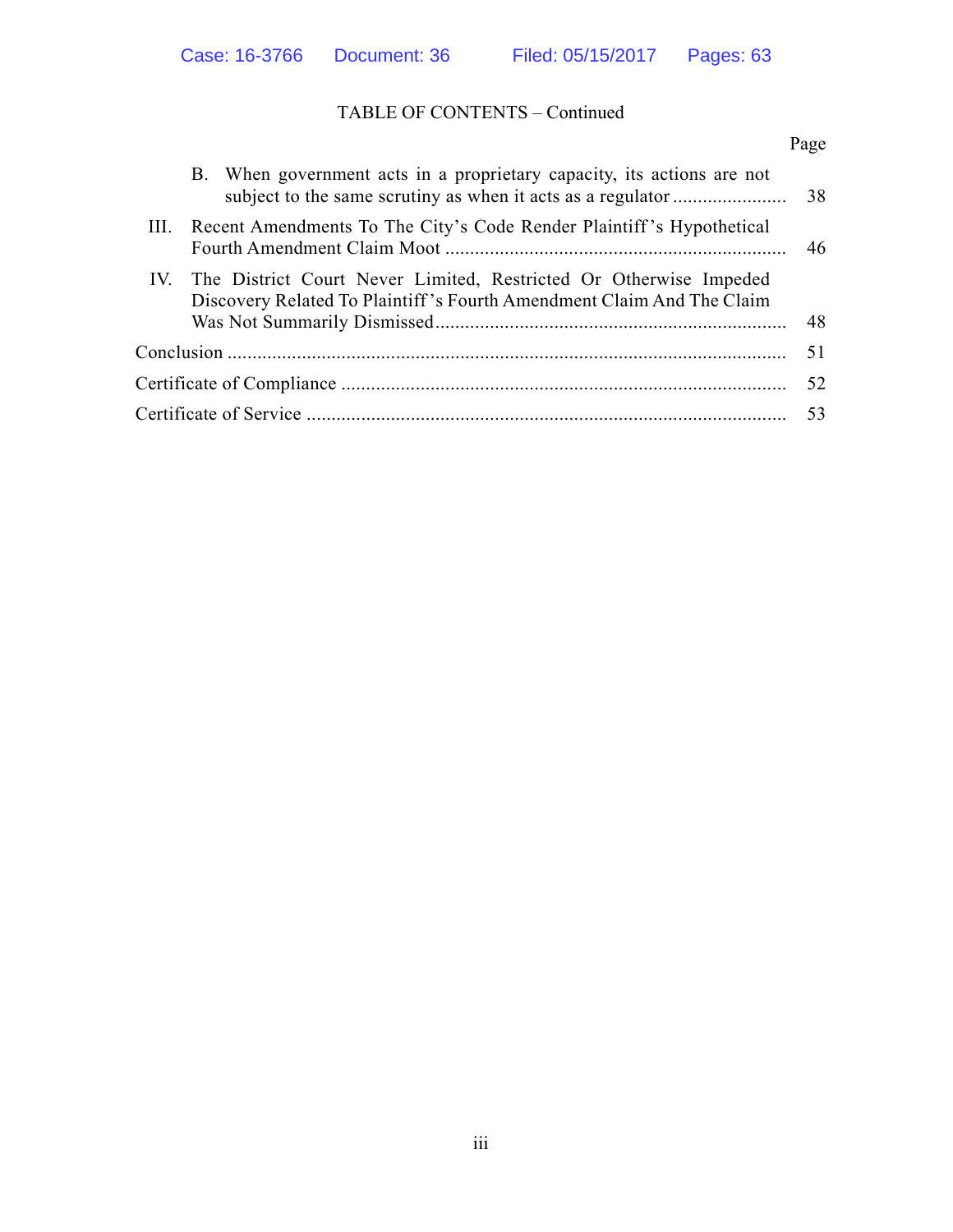TABLE OF CONTENTS – Continued

| | Page |
|---|---|
| B. When government acts in a proprietary capacity, its actions are not subject to the same scrutiny as when it acts as a regulator | 38 |
| III. Recent Amendments To The City's Code Render Plaintiff's Hypothetical Fourth Amendment Claim Moot | 46 |
| IV. The District Court Never Limited, Restricted Or Otherwise Impeded Discovery Related To Plaintiff's Fourth Amendment Claim And The Claim Was Not Summarily Dismissed | 48 |
| Conclusion | 51 |
| Certificate of Compliance | 52 |
| Certificate of Service | 53 |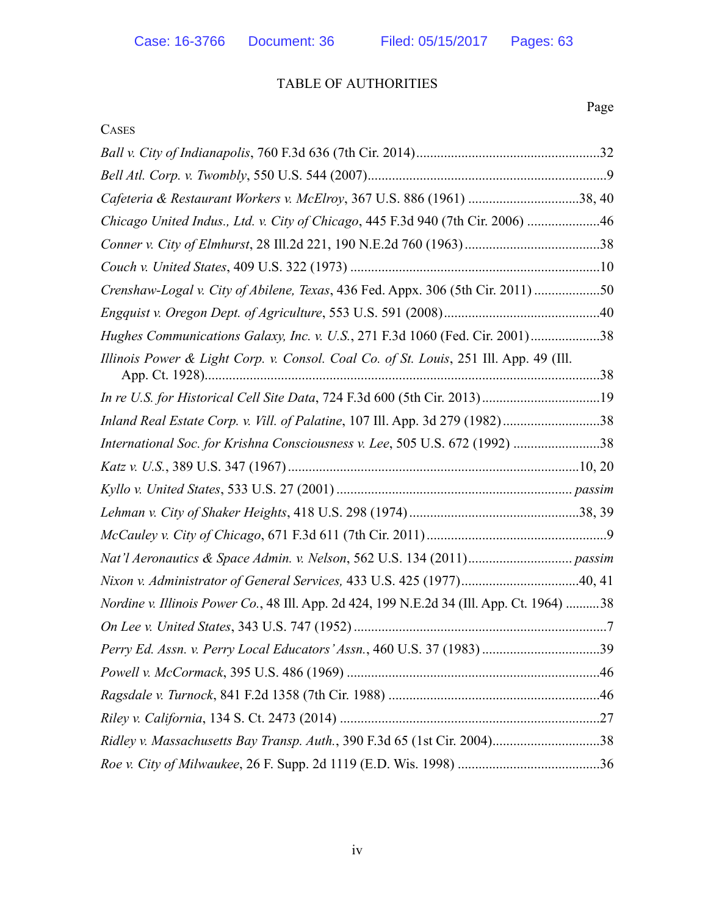# TABLE OF AUTHORITIES

Page

CASES

*Ball v. City of Indianapolis*, 760 F.3d 636 (7th Cir. 2014).....................................................32

*Bell Atl. Corp. v. Twombly*, 550 U.S. 544 (2007).....................................................................9

*Cafeteria & Restaurant Workers v. McElroy*, 367 U.S. 886 (1961) ................................38, 40

*Chicago United Indus., Ltd. v. City of Chicago*, 445 F.3d 940 (7th Cir. 2006) .....................46

*Conner v. City of Elmhurst*, 28 Ill.2d 221, 190 N.E.2d 760 (1963).......................................38

*Couch v. United States*, 409 U.S. 322 (1973) ........................................................................10

*Crenshaw-Logal v. City of Abilene, Texas*, 436 Fed. Appx. 306 (5th Cir. 2011) ...................50

*Engquist v. Oregon Dept. of Agriculture*, 553 U.S. 591 (2008).............................................40

*Hughes Communications Galaxy, Inc. v. U.S.*, 271 F.3d 1060 (Fed. Cir. 2001)....................38

*Illinois Power & Light Corp. v. Consol. Coal Co. of St. Louis*, 251 Ill. App. 49 (Ill. App. Ct. 1928)..................................................................................................................38

*In re U.S. for Historical Cell Site Data*, 724 F.3d 600 (5th Cir. 2013)..................................19

*Inland Real Estate Corp. v. Vill. of Palatine*, 107 Ill. App. 3d 279 (1982)............................38

*International Soc. for Krishna Consciousness v. Lee*, 505 U.S. 672 (1992) .........................38

*Katz v. U.S.*, 389 U.S. 347 (1967)....................................................................................10, 20

*Kyllo v. United States*, 533 U.S. 27 (2001) ................................................................... *passim*

*Lehman v. City of Shaker Heights*, 418 U.S. 298 (1974).................................................38, 39

*McCauley v. City of Chicago*, 671 F.3d 611 (7th Cir. 2011)....................................................9

*Nat'l Aeronautics & Space Admin. v. Nelson*, 562 U.S. 134 (2011)............................. *passim*

*Nixon v. Administrator of General Services,* 433 U.S. 425 (1977)..................................40, 41

*Nordine v. Illinois Power Co.*, 48 Ill. App. 2d 424, 199 N.E.2d 34 (Ill. App. Ct. 1964) ..........38

*On Lee v. United States*, 343 U.S. 747 (1952) .........................................................................7

*Perry Ed. Assn. v. Perry Local Educators' Assn.*, 460 U.S. 37 (1983) ..................................39

*Powell v. McCormack*, 395 U.S. 486 (1969) .........................................................................46

*Ragsdale v. Turnock*, 841 F.2d 1358 (7th Cir. 1988) ............................................................46

*Riley v. California*, 134 S. Ct. 2473 (2014) ...........................................................................27

*Ridley v. Massachusetts Bay Transp. Auth.*, 390 F.3d 65 (1st Cir. 2004)...............................38

*Roe v. City of Milwaukee*, 26 F. Supp. 2d 1119 (E.D. Wis. 1998) .........................................36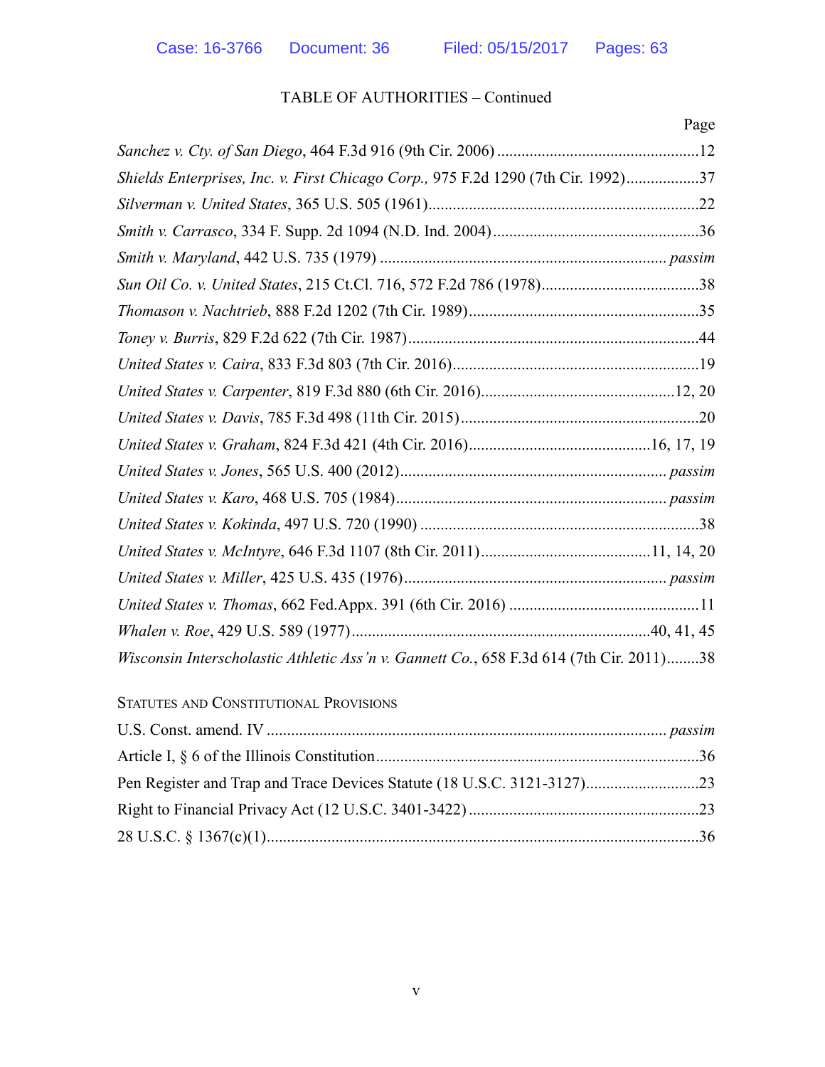TABLE OF AUTHORITIES – Continued

Page

*Sanchez v. Cty. of San Diego*, 464 F.3d 916 (9th Cir. 2006) ..................................................12

*Shields Enterprises, Inc. v. First Chicago Corp.,* 975 F.2d 1290 (7th Cir. 1992)..................37

*Silverman v. United States*, 365 U.S. 505 (1961)...................................................................22

*Smith v. Carrasco*, 334 F. Supp. 2d 1094 (N.D. Ind. 2004)...................................................36

*Smith v. Maryland*, 442 U.S. 735 (1979) ...................................................................... *passim*

*Sun Oil Co. v. United States*, 215 Ct.Cl. 716, 572 F.2d 786 (1978).......................................38

*Thomason v. Nachtrieb*, 888 F.2d 1202 (7th Cir. 1989).........................................................35

*Toney v. Burris*, 829 F.2d 622 (7th Cir. 1987)........................................................................44

*United States v. Caira*, 833 F.3d 803 (7th Cir. 2016).............................................................19

*United States v. Carpenter*, 819 F.3d 880 (6th Cir. 2016)................................................12, 20

*United States v. Davis*, 785 F.3d 498 (11th Cir. 2015)...........................................................20

*United States v. Graham*, 824 F.3d 421 (4th Cir. 2016).............................................16, 17, 19

*United States v. Jones*, 565 U.S. 400 (2012)................................................................. *passim*

*United States v. Karo*, 468 U.S. 705 (1984).................................................................. *passim*

*United States v. Kokinda*, 497 U.S. 720 (1990) .....................................................................38

*United States v. McIntyre*, 646 F.3d 1107 (8th Cir. 2011)..........................................11, 14, 20

*United States v. Miller*, 425 U.S. 435 (1976)................................................................ *passim*

*United States v. Thomas*, 662 Fed.Appx. 391 (6th Cir. 2016) ...............................................11

*Whalen v. Roe*, 429 U.S. 589 (1977).........................................................................40, 41, 45

*Wisconsin Interscholastic Athletic Ass'n v. Gannett Co.*, 658 F.3d 614 (7th Cir. 2011)........38

STATUTES AND CONSTITUTIONAL PROVISIONS

U.S. Const. amend. IV .................................................................................................. *passim*

Article I, § 6 of the Illinois Constitution................................................................................36

Pen Register and Trap and Trace Devices Statute (18 U.S.C. 3121-3127)............................23

Right to Financial Privacy Act (12 U.S.C. 3401-3422) .........................................................23

28 U.S.C. § 1367(c)(1)...........................................................................................................36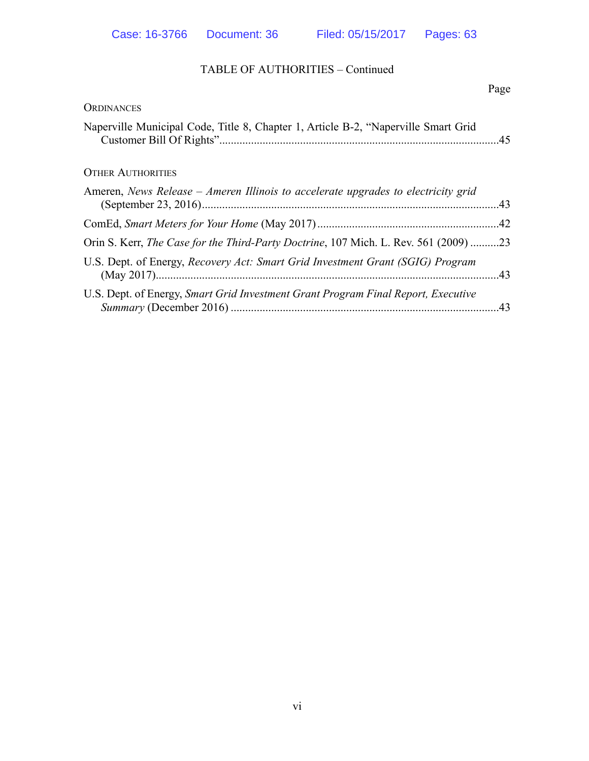TABLE OF AUTHORITIES – Continued

Page

ORDINANCES

Naperville Municipal Code, Title 8, Chapter 1, Article B-2, "Naperville Smart Grid Customer Bill Of Rights" .......... 45

OTHER AUTHORITIES

Ameren, *News Release – Ameren Illinois to accelerate upgrades to electricity grid* (September 23, 2016) .......... 43

ComEd, *Smart Meters for Your Home* (May 2017) .......... 42

Orin S. Kerr, *The Case for the Third-Party Doctrine*, 107 Mich. L. Rev. 561 (2009) .......... 23

U.S. Dept. of Energy, *Recovery Act: Smart Grid Investment Grant (SGIG) Program* (May 2017) .......... 43

U.S. Dept. of Energy, *Smart Grid Investment Grant Program Final Report, Executive Summary* (December 2016) .......... 43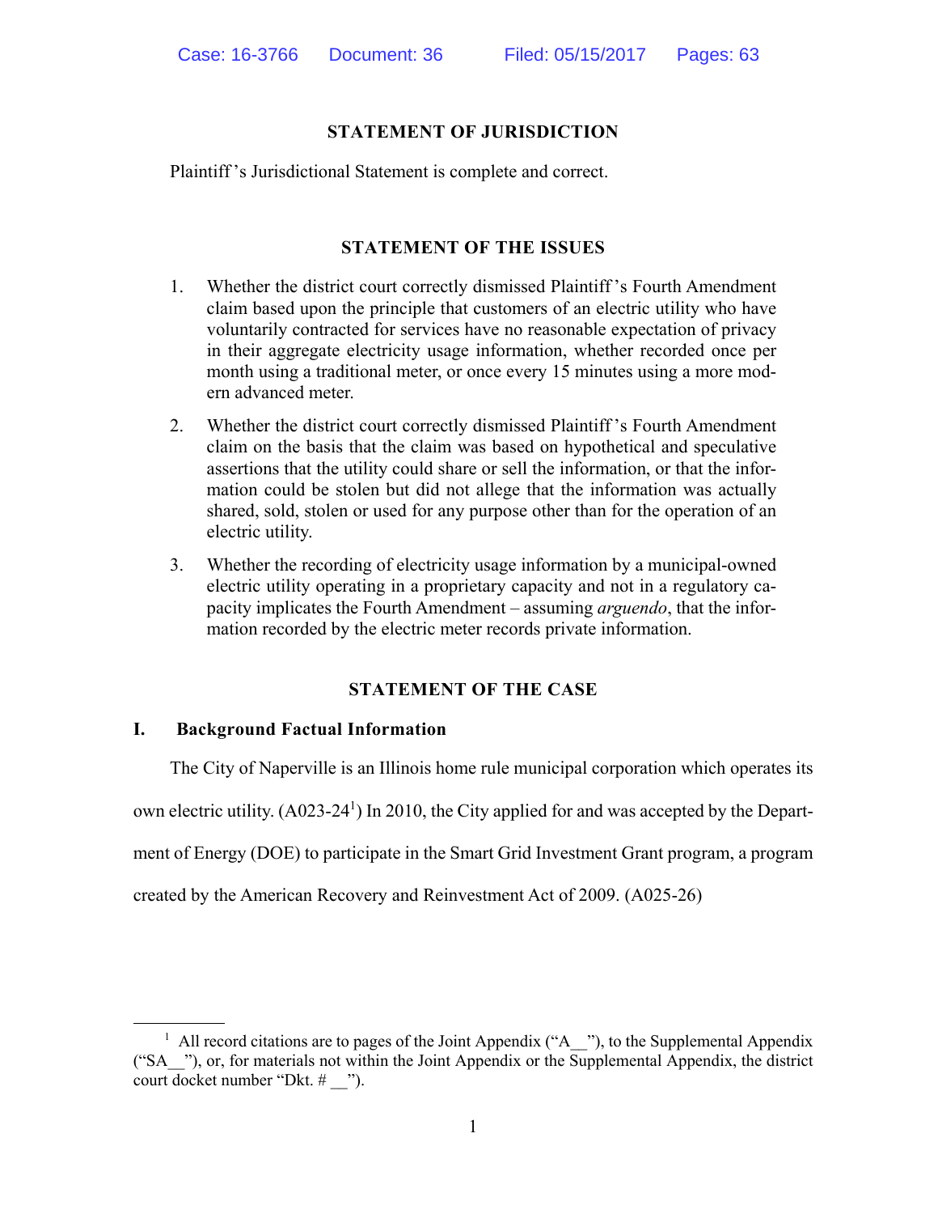## STATEMENT OF JURISDICTION

Plaintiff's Jurisdictional Statement is complete and correct.

## STATEMENT OF THE ISSUES

1. Whether the district court correctly dismissed Plaintiff's Fourth Amendment claim based upon the principle that customers of an electric utility who have voluntarily contracted for services have no reasonable expectation of privacy in their aggregate electricity usage information, whether recorded once per month using a traditional meter, or once every 15 minutes using a more modern advanced meter.

2. Whether the district court correctly dismissed Plaintiff's Fourth Amendment claim on the basis that the claim was based on hypothetical and speculative assertions that the utility could share or sell the information, or that the information could be stolen but did not allege that the information was actually shared, sold, stolen or used for any purpose other than for the operation of an electric utility.

3. Whether the recording of electricity usage information by a municipal-owned electric utility operating in a proprietary capacity and not in a regulatory capacity implicates the Fourth Amendment – assuming *arguendo*, that the information recorded by the electric meter records private information.

## STATEMENT OF THE CASE

### I. Background Factual Information

The City of Naperville is an Illinois home rule municipal corporation which operates its own electric utility. (A023-24[1]) In 2010, the City applied for and was accepted by the Department of Energy (DOE) to participate in the Smart Grid Investment Grant program, a program created by the American Recovery and Reinvestment Act of 2009. (A025-26)

[1] All record citations are to pages of the Joint Appendix ("A__"), to the Supplemental Appendix ("SA__"), or, for materials not within the Joint Appendix or the Supplemental Appendix, the district court docket number "Dkt. # __").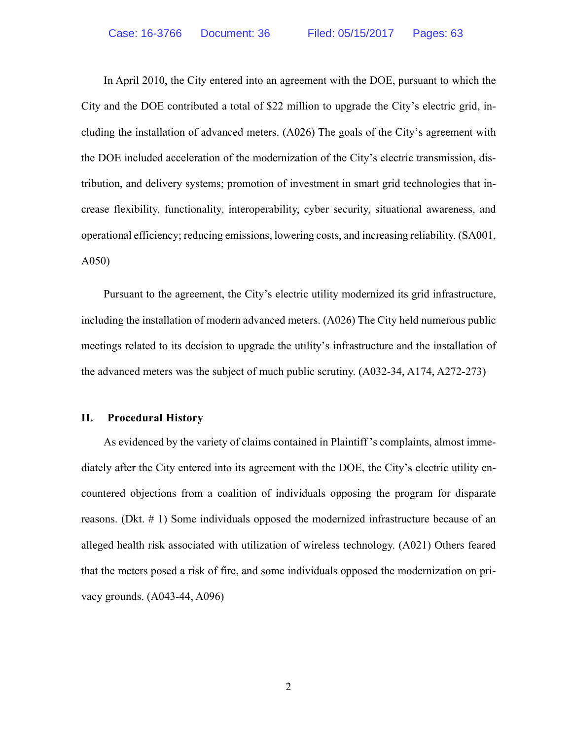In April 2010, the City entered into an agreement with the DOE, pursuant to which the City and the DOE contributed a total of $22 million to upgrade the City's electric grid, including the installation of advanced meters. (A026) The goals of the City's agreement with the DOE included acceleration of the modernization of the City's electric transmission, distribution, and delivery systems; promotion of investment in smart grid technologies that increase flexibility, functionality, interoperability, cyber security, situational awareness, and operational efficiency; reducing emissions, lowering costs, and increasing reliability. (SA001, A050)

Pursuant to the agreement, the City's electric utility modernized its grid infrastructure, including the installation of modern advanced meters. (A026) The City held numerous public meetings related to its decision to upgrade the utility's infrastructure and the installation of the advanced meters was the subject of much public scrutiny. (A032-34, A174, A272-273)

## II. Procedural History

As evidenced by the variety of claims contained in Plaintiff's complaints, almost immediately after the City entered into its agreement with the DOE, the City's electric utility encountered objections from a coalition of individuals opposing the program for disparate reasons. (Dkt. # 1) Some individuals opposed the modernized infrastructure because of an alleged health risk associated with utilization of wireless technology. (A021) Others feared that the meters posed a risk of fire, and some individuals opposed the modernization on privacy grounds. (A043-44, A096)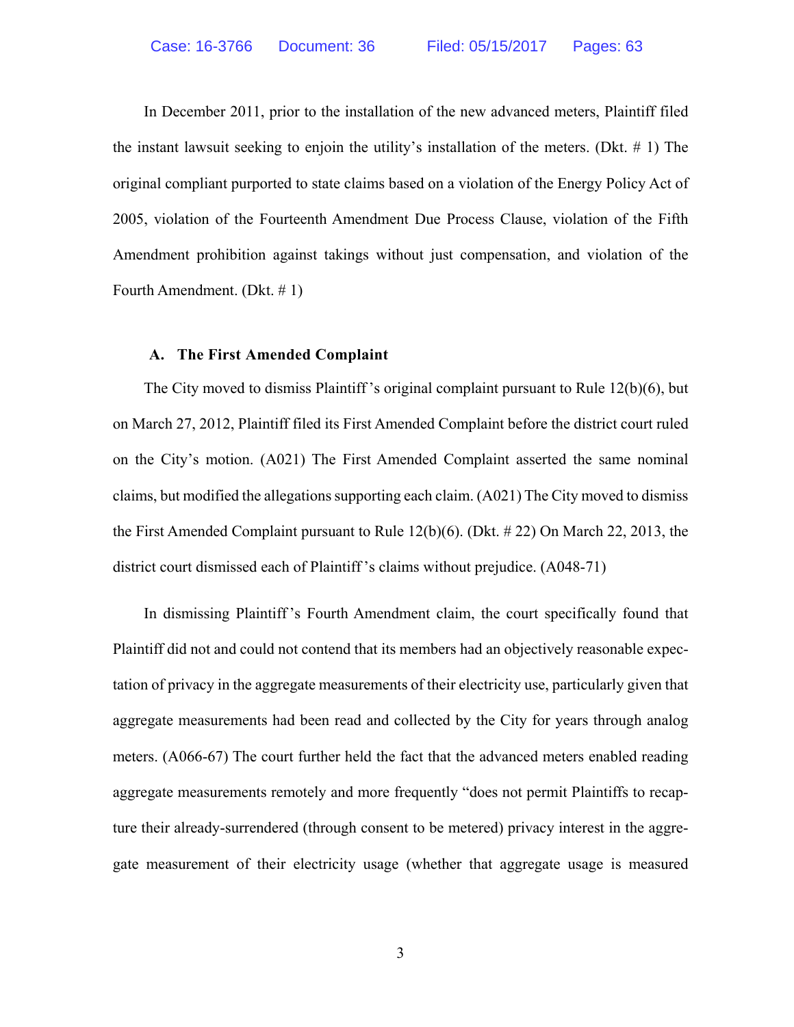In December 2011, prior to the installation of the new advanced meters, Plaintiff filed the instant lawsuit seeking to enjoin the utility's installation of the meters. (Dkt. # 1) The original compliant purported to state claims based on a violation of the Energy Policy Act of 2005, violation of the Fourteenth Amendment Due Process Clause, violation of the Fifth Amendment prohibition against takings without just compensation, and violation of the Fourth Amendment. (Dkt. # 1)

### A. The First Amended Complaint

The City moved to dismiss Plaintiff's original complaint pursuant to Rule 12(b)(6), but on March 27, 2012, Plaintiff filed its First Amended Complaint before the district court ruled on the City's motion. (A021) The First Amended Complaint asserted the same nominal claims, but modified the allegations supporting each claim. (A021) The City moved to dismiss the First Amended Complaint pursuant to Rule 12(b)(6). (Dkt. # 22) On March 22, 2013, the district court dismissed each of Plaintiff's claims without prejudice. (A048-71)

In dismissing Plaintiff's Fourth Amendment claim, the court specifically found that Plaintiff did not and could not contend that its members had an objectively reasonable expectation of privacy in the aggregate measurements of their electricity use, particularly given that aggregate measurements had been read and collected by the City for years through analog meters. (A066-67) The court further held the fact that the advanced meters enabled reading aggregate measurements remotely and more frequently "does not permit Plaintiffs to recapture their already-surrendered (through consent to be metered) privacy interest in the aggregate measurement of their electricity usage (whether that aggregate usage is measured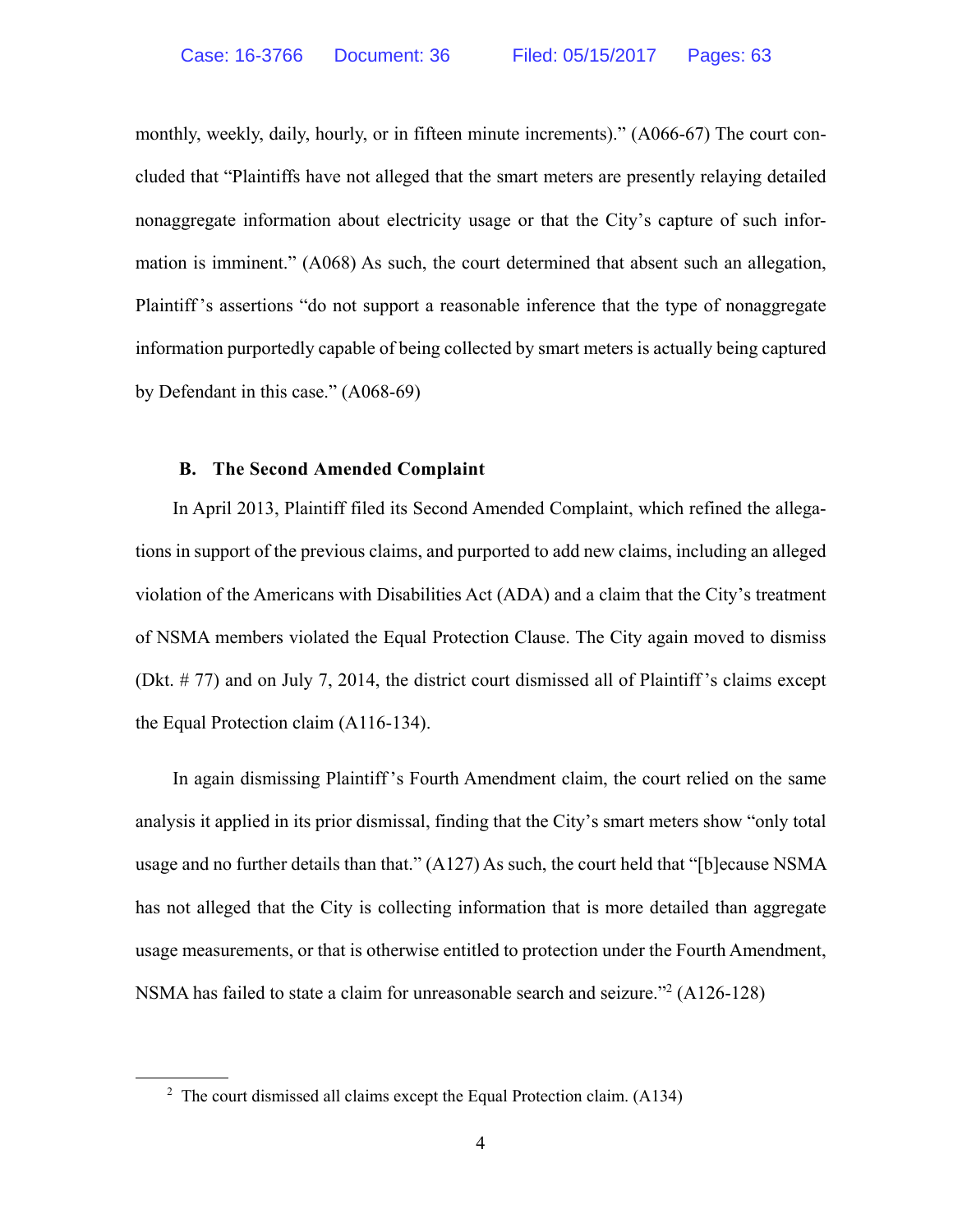monthly, weekly, daily, hourly, or in fifteen minute increments)." (A066-67) The court concluded that "Plaintiffs have not alleged that the smart meters are presently relaying detailed nonaggregate information about electricity usage or that the City's capture of such information is imminent." (A068) As such, the court determined that absent such an allegation, Plaintiff's assertions "do not support a reasonable inference that the type of nonaggregate information purportedly capable of being collected by smart meters is actually being captured by Defendant in this case." (A068-69)

### B. The Second Amended Complaint

In April 2013, Plaintiff filed its Second Amended Complaint, which refined the allegations in support of the previous claims, and purported to add new claims, including an alleged violation of the Americans with Disabilities Act (ADA) and a claim that the City's treatment of NSMA members violated the Equal Protection Clause. The City again moved to dismiss (Dkt. # 77) and on July 7, 2014, the district court dismissed all of Plaintiff's claims except the Equal Protection claim (A116-134).

In again dismissing Plaintiff's Fourth Amendment claim, the court relied on the same analysis it applied in its prior dismissal, finding that the City's smart meters show "only total usage and no further details than that." (A127) As such, the court held that "[b]ecause NSMA has not alleged that the City is collecting information that is more detailed than aggregate usage measurements, or that is otherwise entitled to protection under the Fourth Amendment, NSMA has failed to state a claim for unreasonable search and seizure."[2] (A126-128)

[2] The court dismissed all claims except the Equal Protection claim. (A134)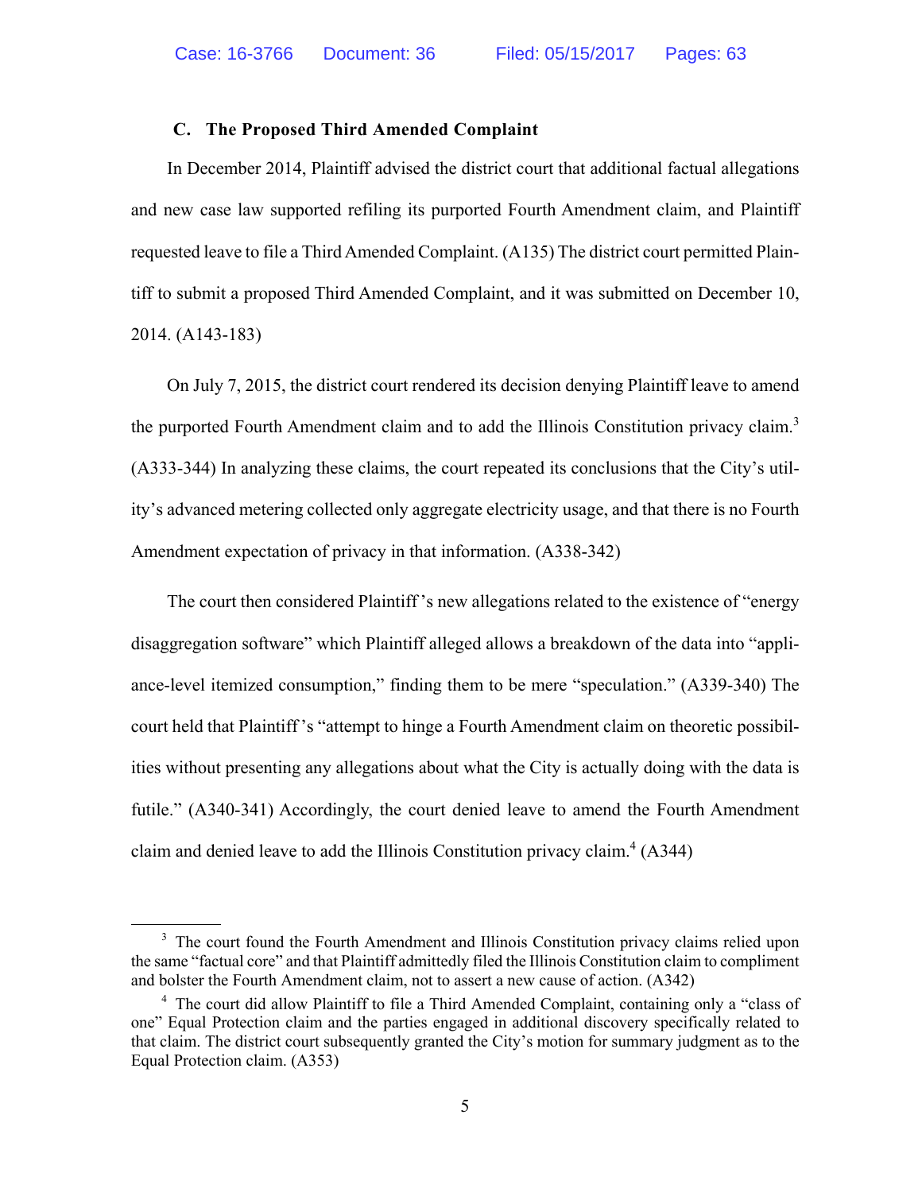### C. The Proposed Third Amended Complaint

In December 2014, Plaintiff advised the district court that additional factual allegations and new case law supported refiling its purported Fourth Amendment claim, and Plaintiff requested leave to file a Third Amended Complaint. (A135) The district court permitted Plaintiff to submit a proposed Third Amended Complaint, and it was submitted on December 10, 2014. (A143-183)

On July 7, 2015, the district court rendered its decision denying Plaintiff leave to amend the purported Fourth Amendment claim and to add the Illinois Constitution privacy claim.[3] (A333-344) In analyzing these claims, the court repeated its conclusions that the City's utility's advanced metering collected only aggregate electricity usage, and that there is no Fourth Amendment expectation of privacy in that information. (A338-342)

The court then considered Plaintiff's new allegations related to the existence of "energy disaggregation software" which Plaintiff alleged allows a breakdown of the data into "appliance-level itemized consumption," finding them to be mere "speculation." (A339-340) The court held that Plaintiff's "attempt to hinge a Fourth Amendment claim on theoretic possibilities without presenting any allegations about what the City is actually doing with the data is futile." (A340-341) Accordingly, the court denied leave to amend the Fourth Amendment claim and denied leave to add the Illinois Constitution privacy claim.[4] (A344)

---

[3] The court found the Fourth Amendment and Illinois Constitution privacy claims relied upon the same "factual core" and that Plaintiff admittedly filed the Illinois Constitution claim to compliment and bolster the Fourth Amendment claim, not to assert a new cause of action. (A342)

[4] The court did allow Plaintiff to file a Third Amended Complaint, containing only a "class of one" Equal Protection claim and the parties engaged in additional discovery specifically related to that claim. The district court subsequently granted the City's motion for summary judgment as to the Equal Protection claim. (A353)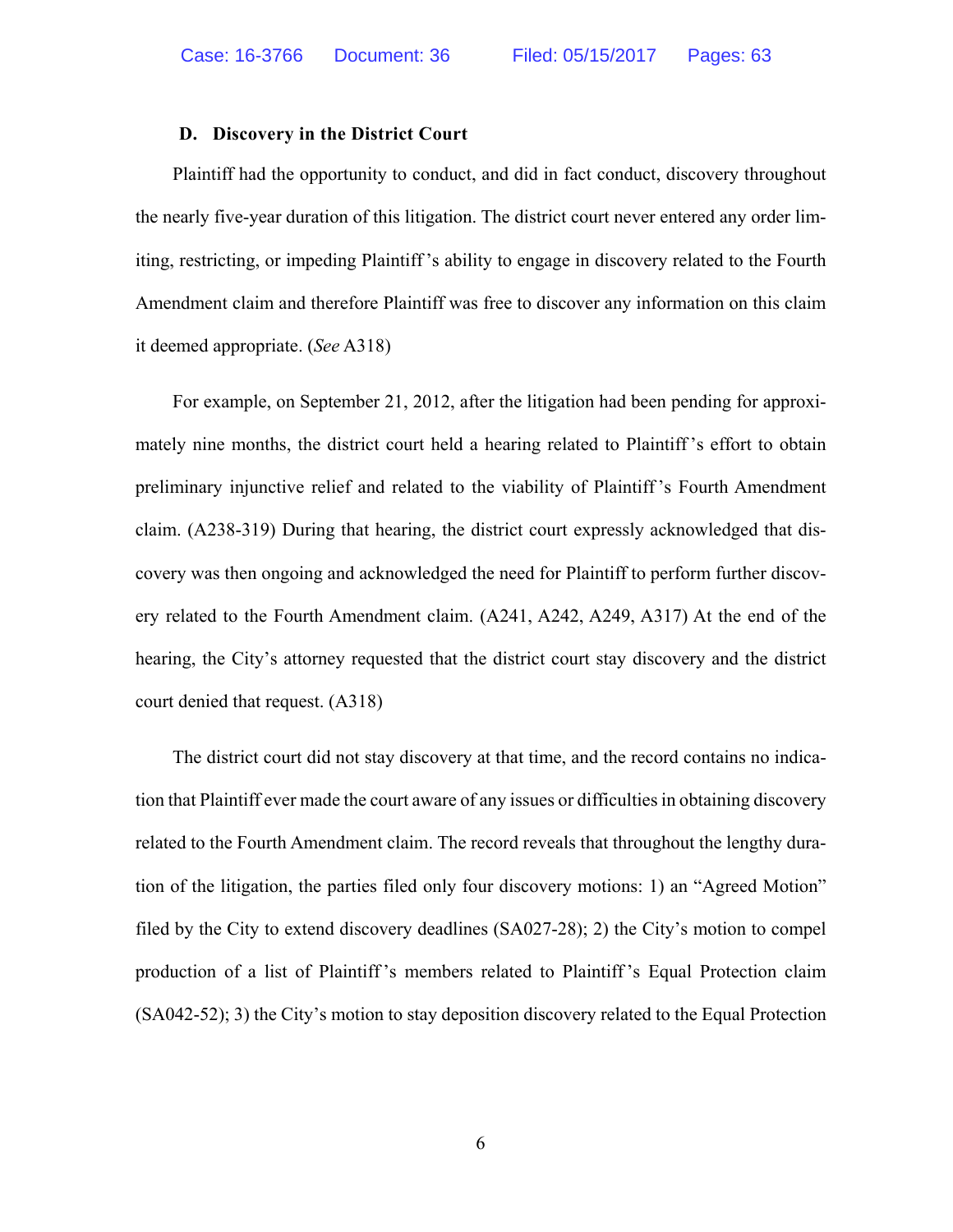### D. Discovery in the District Court

Plaintiff had the opportunity to conduct, and did in fact conduct, discovery throughout the nearly five-year duration of this litigation. The district court never entered any order limiting, restricting, or impeding Plaintiff's ability to engage in discovery related to the Fourth Amendment claim and therefore Plaintiff was free to discover any information on this claim it deemed appropriate. (*See* A318)

For example, on September 21, 2012, after the litigation had been pending for approximately nine months, the district court held a hearing related to Plaintiff's effort to obtain preliminary injunctive relief and related to the viability of Plaintiff's Fourth Amendment claim. (A238-319) During that hearing, the district court expressly acknowledged that discovery was then ongoing and acknowledged the need for Plaintiff to perform further discovery related to the Fourth Amendment claim. (A241, A242, A249, A317) At the end of the hearing, the City's attorney requested that the district court stay discovery and the district court denied that request. (A318)

The district court did not stay discovery at that time, and the record contains no indication that Plaintiff ever made the court aware of any issues or difficulties in obtaining discovery related to the Fourth Amendment claim. The record reveals that throughout the lengthy duration of the litigation, the parties filed only four discovery motions: 1) an "Agreed Motion" filed by the City to extend discovery deadlines (SA027-28); 2) the City's motion to compel production of a list of Plaintiff's members related to Plaintiff's Equal Protection claim (SA042-52); 3) the City's motion to stay deposition discovery related to the Equal Protection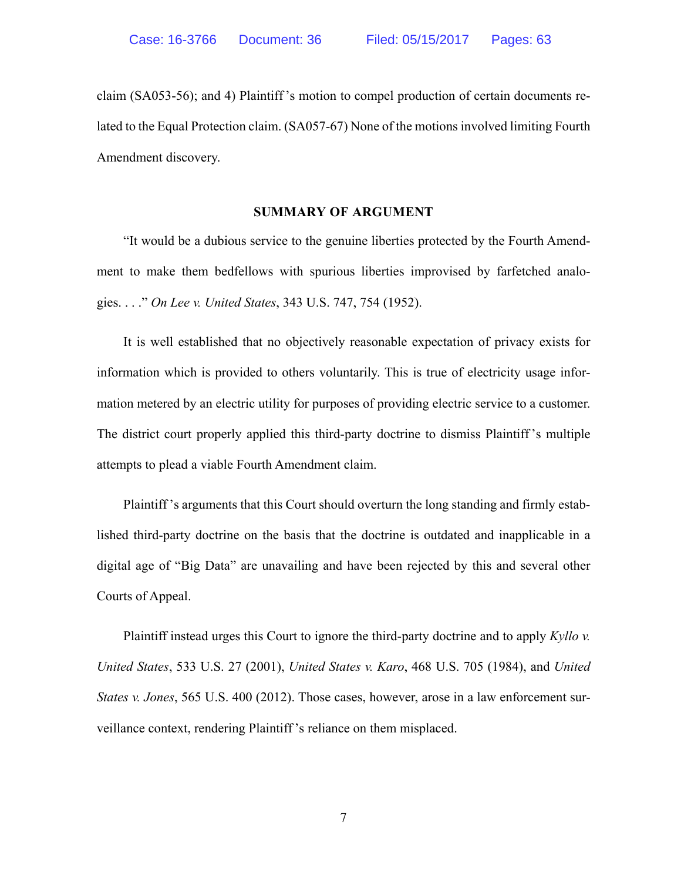claim (SA053-56); and 4) Plaintiff's motion to compel production of certain documents related to the Equal Protection claim. (SA057-67) None of the motions involved limiting Fourth Amendment discovery.

## SUMMARY OF ARGUMENT

"It would be a dubious service to the genuine liberties protected by the Fourth Amendment to make them bedfellows with spurious liberties improvised by farfetched analogies. . . ." *On Lee v. United States*, 343 U.S. 747, 754 (1952).

It is well established that no objectively reasonable expectation of privacy exists for information which is provided to others voluntarily. This is true of electricity usage information metered by an electric utility for purposes of providing electric service to a customer. The district court properly applied this third-party doctrine to dismiss Plaintiff's multiple attempts to plead a viable Fourth Amendment claim.

Plaintiff's arguments that this Court should overturn the long standing and firmly established third-party doctrine on the basis that the doctrine is outdated and inapplicable in a digital age of "Big Data" are unavailing and have been rejected by this and several other Courts of Appeal.

Plaintiff instead urges this Court to ignore the third-party doctrine and to apply *Kyllo v. United States*, 533 U.S. 27 (2001), *United States v. Karo*, 468 U.S. 705 (1984), and *United States v. Jones*, 565 U.S. 400 (2012). Those cases, however, arose in a law enforcement surveillance context, rendering Plaintiff's reliance on them misplaced.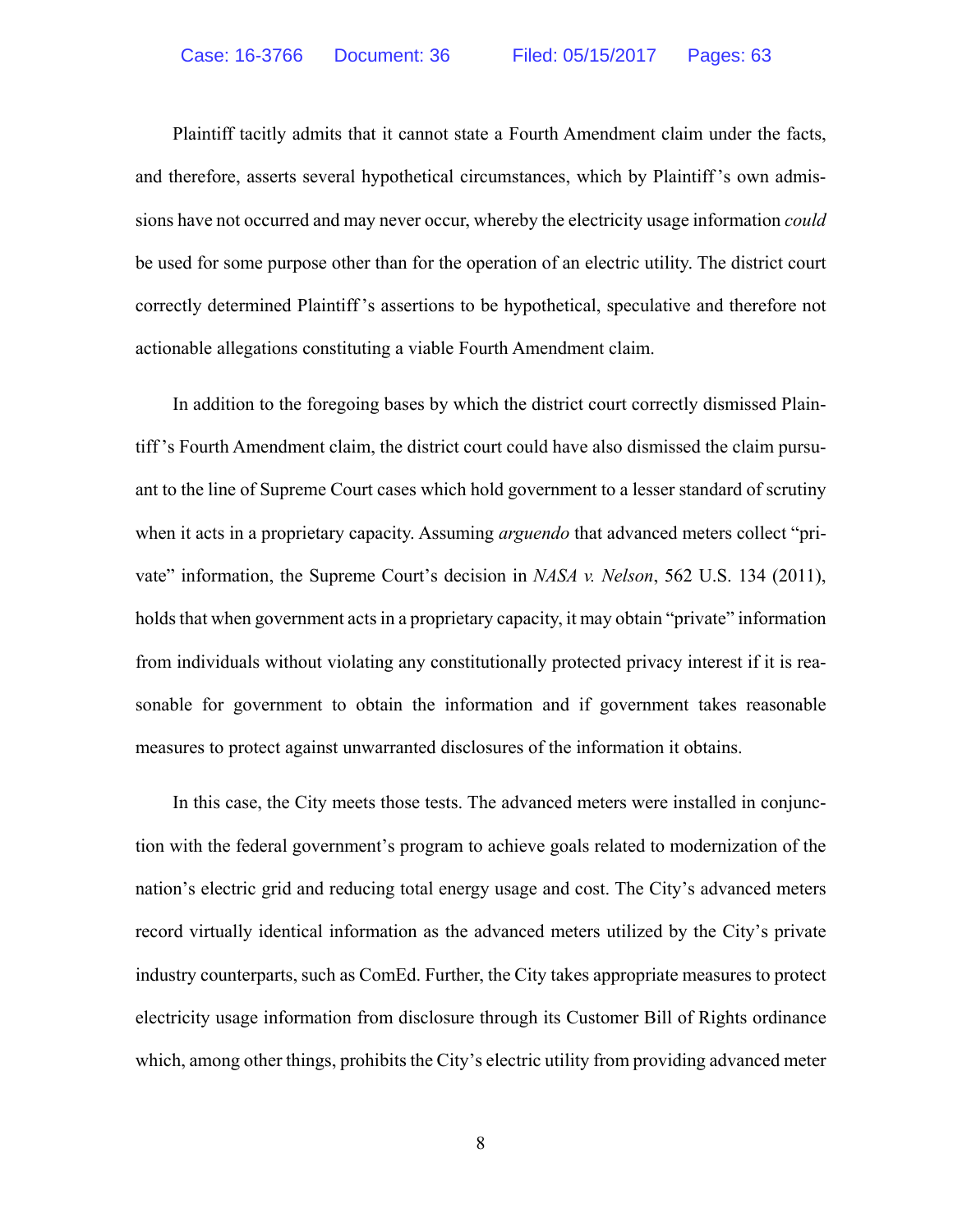Plaintiff tacitly admits that it cannot state a Fourth Amendment claim under the facts, and therefore, asserts several hypothetical circumstances, which by Plaintiff's own admissions have not occurred and may never occur, whereby the electricity usage information *could* be used for some purpose other than for the operation of an electric utility. The district court correctly determined Plaintiff's assertions to be hypothetical, speculative and therefore not actionable allegations constituting a viable Fourth Amendment claim.

In addition to the foregoing bases by which the district court correctly dismissed Plaintiff's Fourth Amendment claim, the district court could have also dismissed the claim pursuant to the line of Supreme Court cases which hold government to a lesser standard of scrutiny when it acts in a proprietary capacity. Assuming *arguendo* that advanced meters collect "private" information, the Supreme Court's decision in *NASA v. Nelson*, 562 U.S. 134 (2011), holds that when government acts in a proprietary capacity, it may obtain "private" information from individuals without violating any constitutionally protected privacy interest if it is reasonable for government to obtain the information and if government takes reasonable measures to protect against unwarranted disclosures of the information it obtains.

In this case, the City meets those tests. The advanced meters were installed in conjunction with the federal government's program to achieve goals related to modernization of the nation's electric grid and reducing total energy usage and cost. The City's advanced meters record virtually identical information as the advanced meters utilized by the City's private industry counterparts, such as ComEd. Further, the City takes appropriate measures to protect electricity usage information from disclosure through its Customer Bill of Rights ordinance which, among other things, prohibits the City's electric utility from providing advanced meter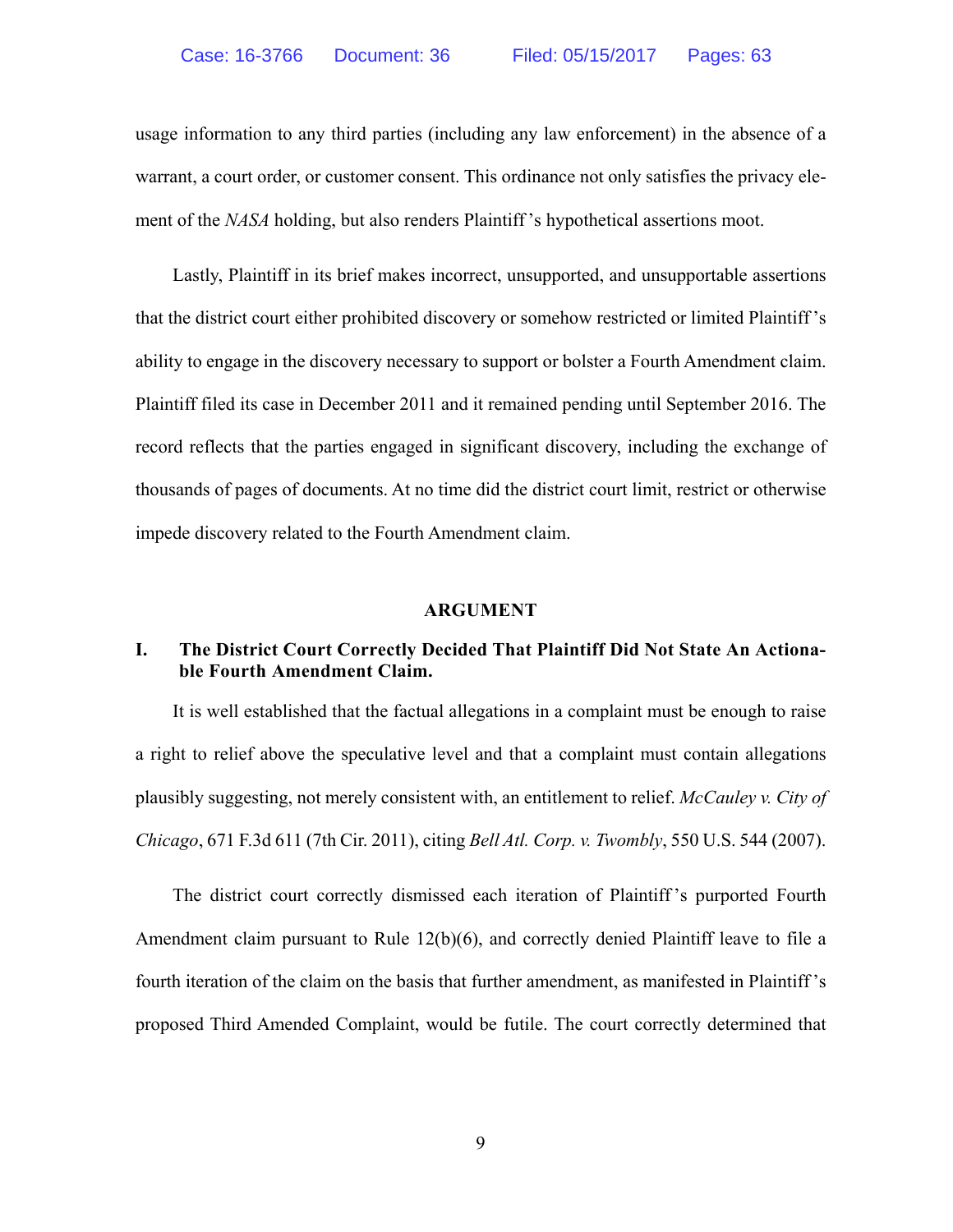usage information to any third parties (including any law enforcement) in the absence of a warrant, a court order, or customer consent. This ordinance not only satisfies the privacy element of the *NASA* holding, but also renders Plaintiff's hypothetical assertions moot.

Lastly, Plaintiff in its brief makes incorrect, unsupported, and unsupportable assertions that the district court either prohibited discovery or somehow restricted or limited Plaintiff's ability to engage in the discovery necessary to support or bolster a Fourth Amendment claim. Plaintiff filed its case in December 2011 and it remained pending until September 2016. The record reflects that the parties engaged in significant discovery, including the exchange of thousands of pages of documents. At no time did the district court limit, restrict or otherwise impede discovery related to the Fourth Amendment claim.

## ARGUMENT

### I. The District Court Correctly Decided That Plaintiff Did Not State An Actionable Fourth Amendment Claim.

It is well established that the factual allegations in a complaint must be enough to raise a right to relief above the speculative level and that a complaint must contain allegations plausibly suggesting, not merely consistent with, an entitlement to relief. *McCauley v. City of Chicago*, 671 F.3d 611 (7th Cir. 2011), citing *Bell Atl. Corp. v. Twombly*, 550 U.S. 544 (2007).

The district court correctly dismissed each iteration of Plaintiff's purported Fourth Amendment claim pursuant to Rule 12(b)(6), and correctly denied Plaintiff leave to file a fourth iteration of the claim on the basis that further amendment, as manifested in Plaintiff's proposed Third Amended Complaint, would be futile. The court correctly determined that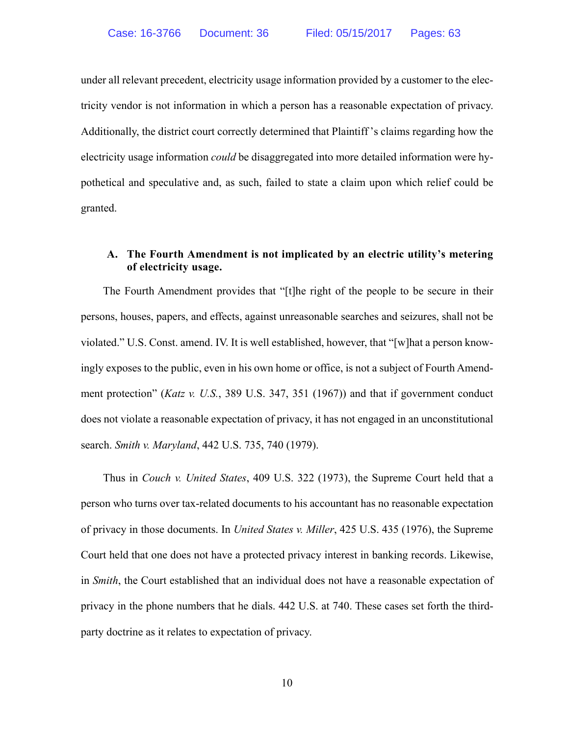under all relevant precedent, electricity usage information provided by a customer to the electricity vendor is not information in which a person has a reasonable expectation of privacy. Additionally, the district court correctly determined that Plaintiff's claims regarding how the electricity usage information *could* be disaggregated into more detailed information were hypothetical and speculative and, as such, failed to state a claim upon which relief could be granted.

### A. The Fourth Amendment is not implicated by an electric utility's metering of electricity usage.

The Fourth Amendment provides that "[t]he right of the people to be secure in their persons, houses, papers, and effects, against unreasonable searches and seizures, shall not be violated." U.S. Const. amend. IV. It is well established, however, that "[w]hat a person knowingly exposes to the public, even in his own home or office, is not a subject of Fourth Amendment protection" (*Katz v. U.S.*, 389 U.S. 347, 351 (1967)) and that if government conduct does not violate a reasonable expectation of privacy, it has not engaged in an unconstitutional search. *Smith v. Maryland*, 442 U.S. 735, 740 (1979).

Thus in *Couch v. United States*, 409 U.S. 322 (1973), the Supreme Court held that a person who turns over tax-related documents to his accountant has no reasonable expectation of privacy in those documents. In *United States v. Miller*, 425 U.S. 435 (1976), the Supreme Court held that one does not have a protected privacy interest in banking records. Likewise, in *Smith*, the Court established that an individual does not have a reasonable expectation of privacy in the phone numbers that he dials. 442 U.S. at 740. These cases set forth the third-party doctrine as it relates to expectation of privacy.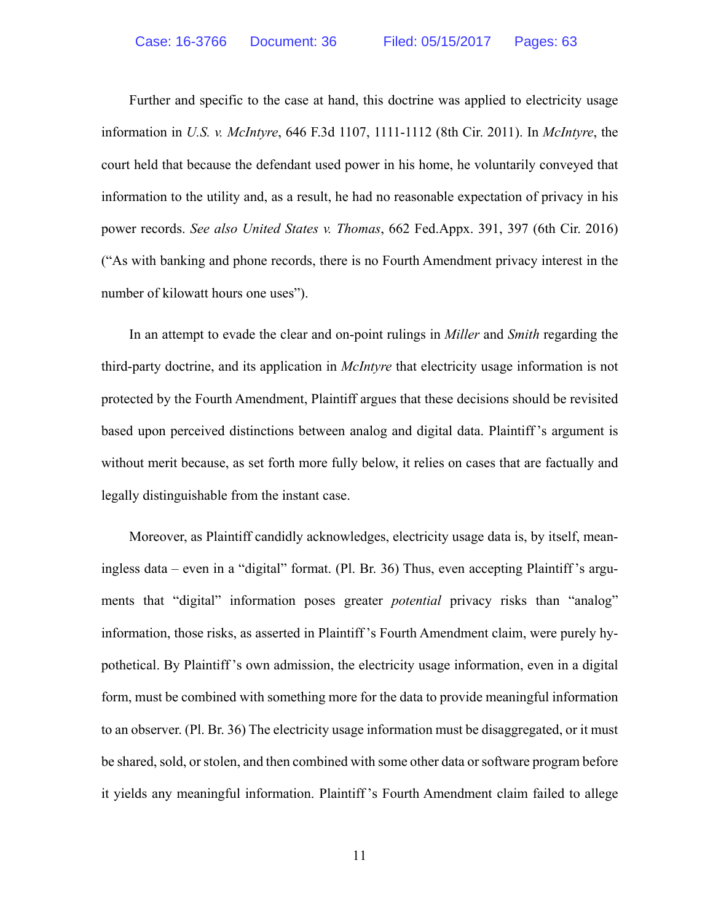Further and specific to the case at hand, this doctrine was applied to electricity usage information in *U.S. v. McIntyre*, 646 F.3d 1107, 1111-1112 (8th Cir. 2011). In *McIntyre*, the court held that because the defendant used power in his home, he voluntarily conveyed that information to the utility and, as a result, he had no reasonable expectation of privacy in his power records. *See also United States v. Thomas*, 662 Fed.Appx. 391, 397 (6th Cir. 2016) ("As with banking and phone records, there is no Fourth Amendment privacy interest in the number of kilowatt hours one uses").

In an attempt to evade the clear and on-point rulings in *Miller* and *Smith* regarding the third-party doctrine, and its application in *McIntyre* that electricity usage information is not protected by the Fourth Amendment, Plaintiff argues that these decisions should be revisited based upon perceived distinctions between analog and digital data. Plaintiff's argument is without merit because, as set forth more fully below, it relies on cases that are factually and legally distinguishable from the instant case.

Moreover, as Plaintiff candidly acknowledges, electricity usage data is, by itself, meaningless data – even in a "digital" format. (Pl. Br. 36) Thus, even accepting Plaintiff's arguments that "digital" information poses greater *potential* privacy risks than "analog" information, those risks, as asserted in Plaintiff's Fourth Amendment claim, were purely hypothetical. By Plaintiff's own admission, the electricity usage information, even in a digital form, must be combined with something more for the data to provide meaningful information to an observer. (Pl. Br. 36) The electricity usage information must be disaggregated, or it must be shared, sold, or stolen, and then combined with some other data or software program before it yields any meaningful information. Plaintiff's Fourth Amendment claim failed to allege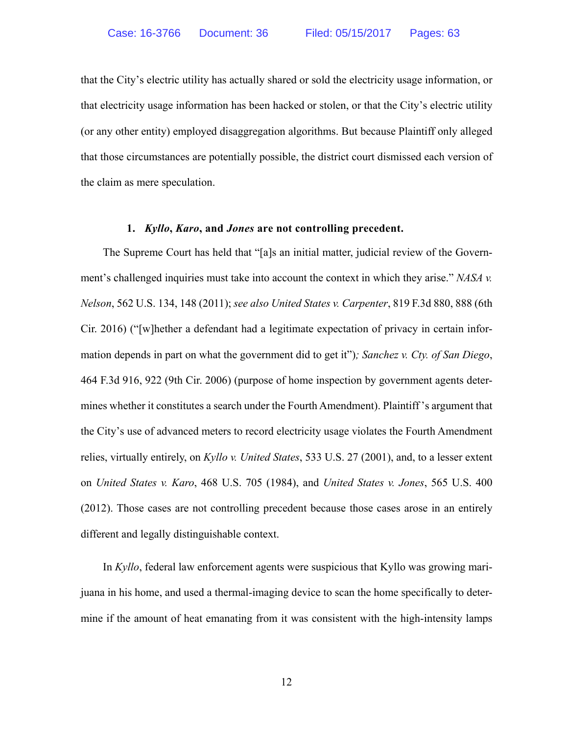that the City's electric utility has actually shared or sold the electricity usage information, or that electricity usage information has been hacked or stolen, or that the City's electric utility (or any other entity) employed disaggregation algorithms. But because Plaintiff only alleged that those circumstances are potentially possible, the district court dismissed each version of the claim as mere speculation.

### 1. ***Kyllo*, *Karo*, and *Jones* are not controlling precedent.**

The Supreme Court has held that "[a]s an initial matter, judicial review of the Government's challenged inquiries must take into account the context in which they arise." *NASA v. Nelson*, 562 U.S. 134, 148 (2011); *see also United States v. Carpenter*, 819 F.3d 880, 888 (6th Cir. 2016) ("[w]hether a defendant had a legitimate expectation of privacy in certain information depends in part on what the government did to get it")*; Sanchez v. Cty. of San Diego*, 464 F.3d 916, 922 (9th Cir. 2006) (purpose of home inspection by government agents determines whether it constitutes a search under the Fourth Amendment). Plaintiff's argument that the City's use of advanced meters to record electricity usage violates the Fourth Amendment relies, virtually entirely, on *Kyllo v. United States*, 533 U.S. 27 (2001), and, to a lesser extent on *United States v. Karo*, 468 U.S. 705 (1984), and *United States v. Jones*, 565 U.S. 400 (2012). Those cases are not controlling precedent because those cases arose in an entirely different and legally distinguishable context.

In *Kyllo*, federal law enforcement agents were suspicious that Kyllo was growing marijuana in his home, and used a thermal-imaging device to scan the home specifically to determine if the amount of heat emanating from it was consistent with the high-intensity lamps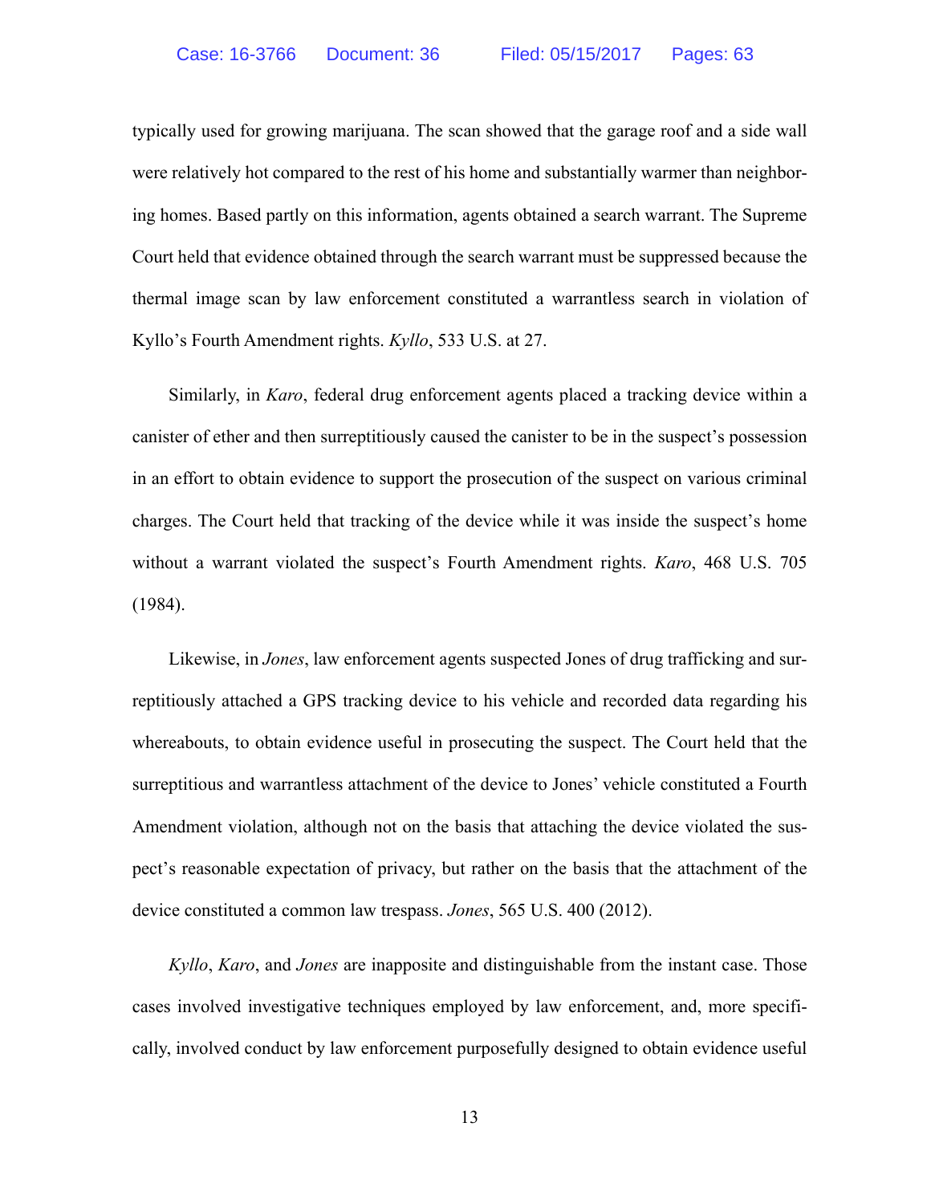typically used for growing marijuana. The scan showed that the garage roof and a side wall were relatively hot compared to the rest of his home and substantially warmer than neighboring homes. Based partly on this information, agents obtained a search warrant. The Supreme Court held that evidence obtained through the search warrant must be suppressed because the thermal image scan by law enforcement constituted a warrantless search in violation of Kyllo's Fourth Amendment rights. *Kyllo*, 533 U.S. at 27.

Similarly, in *Karo*, federal drug enforcement agents placed a tracking device within a canister of ether and then surreptitiously caused the canister to be in the suspect's possession in an effort to obtain evidence to support the prosecution of the suspect on various criminal charges. The Court held that tracking of the device while it was inside the suspect's home without a warrant violated the suspect's Fourth Amendment rights. *Karo*, 468 U.S. 705 (1984).

Likewise, in *Jones*, law enforcement agents suspected Jones of drug trafficking and surreptitiously attached a GPS tracking device to his vehicle and recorded data regarding his whereabouts, to obtain evidence useful in prosecuting the suspect. The Court held that the surreptitious and warrantless attachment of the device to Jones' vehicle constituted a Fourth Amendment violation, although not on the basis that attaching the device violated the suspect's reasonable expectation of privacy, but rather on the basis that the attachment of the device constituted a common law trespass. *Jones*, 565 U.S. 400 (2012).

*Kyllo*, *Karo*, and *Jones* are inapposite and distinguishable from the instant case. Those cases involved investigative techniques employed by law enforcement, and, more specifically, involved conduct by law enforcement purposefully designed to obtain evidence useful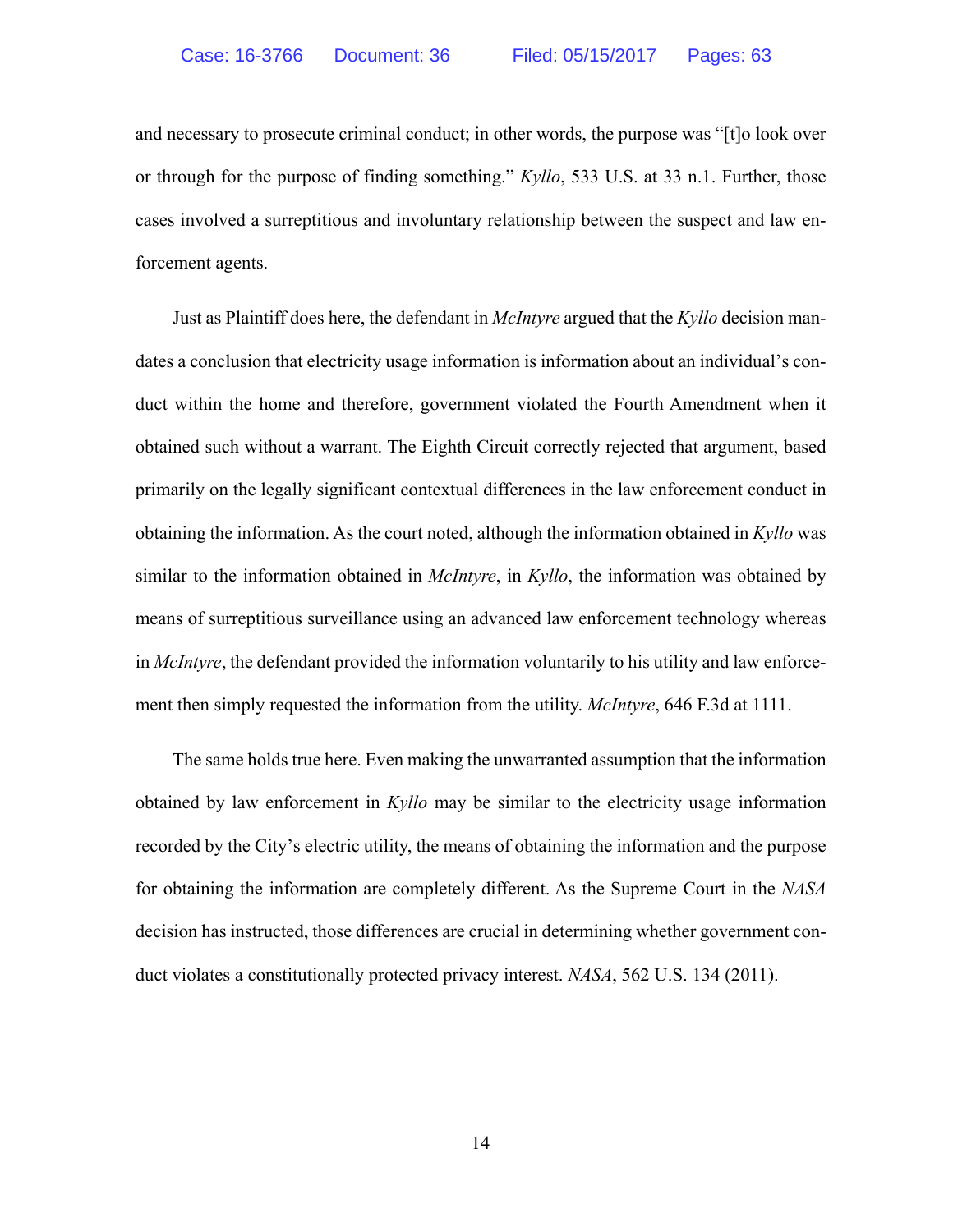and necessary to prosecute criminal conduct; in other words, the purpose was "[t]o look over or through for the purpose of finding something." *Kyllo*, 533 U.S. at 33 n.1. Further, those cases involved a surreptitious and involuntary relationship between the suspect and law enforcement agents.

Just as Plaintiff does here, the defendant in *McIntyre* argued that the *Kyllo* decision mandates a conclusion that electricity usage information is information about an individual's conduct within the home and therefore, government violated the Fourth Amendment when it obtained such without a warrant. The Eighth Circuit correctly rejected that argument, based primarily on the legally significant contextual differences in the law enforcement conduct in obtaining the information. As the court noted, although the information obtained in *Kyllo* was similar to the information obtained in *McIntyre*, in *Kyllo*, the information was obtained by means of surreptitious surveillance using an advanced law enforcement technology whereas in *McIntyre*, the defendant provided the information voluntarily to his utility and law enforcement then simply requested the information from the utility. *McIntyre*, 646 F.3d at 1111.

The same holds true here. Even making the unwarranted assumption that the information obtained by law enforcement in *Kyllo* may be similar to the electricity usage information recorded by the City's electric utility, the means of obtaining the information and the purpose for obtaining the information are completely different. As the Supreme Court in the *NASA* decision has instructed, those differences are crucial in determining whether government conduct violates a constitutionally protected privacy interest. *NASA*, 562 U.S. 134 (2011).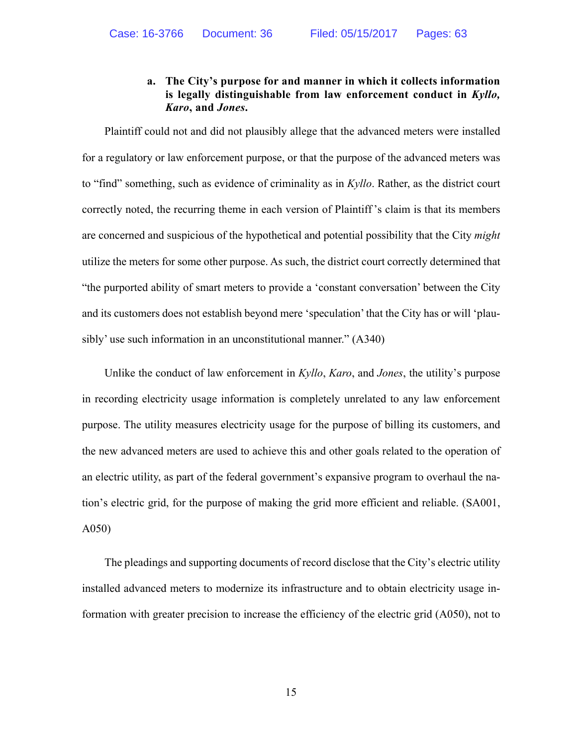#### a. The City's purpose for and manner in which it collects information is legally distinguishable from law enforcement conduct in *Kyllo, Karo*, and *Jones*.

Plaintiff could not and did not plausibly allege that the advanced meters were installed for a regulatory or law enforcement purpose, or that the purpose of the advanced meters was to "find" something, such as evidence of criminality as in *Kyllo*. Rather, as the district court correctly noted, the recurring theme in each version of Plaintiff's claim is that its members are concerned and suspicious of the hypothetical and potential possibility that the City *might* utilize the meters for some other purpose. As such, the district court correctly determined that "the purported ability of smart meters to provide a 'constant conversation' between the City and its customers does not establish beyond mere 'speculation' that the City has or will 'plausibly' use such information in an unconstitutional manner." (A340)

Unlike the conduct of law enforcement in *Kyllo*, *Karo*, and *Jones*, the utility's purpose in recording electricity usage information is completely unrelated to any law enforcement purpose. The utility measures electricity usage for the purpose of billing its customers, and the new advanced meters are used to achieve this and other goals related to the operation of an electric utility, as part of the federal government's expansive program to overhaul the nation's electric grid, for the purpose of making the grid more efficient and reliable. (SA001, A050)

The pleadings and supporting documents of record disclose that the City's electric utility installed advanced meters to modernize its infrastructure and to obtain electricity usage information with greater precision to increase the efficiency of the electric grid (A050), not to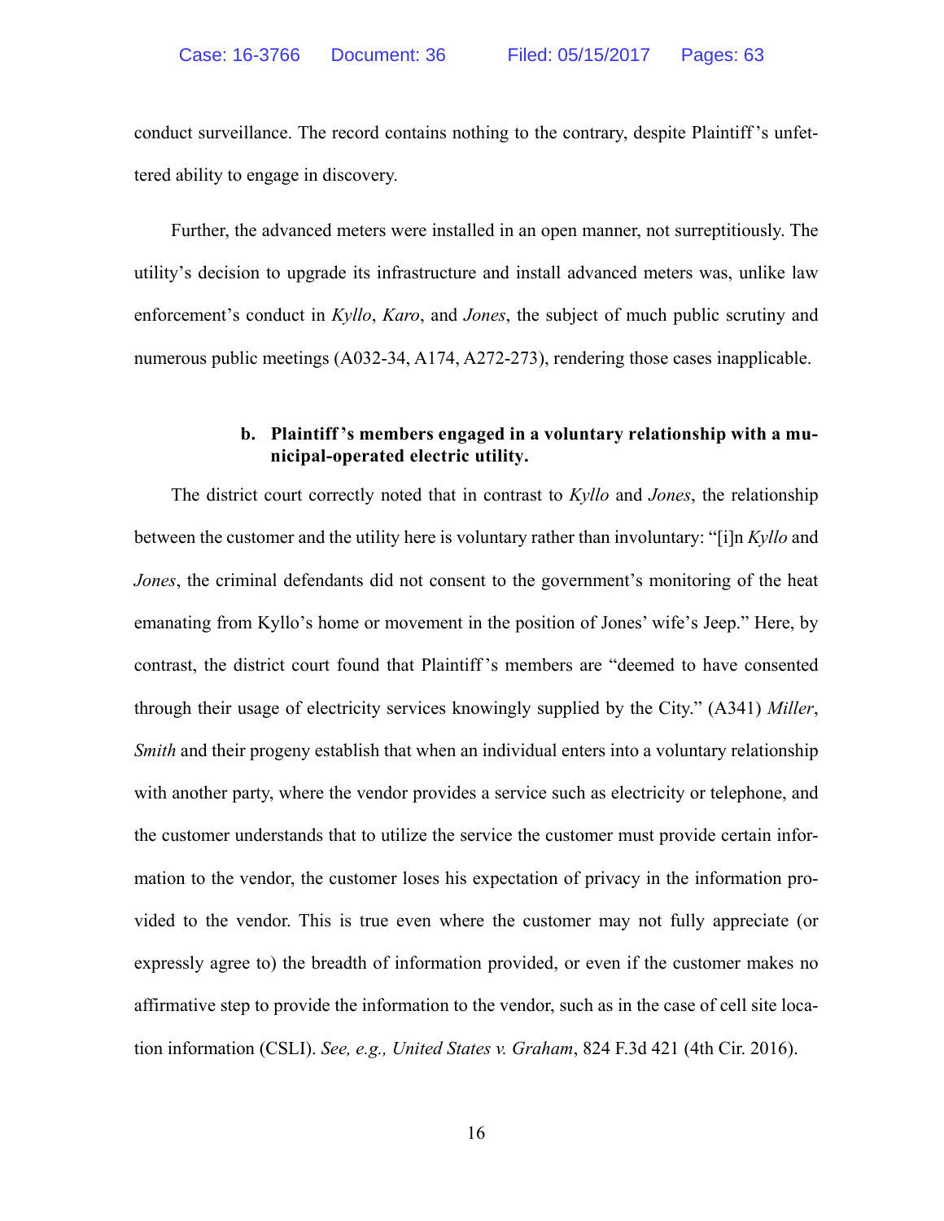conduct surveillance. The record contains nothing to the contrary, despite Plaintiff's unfettered ability to engage in discovery.

Further, the advanced meters were installed in an open manner, not surreptitiously. The utility's decision to upgrade its infrastructure and install advanced meters was, unlike law enforcement's conduct in *Kyllo*, *Karo*, and *Jones*, the subject of much public scrutiny and numerous public meetings (A032-34, A174, A272-273), rendering those cases inapplicable.

**b. Plaintiff's members engaged in a voluntary relationship with a municipal-operated electric utility.**

The district court correctly noted that in contrast to *Kyllo* and *Jones*, the relationship between the customer and the utility here is voluntary rather than involuntary: "[i]n *Kyllo* and *Jones*, the criminal defendants did not consent to the government's monitoring of the heat emanating from Kyllo's home or movement in the position of Jones' wife's Jeep." Here, by contrast, the district court found that Plaintiff's members are "deemed to have consented through their usage of electricity services knowingly supplied by the City." (A341) *Miller*, *Smith* and their progeny establish that when an individual enters into a voluntary relationship with another party, where the vendor provides a service such as electricity or telephone, and the customer understands that to utilize the service the customer must provide certain information to the vendor, the customer loses his expectation of privacy in the information provided to the vendor. This is true even where the customer may not fully appreciate (or expressly agree to) the breadth of information provided, or even if the customer makes no affirmative step to provide the information to the vendor, such as in the case of cell site location information (CSLI). *See, e.g., United States v. Graham*, 824 F.3d 421 (4th Cir. 2016).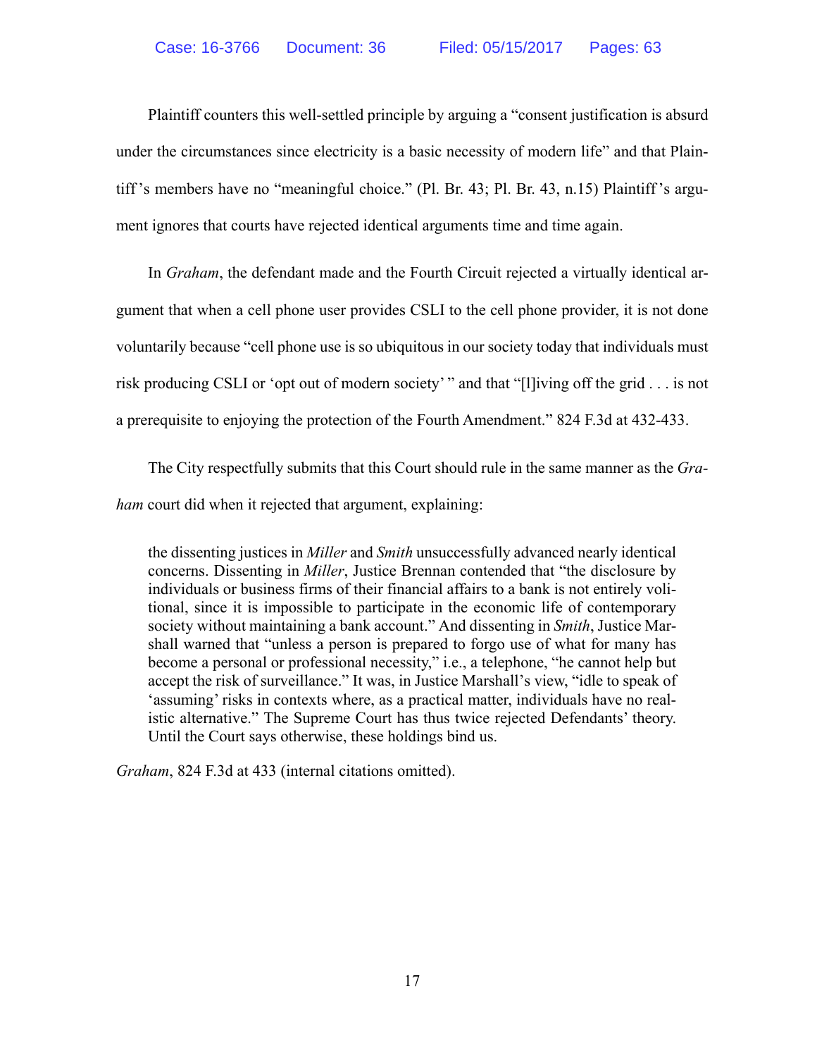Plaintiff counters this well-settled principle by arguing a "consent justification is absurd under the circumstances since electricity is a basic necessity of modern life" and that Plaintiff's members have no "meaningful choice." (Pl. Br. 43; Pl. Br. 43, n.15) Plaintiff's argument ignores that courts have rejected identical arguments time and time again.

In *Graham*, the defendant made and the Fourth Circuit rejected a virtually identical argument that when a cell phone user provides CSLI to the cell phone provider, it is not done voluntarily because "cell phone use is so ubiquitous in our society today that individuals must risk producing CSLI or 'opt out of modern society' " and that "[l]iving off the grid . . . is not a prerequisite to enjoying the protection of the Fourth Amendment." 824 F.3d at 432-433.

The City respectfully submits that this Court should rule in the same manner as the *Graham* court did when it rejected that argument, explaining:

> the dissenting justices in *Miller* and *Smith* unsuccessfully advanced nearly identical concerns. Dissenting in *Miller*, Justice Brennan contended that "the disclosure by individuals or business firms of their financial affairs to a bank is not entirely volitional, since it is impossible to participate in the economic life of contemporary society without maintaining a bank account." And dissenting in *Smith*, Justice Marshall warned that "unless a person is prepared to forgo use of what for many has become a personal or professional necessity," i.e., a telephone, "he cannot help but accept the risk of surveillance." It was, in Justice Marshall's view, "idle to speak of 'assuming' risks in contexts where, as a practical matter, individuals have no realistic alternative." The Supreme Court has thus twice rejected Defendants' theory. Until the Court says otherwise, these holdings bind us.

*Graham*, 824 F.3d at 433 (internal citations omitted).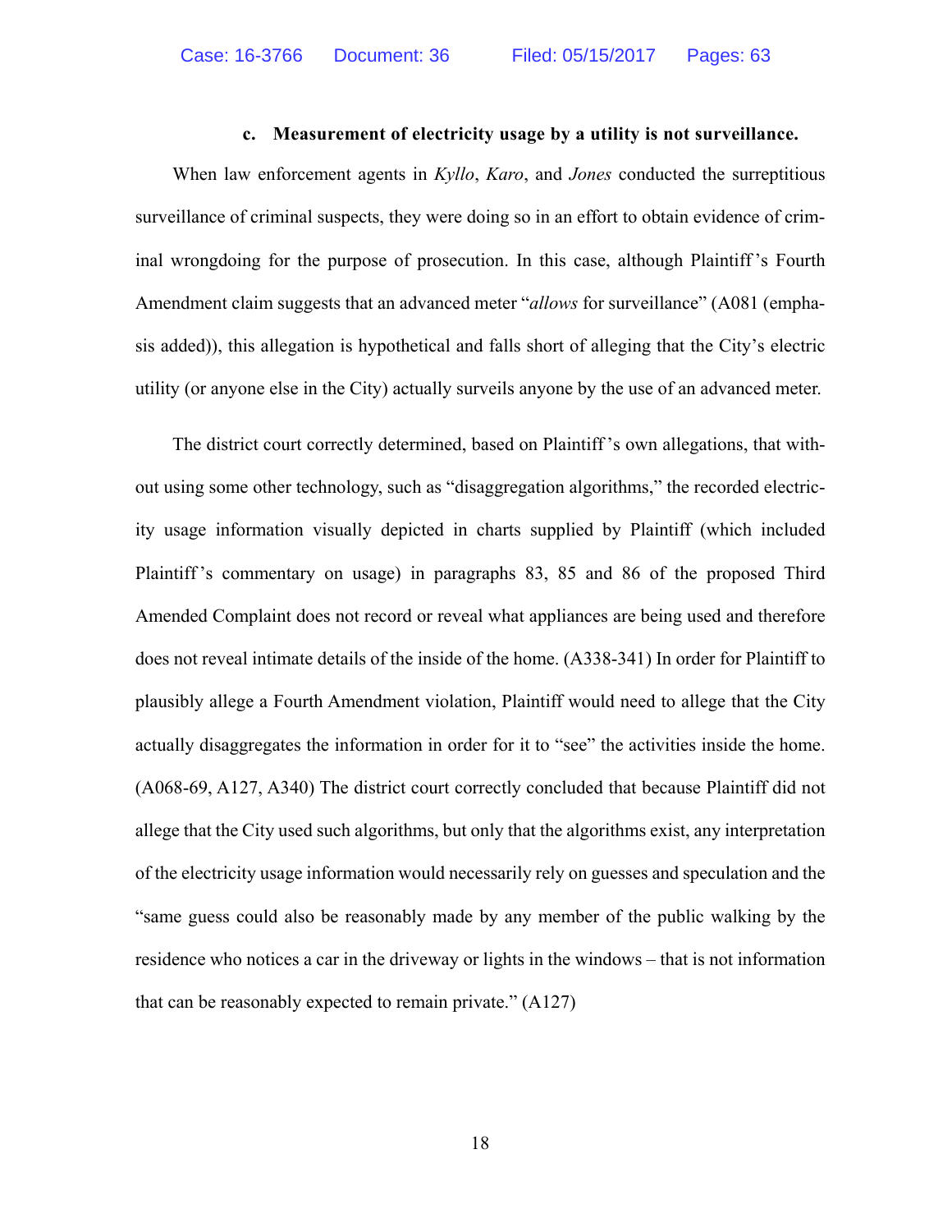#### c. **Measurement of electricity usage by a utility is not surveillance.**

When law enforcement agents in *Kyllo*, *Karo*, and *Jones* conducted the surreptitious surveillance of criminal suspects, they were doing so in an effort to obtain evidence of criminal wrongdoing for the purpose of prosecution. In this case, although Plaintiff's Fourth Amendment claim suggests that an advanced meter "*allows* for surveillance" (A081 (emphasis added)), this allegation is hypothetical and falls short of alleging that the City's electric utility (or anyone else in the City) actually surveils anyone by the use of an advanced meter.

The district court correctly determined, based on Plaintiff's own allegations, that without using some other technology, such as "disaggregation algorithms," the recorded electricity usage information visually depicted in charts supplied by Plaintiff (which included Plaintiff's commentary on usage) in paragraphs 83, 85 and 86 of the proposed Third Amended Complaint does not record or reveal what appliances are being used and therefore does not reveal intimate details of the inside of the home. (A338-341) In order for Plaintiff to plausibly allege a Fourth Amendment violation, Plaintiff would need to allege that the City actually disaggregates the information in order for it to "see" the activities inside the home. (A068-69, A127, A340) The district court correctly concluded that because Plaintiff did not allege that the City used such algorithms, but only that the algorithms exist, any interpretation of the electricity usage information would necessarily rely on guesses and speculation and the "same guess could also be reasonably made by any member of the public walking by the residence who notices a car in the driveway or lights in the windows – that is not information that can be reasonably expected to remain private." (A127)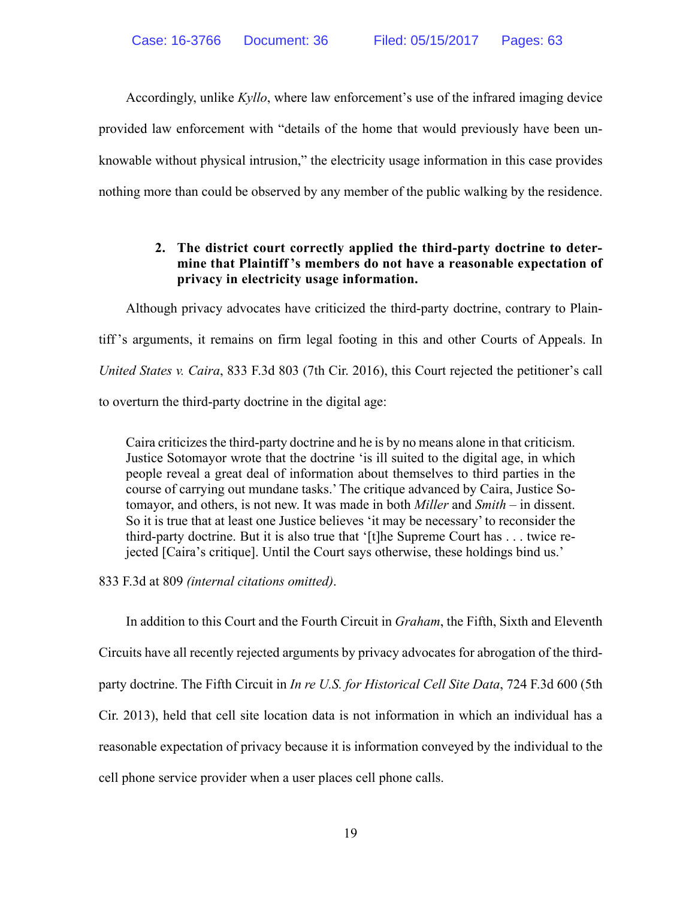Accordingly, unlike *Kyllo*, where law enforcement's use of the infrared imaging device provided law enforcement with "details of the home that would previously have been unknowable without physical intrusion," the electricity usage information in this case provides nothing more than could be observed by any member of the public walking by the residence.

**2. The district court correctly applied the third-party doctrine to determine that Plaintiff's members do not have a reasonable expectation of privacy in electricity usage information.**

Although privacy advocates have criticized the third-party doctrine, contrary to Plaintiff's arguments, it remains on firm legal footing in this and other Courts of Appeals. In *United States v. Caira*, 833 F.3d 803 (7th Cir. 2016), this Court rejected the petitioner's call to overturn the third-party doctrine in the digital age:

> Caira criticizes the third-party doctrine and he is by no means alone in that criticism. Justice Sotomayor wrote that the doctrine 'is ill suited to the digital age, in which people reveal a great deal of information about themselves to third parties in the course of carrying out mundane tasks.' The critique advanced by Caira, Justice Sotomayor, and others, is not new. It was made in both *Miller* and *Smith* – in dissent. So it is true that at least one Justice believes 'it may be necessary' to reconsider the third-party doctrine. But it is also true that '[t]he Supreme Court has . . . twice rejected [Caira's critique]. Until the Court says otherwise, these holdings bind us.'

833 F.3d at 809 *(internal citations omitted)*.

In addition to this Court and the Fourth Circuit in *Graham*, the Fifth, Sixth and Eleventh Circuits have all recently rejected arguments by privacy advocates for abrogation of the third-party doctrine. The Fifth Circuit in *In re U.S. for Historical Cell Site Data*, 724 F.3d 600 (5th Cir. 2013), held that cell site location data is not information in which an individual has a reasonable expectation of privacy because it is information conveyed by the individual to the cell phone service provider when a user places cell phone calls.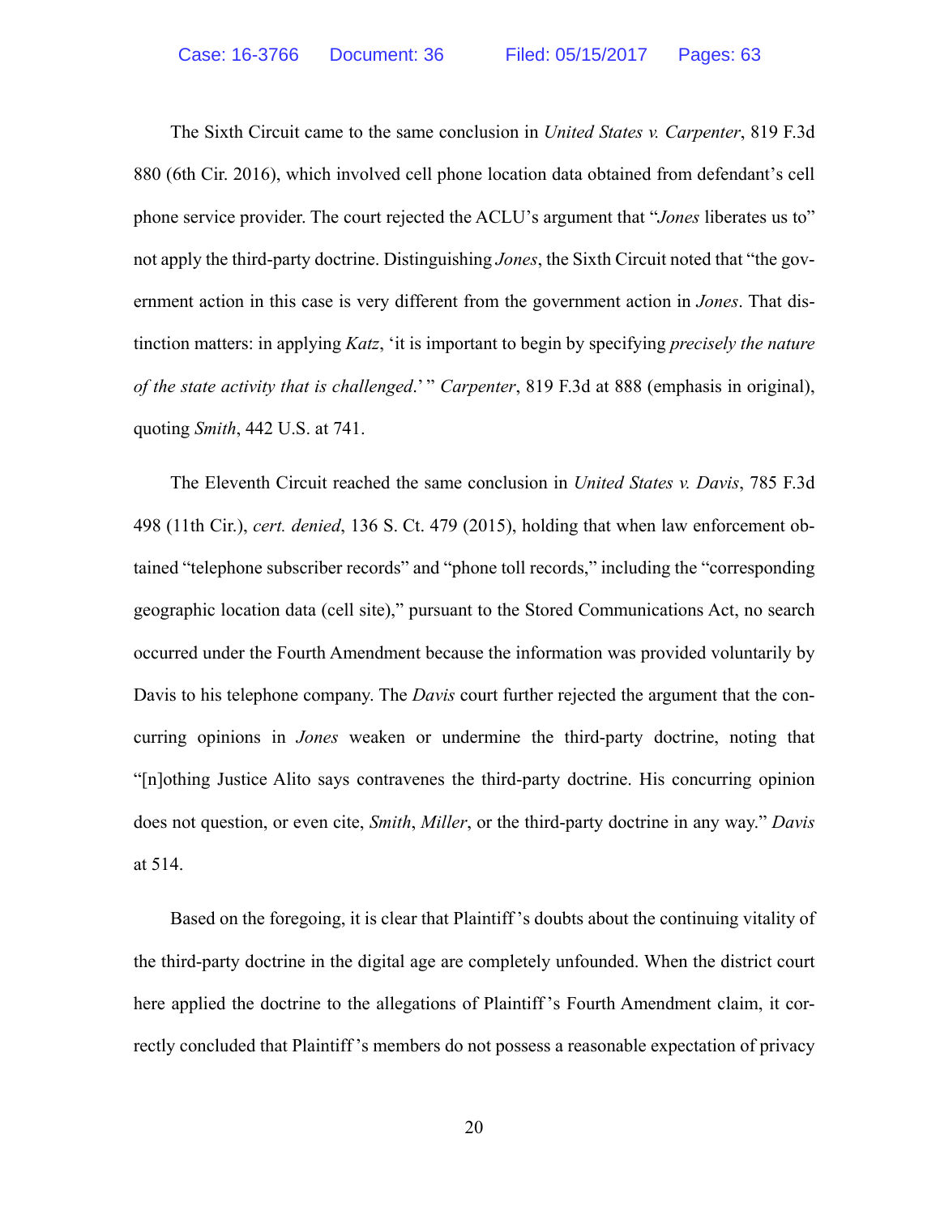The Sixth Circuit came to the same conclusion in *United States v. Carpenter*, 819 F.3d 880 (6th Cir. 2016), which involved cell phone location data obtained from defendant's cell phone service provider. The court rejected the ACLU's argument that "*Jones* liberates us to" not apply the third-party doctrine. Distinguishing *Jones*, the Sixth Circuit noted that "the government action in this case is very different from the government action in *Jones*. That distinction matters: in applying *Katz*, 'it is important to begin by specifying *precisely the nature of the state activity that is challenged*.' " *Carpenter*, 819 F.3d at 888 (emphasis in original), quoting *Smith*, 442 U.S. at 741.

The Eleventh Circuit reached the same conclusion in *United States v. Davis*, 785 F.3d 498 (11th Cir.), *cert. denied*, 136 S. Ct. 479 (2015), holding that when law enforcement obtained "telephone subscriber records" and "phone toll records," including the "corresponding geographic location data (cell site)," pursuant to the Stored Communications Act, no search occurred under the Fourth Amendment because the information was provided voluntarily by Davis to his telephone company. The *Davis* court further rejected the argument that the concurring opinions in *Jones* weaken or undermine the third-party doctrine, noting that "[n]othing Justice Alito says contravenes the third-party doctrine. His concurring opinion does not question, or even cite, *Smith*, *Miller*, or the third-party doctrine in any way." *Davis* at 514.

Based on the foregoing, it is clear that Plaintiff's doubts about the continuing vitality of the third-party doctrine in the digital age are completely unfounded. When the district court here applied the doctrine to the allegations of Plaintiff's Fourth Amendment claim, it correctly concluded that Plaintiff's members do not possess a reasonable expectation of privacy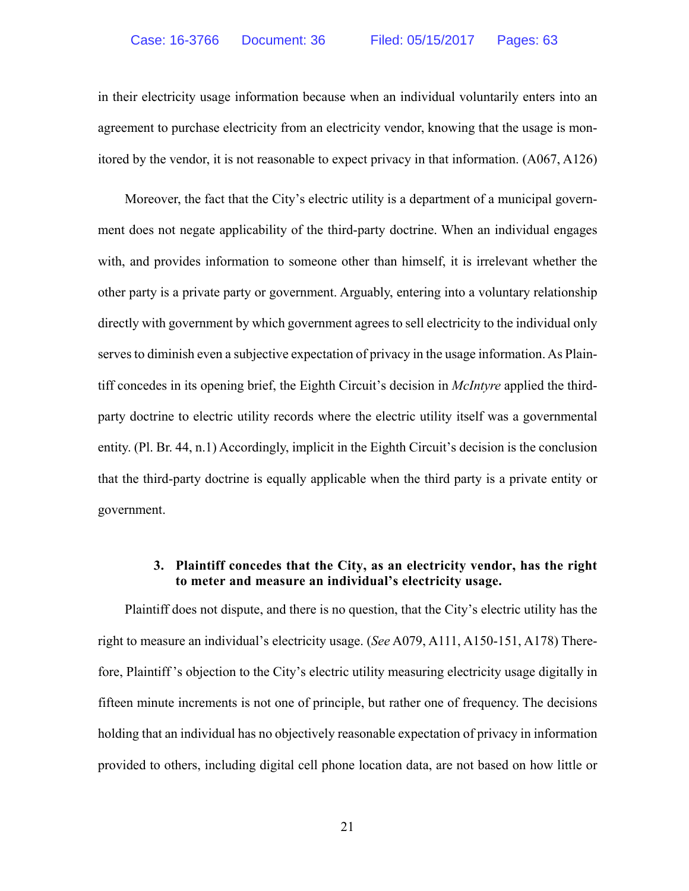in their electricity usage information because when an individual voluntarily enters into an agreement to purchase electricity from an electricity vendor, knowing that the usage is monitored by the vendor, it is not reasonable to expect privacy in that information. (A067, A126)

Moreover, the fact that the City's electric utility is a department of a municipal government does not negate applicability of the third-party doctrine. When an individual engages with, and provides information to someone other than himself, it is irrelevant whether the other party is a private party or government. Arguably, entering into a voluntary relationship directly with government by which government agrees to sell electricity to the individual only serves to diminish even a subjective expectation of privacy in the usage information. As Plaintiff concedes in its opening brief, the Eighth Circuit's decision in *McIntyre* applied the third-party doctrine to electric utility records where the electric utility itself was a governmental entity. (Pl. Br. 44, n.1) Accordingly, implicit in the Eighth Circuit's decision is the conclusion that the third-party doctrine is equally applicable when the third party is a private entity or government.

#### 3. Plaintiff concedes that the City, as an electricity vendor, has the right to meter and measure an individual's electricity usage.

Plaintiff does not dispute, and there is no question, that the City's electric utility has the right to measure an individual's electricity usage. (*See* A079, A111, A150-151, A178) Therefore, Plaintiff's objection to the City's electric utility measuring electricity usage digitally in fifteen minute increments is not one of principle, but rather one of frequency. The decisions holding that an individual has no objectively reasonable expectation of privacy in information provided to others, including digital cell phone location data, are not based on how little or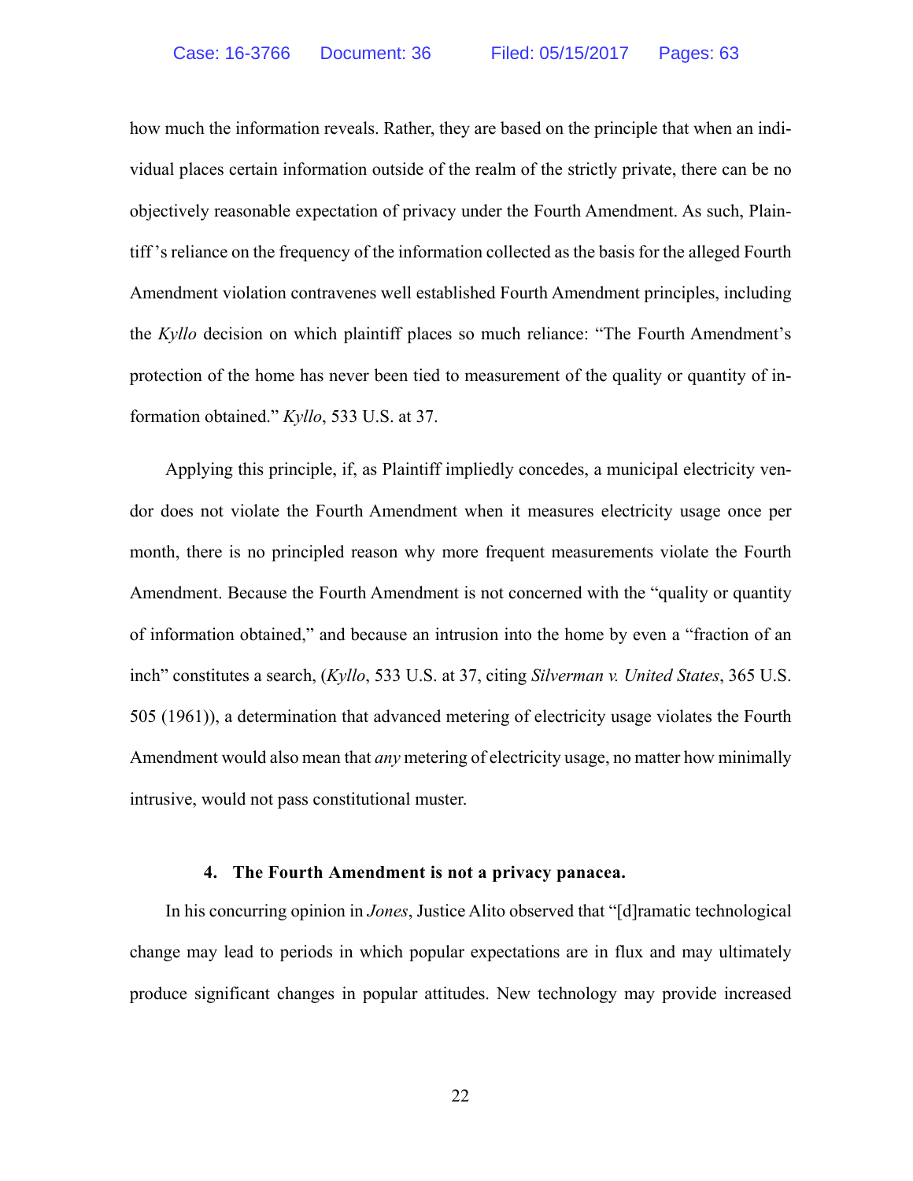how much the information reveals. Rather, they are based on the principle that when an individual places certain information outside of the realm of the strictly private, there can be no objectively reasonable expectation of privacy under the Fourth Amendment. As such, Plaintiff's reliance on the frequency of the information collected as the basis for the alleged Fourth Amendment violation contravenes well established Fourth Amendment principles, including the *Kyllo* decision on which plaintiff places so much reliance: "The Fourth Amendment's protection of the home has never been tied to measurement of the quality or quantity of information obtained." *Kyllo*, 533 U.S. at 37.

Applying this principle, if, as Plaintiff impliedly concedes, a municipal electricity vendor does not violate the Fourth Amendment when it measures electricity usage once per month, there is no principled reason why more frequent measurements violate the Fourth Amendment. Because the Fourth Amendment is not concerned with the "quality or quantity of information obtained," and because an intrusion into the home by even a "fraction of an inch" constitutes a search, (*Kyllo*, 533 U.S. at 37, citing *Silverman v. United States*, 365 U.S. 505 (1961)), a determination that advanced metering of electricity usage violates the Fourth Amendment would also mean that *any* metering of electricity usage, no matter how minimally intrusive, would not pass constitutional muster.

#### 4. The Fourth Amendment is not a privacy panacea.

In his concurring opinion in *Jones*, Justice Alito observed that "[d]ramatic technological change may lead to periods in which popular expectations are in flux and may ultimately produce significant changes in popular attitudes. New technology may provide increased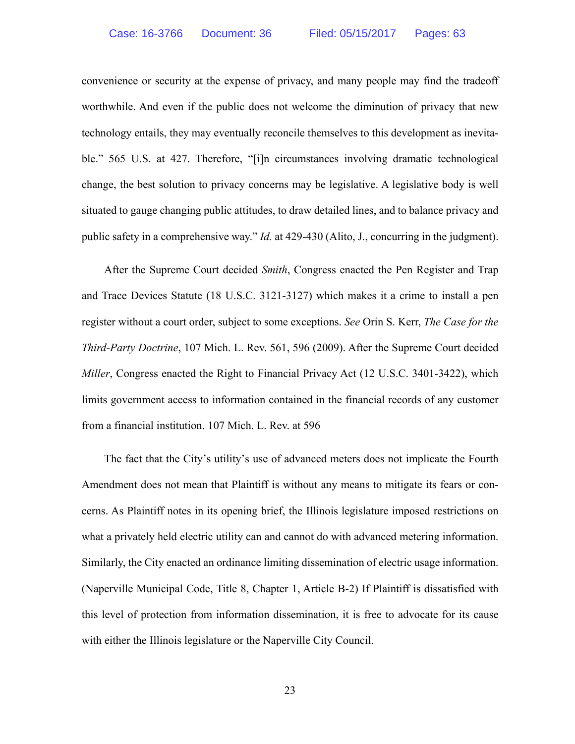convenience or security at the expense of privacy, and many people may find the tradeoff worthwhile. And even if the public does not welcome the diminution of privacy that new technology entails, they may eventually reconcile themselves to this development as inevitable." 565 U.S. at 427. Therefore, "[i]n circumstances involving dramatic technological change, the best solution to privacy concerns may be legislative. A legislative body is well situated to gauge changing public attitudes, to draw detailed lines, and to balance privacy and public safety in a comprehensive way." *Id.* at 429-430 (Alito, J., concurring in the judgment).

After the Supreme Court decided *Smith*, Congress enacted the Pen Register and Trap and Trace Devices Statute (18 U.S.C. 3121-3127) which makes it a crime to install a pen register without a court order, subject to some exceptions. *See* Orin S. Kerr, *The Case for the Third-Party Doctrine*, 107 Mich. L. Rev. 561, 596 (2009). After the Supreme Court decided *Miller*, Congress enacted the Right to Financial Privacy Act (12 U.S.C. 3401-3422), which limits government access to information contained in the financial records of any customer from a financial institution. 107 Mich. L. Rev. at 596

The fact that the City's utility's use of advanced meters does not implicate the Fourth Amendment does not mean that Plaintiff is without any means to mitigate its fears or concerns. As Plaintiff notes in its opening brief, the Illinois legislature imposed restrictions on what a privately held electric utility can and cannot do with advanced metering information. Similarly, the City enacted an ordinance limiting dissemination of electric usage information. (Naperville Municipal Code, Title 8, Chapter 1, Article B-2) If Plaintiff is dissatisfied with this level of protection from information dissemination, it is free to advocate for its cause with either the Illinois legislature or the Naperville City Council.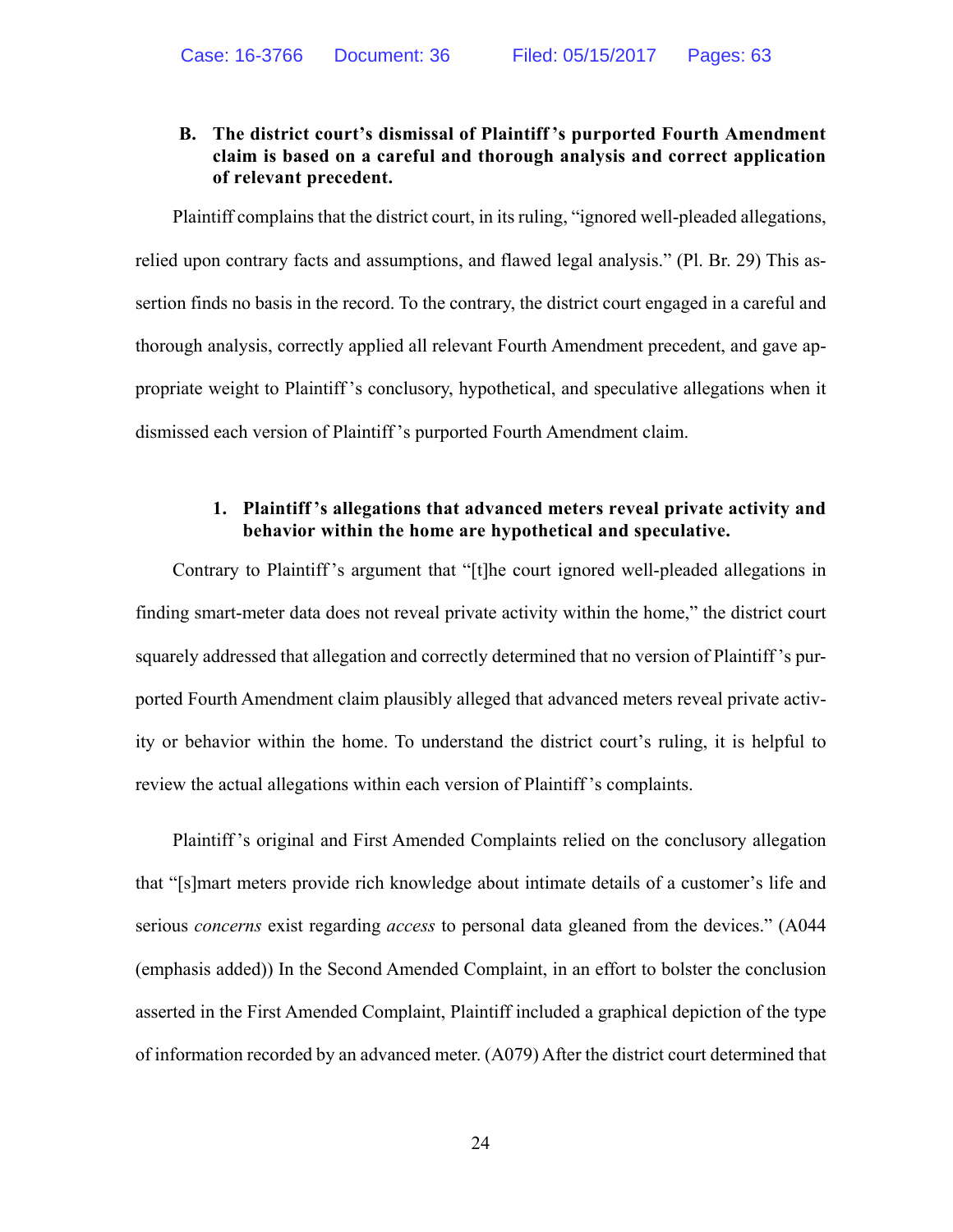### B. The district court's dismissal of Plaintiff's purported Fourth Amendment claim is based on a careful and thorough analysis and correct application of relevant precedent.

Plaintiff complains that the district court, in its ruling, "ignored well-pleaded allegations, relied upon contrary facts and assumptions, and flawed legal analysis." (Pl. Br. 29) This assertion finds no basis in the record. To the contrary, the district court engaged in a careful and thorough analysis, correctly applied all relevant Fourth Amendment precedent, and gave appropriate weight to Plaintiff's conclusory, hypothetical, and speculative allegations when it dismissed each version of Plaintiff's purported Fourth Amendment claim.

#### 1. Plaintiff's allegations that advanced meters reveal private activity and behavior within the home are hypothetical and speculative.

Contrary to Plaintiff's argument that "[t]he court ignored well-pleaded allegations in finding smart-meter data does not reveal private activity within the home," the district court squarely addressed that allegation and correctly determined that no version of Plaintiff's purported Fourth Amendment claim plausibly alleged that advanced meters reveal private activity or behavior within the home. To understand the district court's ruling, it is helpful to review the actual allegations within each version of Plaintiff's complaints.

Plaintiff's original and First Amended Complaints relied on the conclusory allegation that "[s]mart meters provide rich knowledge about intimate details of a customer's life and serious *concerns* exist regarding *access* to personal data gleaned from the devices." (A044 (emphasis added)) In the Second Amended Complaint, in an effort to bolster the conclusion asserted in the First Amended Complaint, Plaintiff included a graphical depiction of the type of information recorded by an advanced meter. (A079) After the district court determined that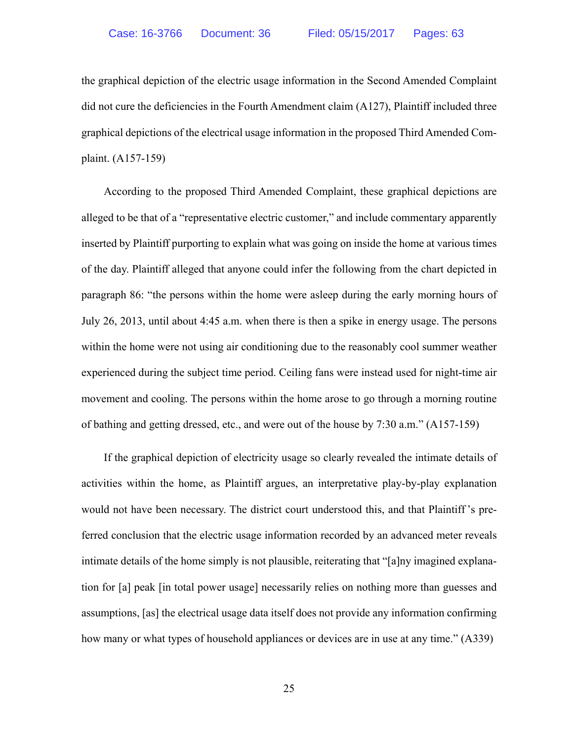the graphical depiction of the electric usage information in the Second Amended Complaint did not cure the deficiencies in the Fourth Amendment claim (A127), Plaintiff included three graphical depictions of the electrical usage information in the proposed Third Amended Complaint. (A157-159)

According to the proposed Third Amended Complaint, these graphical depictions are alleged to be that of a "representative electric customer," and include commentary apparently inserted by Plaintiff purporting to explain what was going on inside the home at various times of the day. Plaintiff alleged that anyone could infer the following from the chart depicted in paragraph 86: "the persons within the home were asleep during the early morning hours of July 26, 2013, until about 4:45 a.m. when there is then a spike in energy usage. The persons within the home were not using air conditioning due to the reasonably cool summer weather experienced during the subject time period. Ceiling fans were instead used for night-time air movement and cooling. The persons within the home arose to go through a morning routine of bathing and getting dressed, etc., and were out of the house by 7:30 a.m." (A157-159)

If the graphical depiction of electricity usage so clearly revealed the intimate details of activities within the home, as Plaintiff argues, an interpretative play-by-play explanation would not have been necessary. The district court understood this, and that Plaintiff's preferred conclusion that the electric usage information recorded by an advanced meter reveals intimate details of the home simply is not plausible, reiterating that "[a]ny imagined explanation for [a] peak [in total power usage] necessarily relies on nothing more than guesses and assumptions, [as] the electrical usage data itself does not provide any information confirming how many or what types of household appliances or devices are in use at any time." (A339)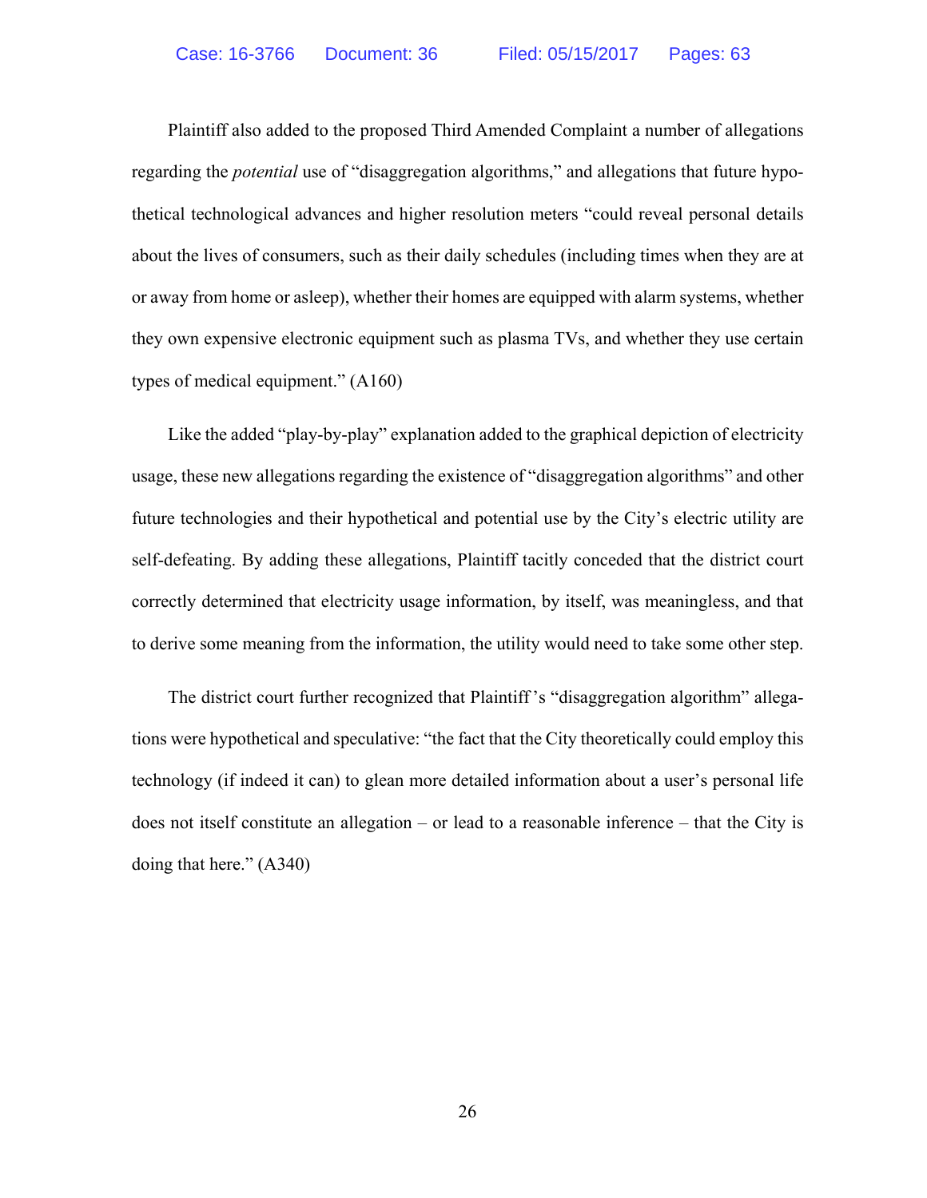Plaintiff also added to the proposed Third Amended Complaint a number of allegations regarding the *potential* use of "disaggregation algorithms," and allegations that future hypothetical technological advances and higher resolution meters "could reveal personal details about the lives of consumers, such as their daily schedules (including times when they are at or away from home or asleep), whether their homes are equipped with alarm systems, whether they own expensive electronic equipment such as plasma TVs, and whether they use certain types of medical equipment." (A160)

Like the added "play-by-play" explanation added to the graphical depiction of electricity usage, these new allegations regarding the existence of "disaggregation algorithms" and other future technologies and their hypothetical and potential use by the City's electric utility are self-defeating. By adding these allegations, Plaintiff tacitly conceded that the district court correctly determined that electricity usage information, by itself, was meaningless, and that to derive some meaning from the information, the utility would need to take some other step.

The district court further recognized that Plaintiff's "disaggregation algorithm" allegations were hypothetical and speculative: "the fact that the City theoretically could employ this technology (if indeed it can) to glean more detailed information about a user's personal life does not itself constitute an allegation – or lead to a reasonable inference – that the City is doing that here." (A340)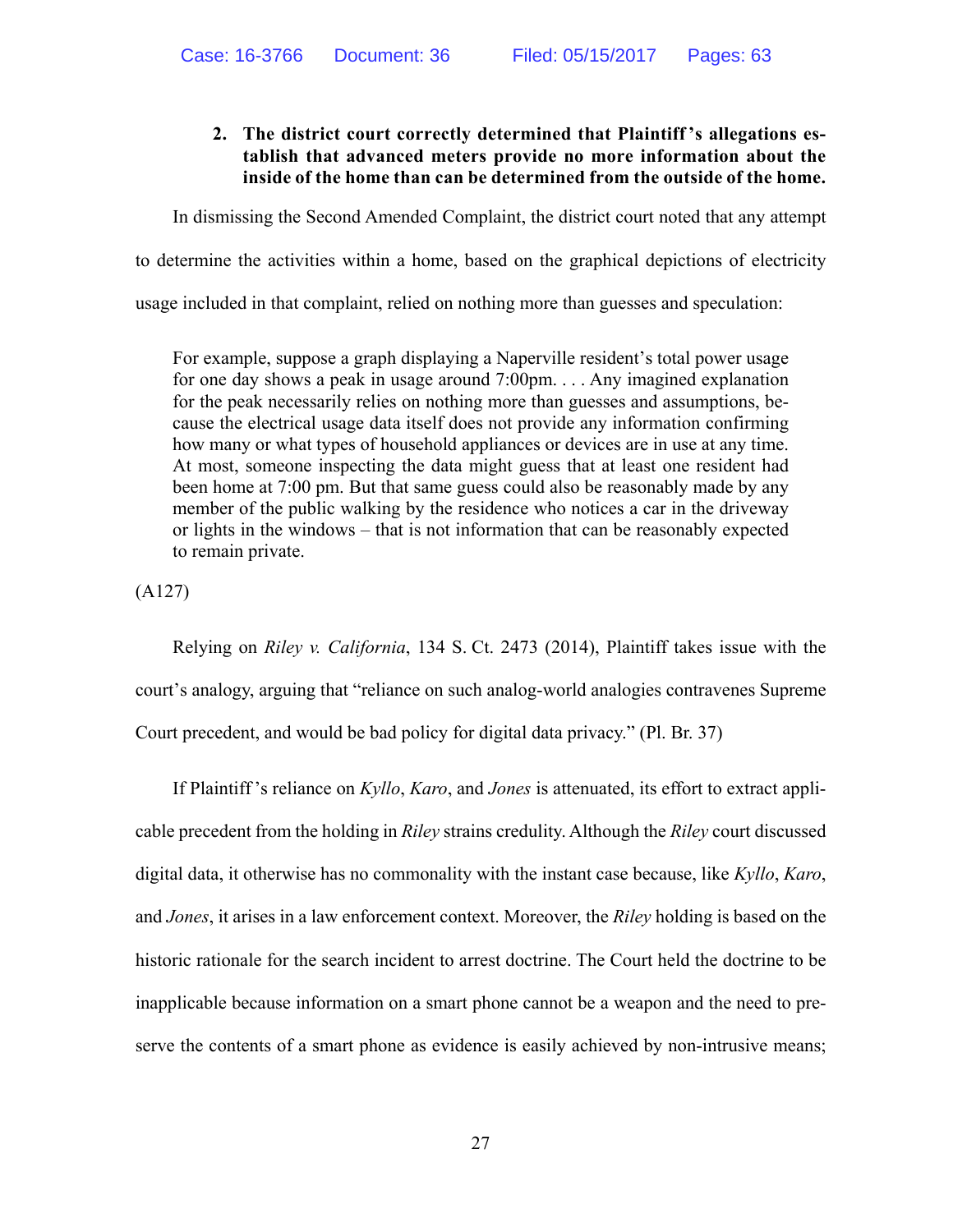### 2. The district court correctly determined that Plaintiff's allegations establish that advanced meters provide no more information about the inside of the home than can be determined from the outside of the home.

In dismissing the Second Amended Complaint, the district court noted that any attempt to determine the activities within a home, based on the graphical depictions of electricity usage included in that complaint, relied on nothing more than guesses and speculation:

> For example, suppose a graph displaying a Naperville resident's total power usage for one day shows a peak in usage around 7:00pm. . . . Any imagined explanation for the peak necessarily relies on nothing more than guesses and assumptions, because the electrical usage data itself does not provide any information confirming how many or what types of household appliances or devices are in use at any time. At most, someone inspecting the data might guess that at least one resident had been home at 7:00 pm. But that same guess could also be reasonably made by any member of the public walking by the residence who notices a car in the driveway or lights in the windows – that is not information that can be reasonably expected to remain private.

(A127)

Relying on *Riley v. California*, 134 S. Ct. 2473 (2014), Plaintiff takes issue with the court's analogy, arguing that "reliance on such analog-world analogies contravenes Supreme Court precedent, and would be bad policy for digital data privacy." (Pl. Br. 37)

If Plaintiff's reliance on *Kyllo*, *Karo*, and *Jones* is attenuated, its effort to extract applicable precedent from the holding in *Riley* strains credulity. Although the *Riley* court discussed digital data, it otherwise has no commonality with the instant case because, like *Kyllo*, *Karo*, and *Jones*, it arises in a law enforcement context. Moreover, the *Riley* holding is based on the historic rationale for the search incident to arrest doctrine. The Court held the doctrine to be inapplicable because information on a smart phone cannot be a weapon and the need to preserve the contents of a smart phone as evidence is easily achieved by non-intrusive means;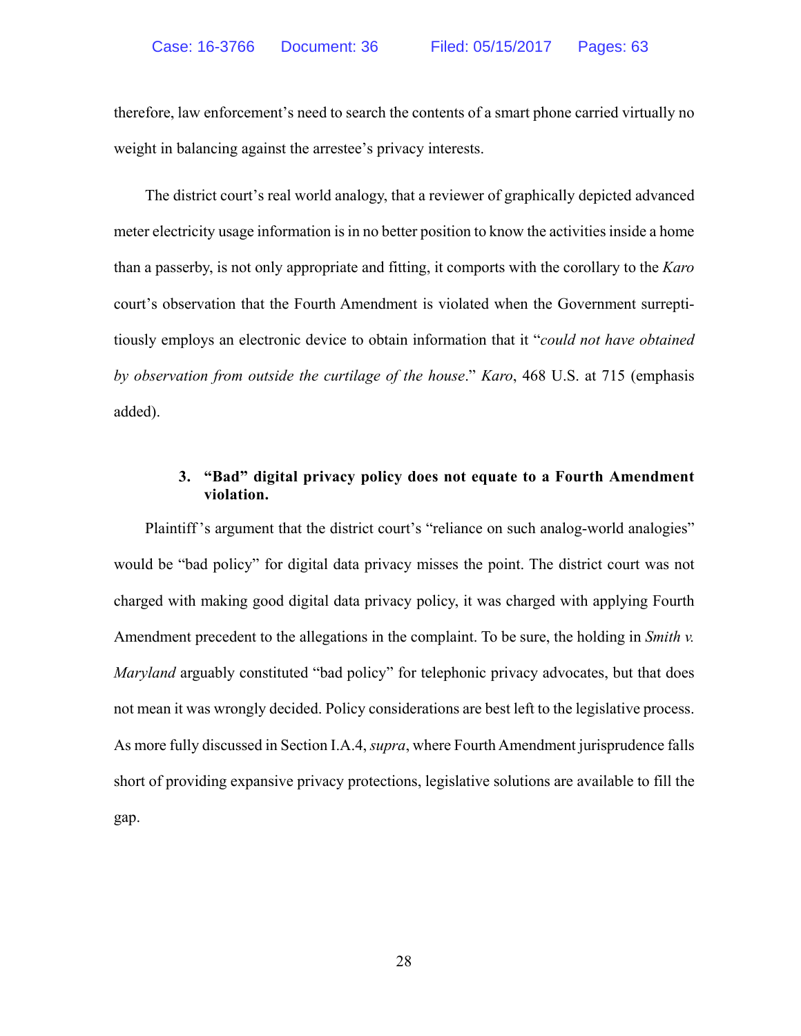therefore, law enforcement's need to search the contents of a smart phone carried virtually no weight in balancing against the arrestee's privacy interests.

The district court's real world analogy, that a reviewer of graphically depicted advanced meter electricity usage information is in no better position to know the activities inside a home than a passerby, is not only appropriate and fitting, it comports with the corollary to the *Karo* court's observation that the Fourth Amendment is violated when the Government surreptitiously employs an electronic device to obtain information that it "*could not have obtained by observation from outside the curtilage of the house*." *Karo*, 468 U.S. at 715 (emphasis added).

### 3. "Bad" digital privacy policy does not equate to a Fourth Amendment violation.

Plaintiff's argument that the district court's "reliance on such analog-world analogies" would be "bad policy" for digital data privacy misses the point. The district court was not charged with making good digital data privacy policy, it was charged with applying Fourth Amendment precedent to the allegations in the complaint. To be sure, the holding in *Smith v. Maryland* arguably constituted "bad policy" for telephonic privacy advocates, but that does not mean it was wrongly decided. Policy considerations are best left to the legislative process. As more fully discussed in Section I.A.4, *supra*, where Fourth Amendment jurisprudence falls short of providing expansive privacy protections, legislative solutions are available to fill the gap.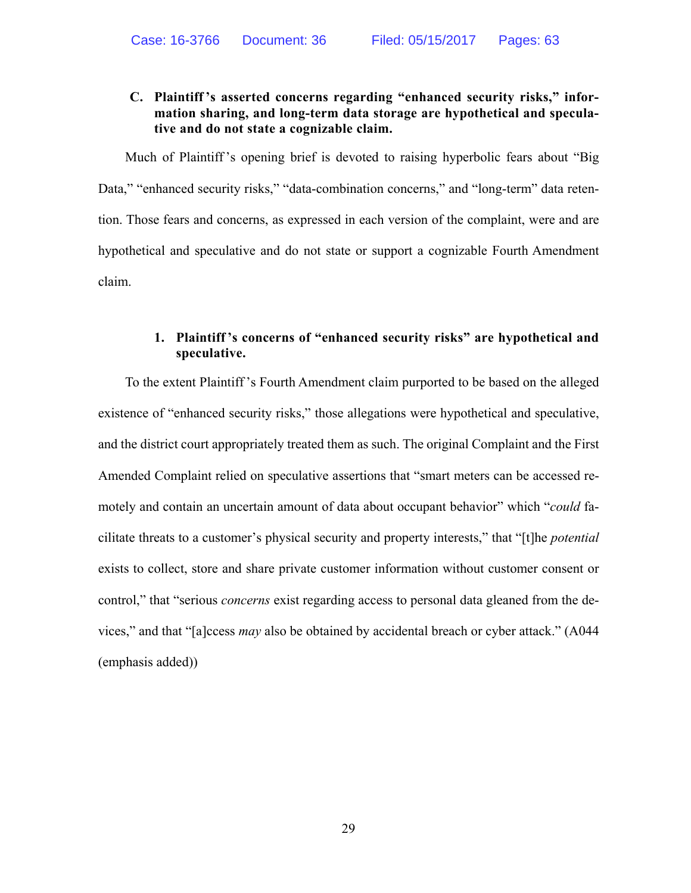### C. Plaintiff's asserted concerns regarding "enhanced security risks," information sharing, and long-term data storage are hypothetical and speculative and do not state a cognizable claim.

Much of Plaintiff's opening brief is devoted to raising hyperbolic fears about "Big Data," "enhanced security risks," "data-combination concerns," and "long-term" data retention. Those fears and concerns, as expressed in each version of the complaint, were and are hypothetical and speculative and do not state or support a cognizable Fourth Amendment claim.

#### 1. Plaintiff's concerns of "enhanced security risks" are hypothetical and speculative.

To the extent Plaintiff's Fourth Amendment claim purported to be based on the alleged existence of "enhanced security risks," those allegations were hypothetical and speculative, and the district court appropriately treated them as such. The original Complaint and the First Amended Complaint relied on speculative assertions that "smart meters can be accessed remotely and contain an uncertain amount of data about occupant behavior" which "*could* facilitate threats to a customer's physical security and property interests," that "[t]he *potential* exists to collect, store and share private customer information without customer consent or control," that "serious *concerns* exist regarding access to personal data gleaned from the devices," and that "[a]ccess *may* also be obtained by accidental breach or cyber attack." (A044 (emphasis added))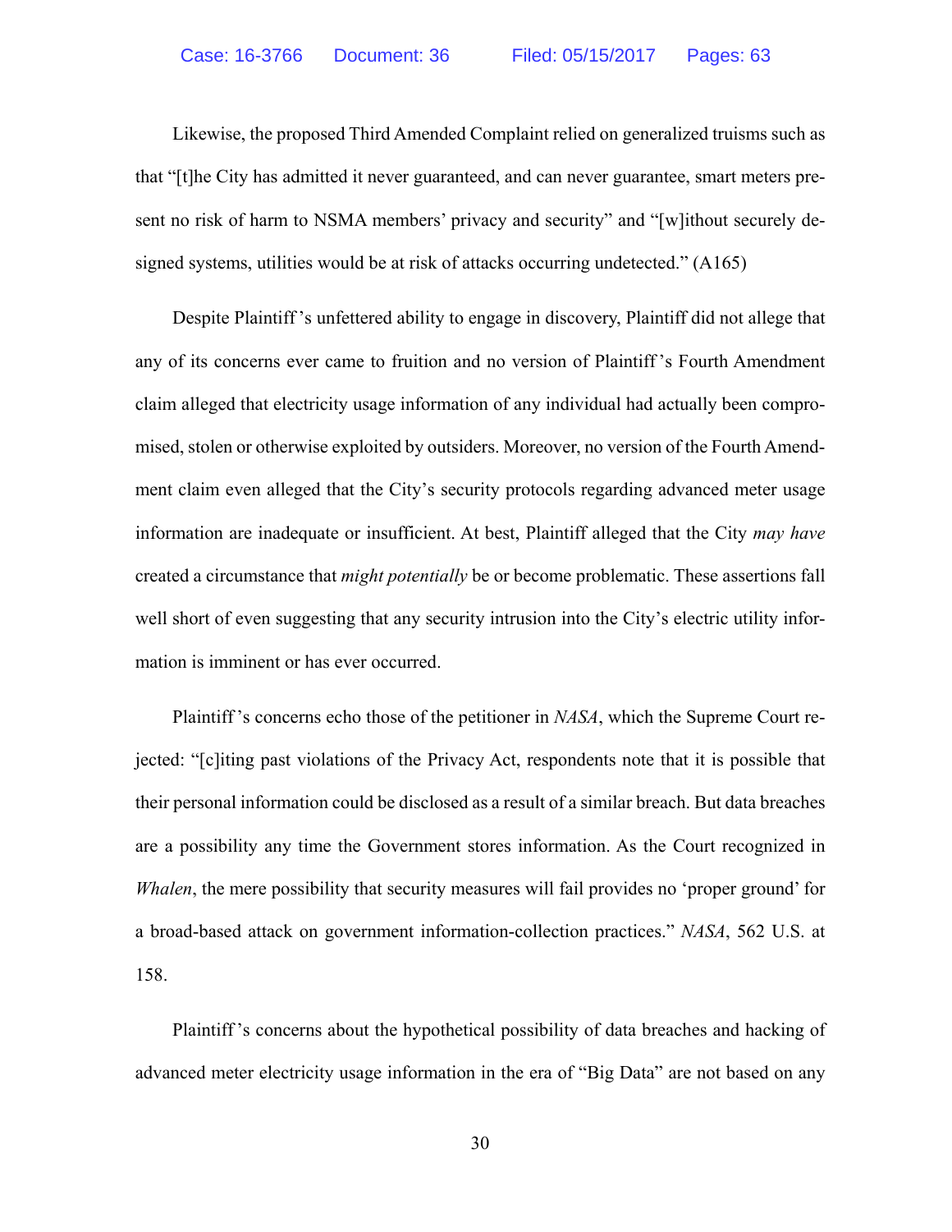Likewise, the proposed Third Amended Complaint relied on generalized truisms such as that "[t]he City has admitted it never guaranteed, and can never guarantee, smart meters present no risk of harm to NSMA members' privacy and security" and "[w]ithout securely designed systems, utilities would be at risk of attacks occurring undetected." (A165)

Despite Plaintiff's unfettered ability to engage in discovery, Plaintiff did not allege that any of its concerns ever came to fruition and no version of Plaintiff's Fourth Amendment claim alleged that electricity usage information of any individual had actually been compromised, stolen or otherwise exploited by outsiders. Moreover, no version of the Fourth Amendment claim even alleged that the City's security protocols regarding advanced meter usage information are inadequate or insufficient. At best, Plaintiff alleged that the City *may have* created a circumstance that *might potentially* be or become problematic. These assertions fall well short of even suggesting that any security intrusion into the City's electric utility information is imminent or has ever occurred.

Plaintiff's concerns echo those of the petitioner in *NASA*, which the Supreme Court rejected: "[c]iting past violations of the Privacy Act, respondents note that it is possible that their personal information could be disclosed as a result of a similar breach. But data breaches are a possibility any time the Government stores information. As the Court recognized in *Whalen*, the mere possibility that security measures will fail provides no 'proper ground' for a broad-based attack on government information-collection practices." *NASA*, 562 U.S. at 158.

Plaintiff's concerns about the hypothetical possibility of data breaches and hacking of advanced meter electricity usage information in the era of "Big Data" are not based on any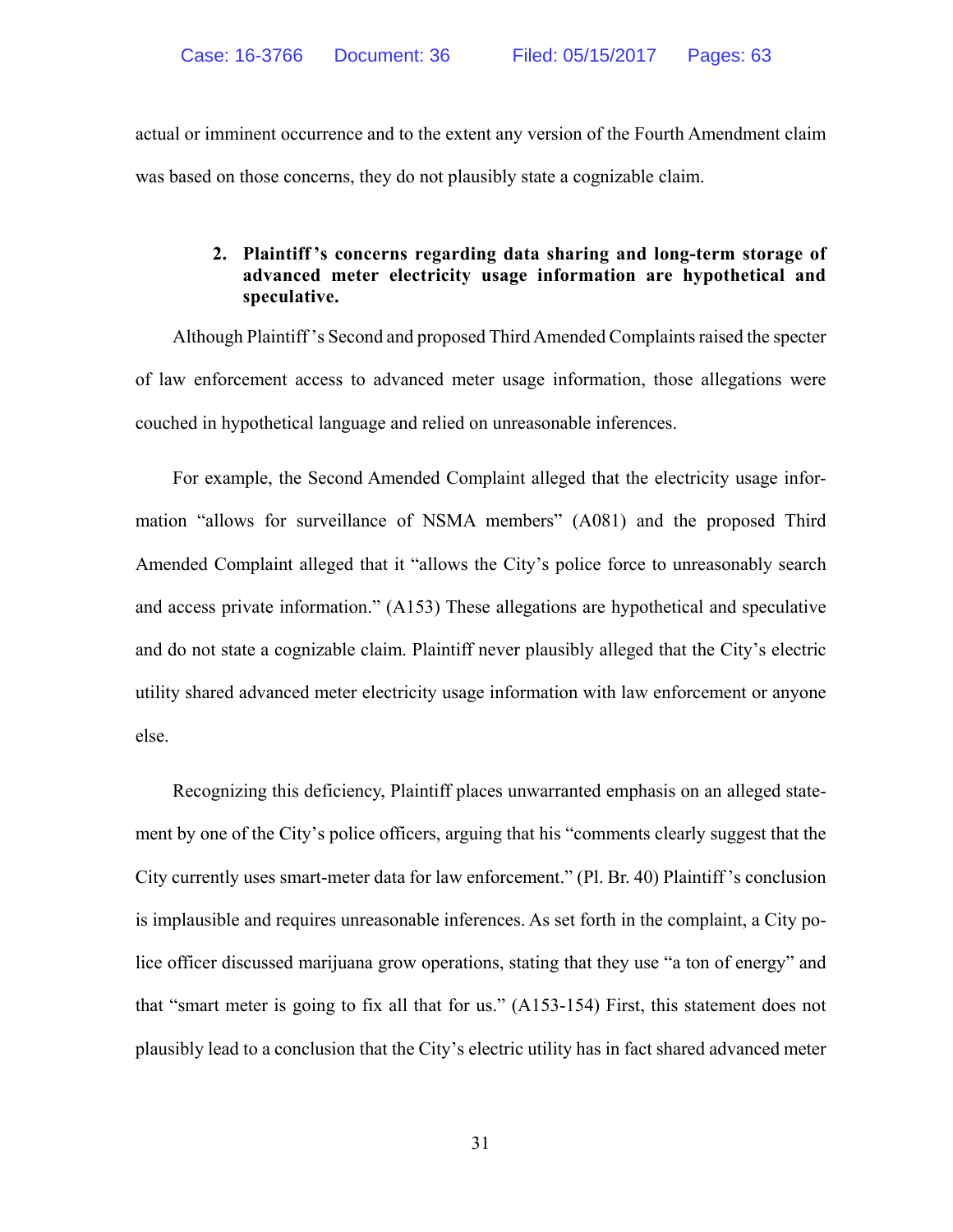actual or imminent occurrence and to the extent any version of the Fourth Amendment claim was based on those concerns, they do not plausibly state a cognizable claim.

### 2. Plaintiff's concerns regarding data sharing and long-term storage of advanced meter electricity usage information are hypothetical and speculative.

Although Plaintiff's Second and proposed Third Amended Complaints raised the specter of law enforcement access to advanced meter usage information, those allegations were couched in hypothetical language and relied on unreasonable inferences.

For example, the Second Amended Complaint alleged that the electricity usage information "allows for surveillance of NSMA members" (A081) and the proposed Third Amended Complaint alleged that it "allows the City's police force to unreasonably search and access private information." (A153) These allegations are hypothetical and speculative and do not state a cognizable claim. Plaintiff never plausibly alleged that the City's electric utility shared advanced meter electricity usage information with law enforcement or anyone else.

Recognizing this deficiency, Plaintiff places unwarranted emphasis on an alleged statement by one of the City's police officers, arguing that his "comments clearly suggest that the City currently uses smart-meter data for law enforcement." (Pl. Br. 40) Plaintiff's conclusion is implausible and requires unreasonable inferences. As set forth in the complaint, a City police officer discussed marijuana grow operations, stating that they use "a ton of energy" and that "smart meter is going to fix all that for us." (A153-154) First, this statement does not plausibly lead to a conclusion that the City's electric utility has in fact shared advanced meter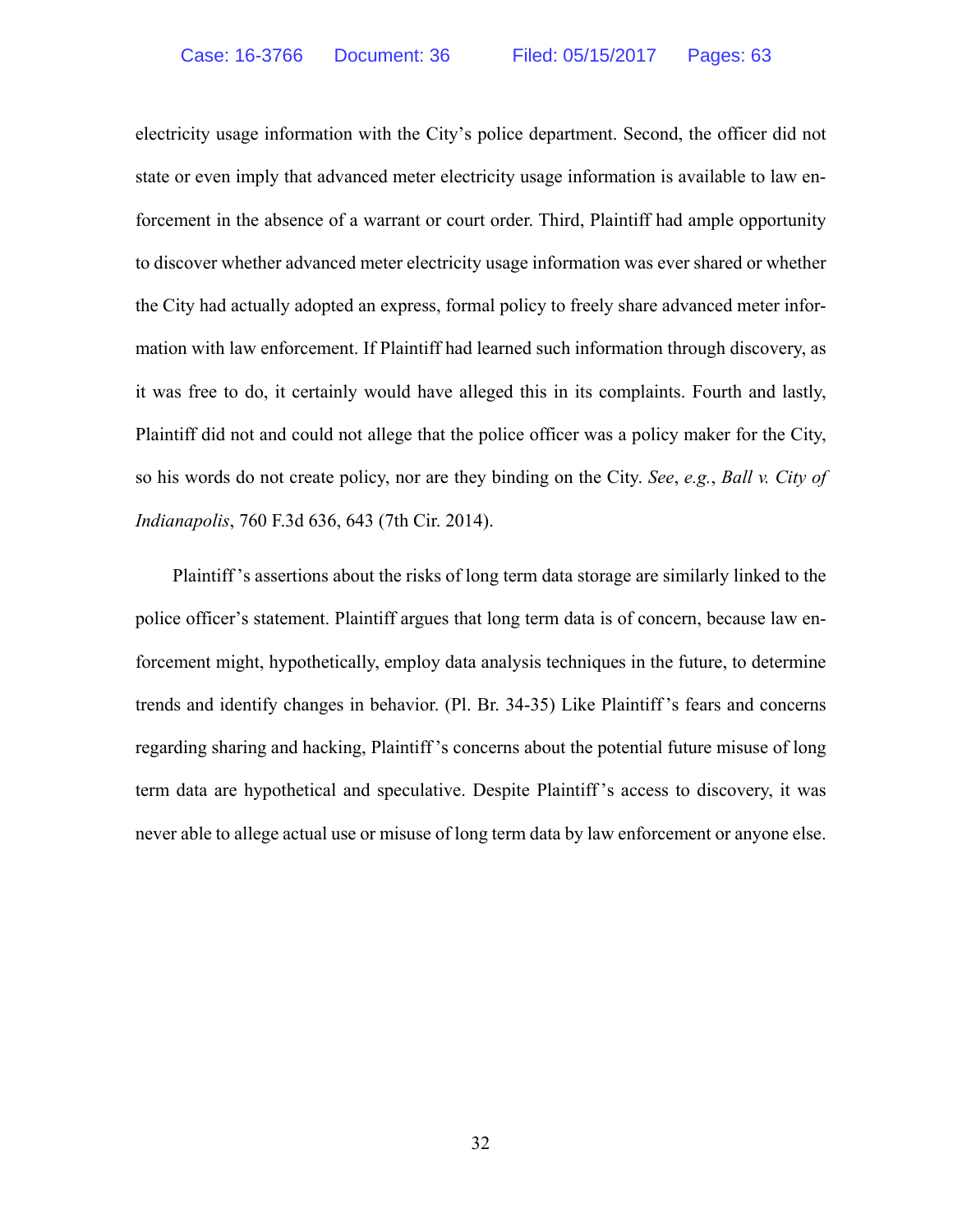electricity usage information with the City's police department. Second, the officer did not state or even imply that advanced meter electricity usage information is available to law enforcement in the absence of a warrant or court order. Third, Plaintiff had ample opportunity to discover whether advanced meter electricity usage information was ever shared or whether the City had actually adopted an express, formal policy to freely share advanced meter information with law enforcement. If Plaintiff had learned such information through discovery, as it was free to do, it certainly would have alleged this in its complaints. Fourth and lastly, Plaintiff did not and could not allege that the police officer was a policy maker for the City, so his words do not create policy, nor are they binding on the City. *See*, *e.g.*, *Ball v. City of Indianapolis*, 760 F.3d 636, 643 (7th Cir. 2014).

Plaintiff's assertions about the risks of long term data storage are similarly linked to the police officer's statement. Plaintiff argues that long term data is of concern, because law enforcement might, hypothetically, employ data analysis techniques in the future, to determine trends and identify changes in behavior. (Pl. Br. 34-35) Like Plaintiff's fears and concerns regarding sharing and hacking, Plaintiff's concerns about the potential future misuse of long term data are hypothetical and speculative. Despite Plaintiff's access to discovery, it was never able to allege actual use or misuse of long term data by law enforcement or anyone else.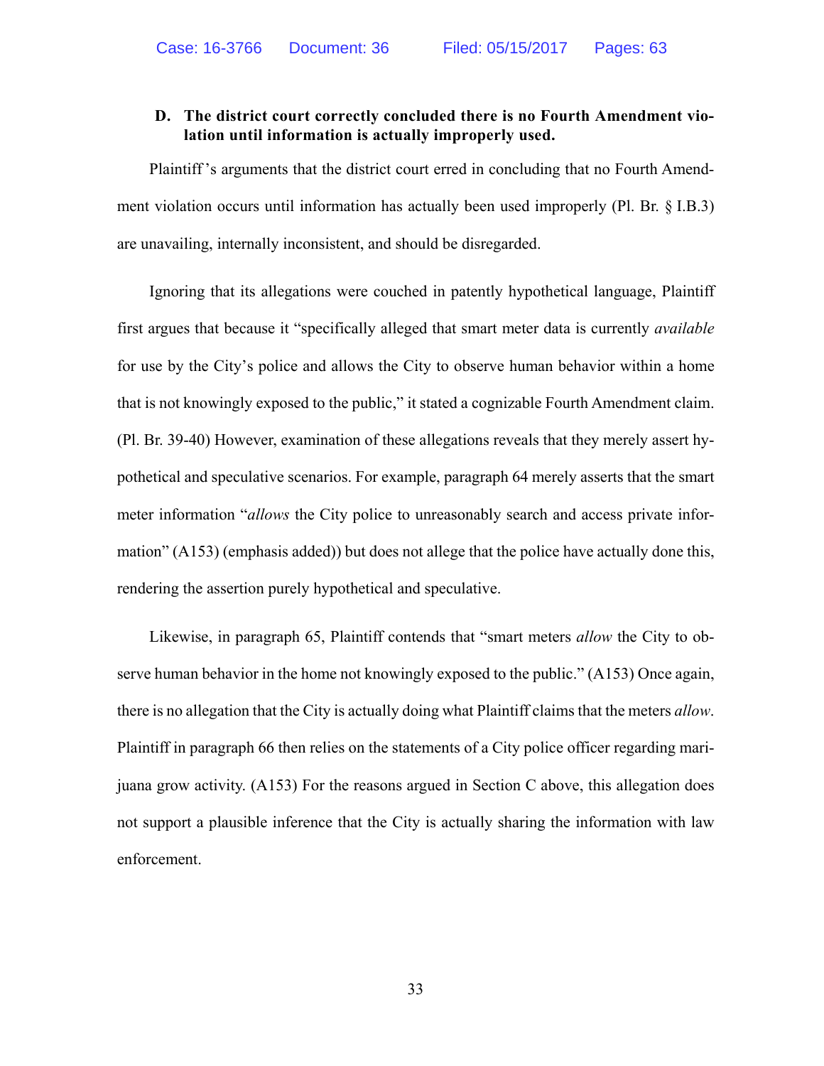### D. The district court correctly concluded there is no Fourth Amendment violation until information is actually improperly used.

Plaintiff's arguments that the district court erred in concluding that no Fourth Amendment violation occurs until information has actually been used improperly (Pl. Br. § I.B.3) are unavailing, internally inconsistent, and should be disregarded.

Ignoring that its allegations were couched in patently hypothetical language, Plaintiff first argues that because it "specifically alleged that smart meter data is currently *available* for use by the City's police and allows the City to observe human behavior within a home that is not knowingly exposed to the public," it stated a cognizable Fourth Amendment claim. (Pl. Br. 39-40) However, examination of these allegations reveals that they merely assert hypothetical and speculative scenarios. For example, paragraph 64 merely asserts that the smart meter information "*allows* the City police to unreasonably search and access private information" (A153) (emphasis added)) but does not allege that the police have actually done this, rendering the assertion purely hypothetical and speculative.

Likewise, in paragraph 65, Plaintiff contends that "smart meters *allow* the City to observe human behavior in the home not knowingly exposed to the public." (A153) Once again, there is no allegation that the City is actually doing what Plaintiff claims that the meters *allow*. Plaintiff in paragraph 66 then relies on the statements of a City police officer regarding marijuana grow activity. (A153) For the reasons argued in Section C above, this allegation does not support a plausible inference that the City is actually sharing the information with law enforcement.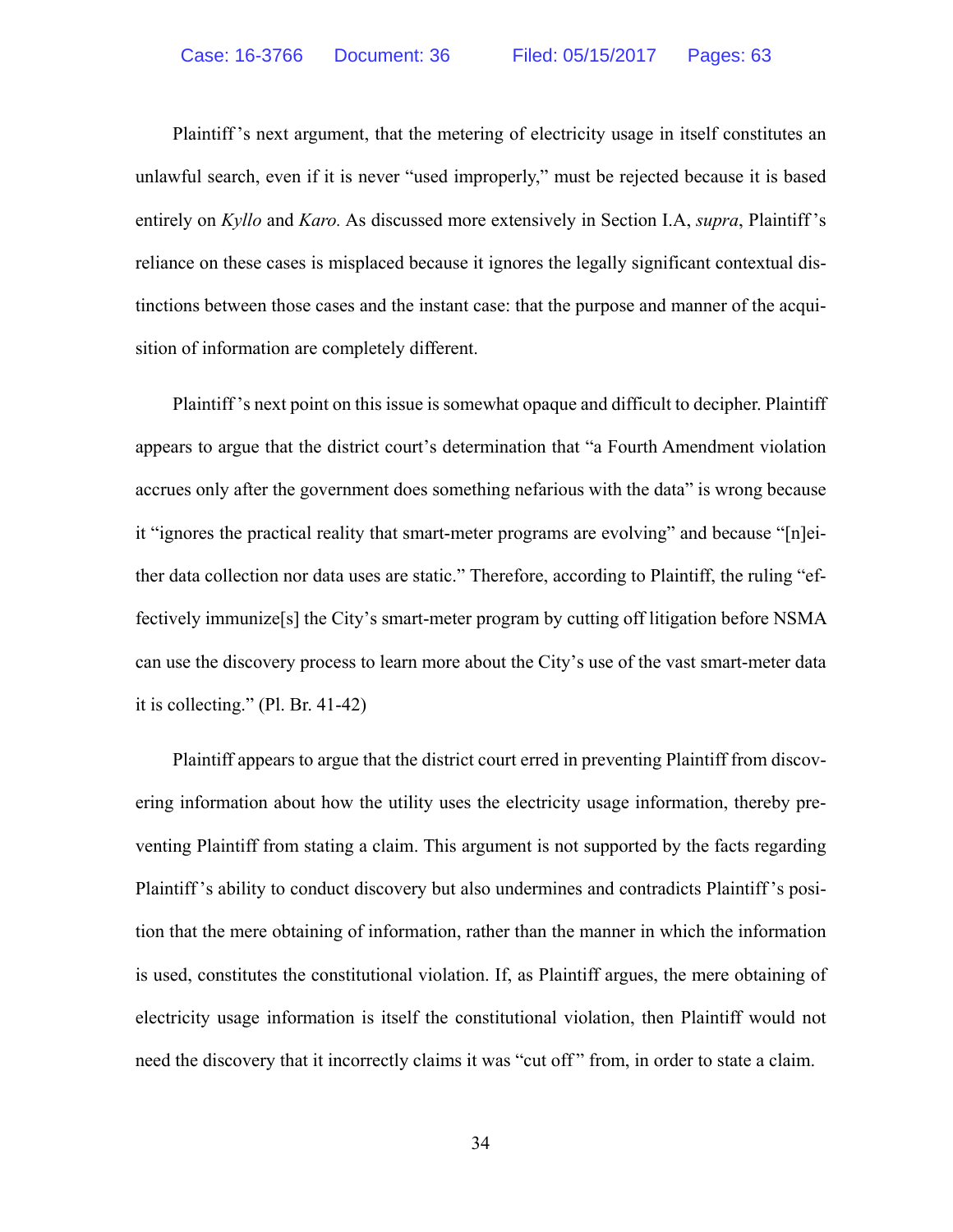Plaintiff's next argument, that the metering of electricity usage in itself constitutes an unlawful search, even if it is never "used improperly," must be rejected because it is based entirely on *Kyllo* and *Karo.* As discussed more extensively in Section I.A, *supra*, Plaintiff's reliance on these cases is misplaced because it ignores the legally significant contextual distinctions between those cases and the instant case: that the purpose and manner of the acquisition of information are completely different.

Plaintiff's next point on this issue is somewhat opaque and difficult to decipher. Plaintiff appears to argue that the district court's determination that "a Fourth Amendment violation accrues only after the government does something nefarious with the data" is wrong because it "ignores the practical reality that smart-meter programs are evolving" and because "[n]either data collection nor data uses are static." Therefore, according to Plaintiff, the ruling "effectively immunize[s] the City's smart-meter program by cutting off litigation before NSMA can use the discovery process to learn more about the City's use of the vast smart-meter data it is collecting." (Pl. Br. 41-42)

Plaintiff appears to argue that the district court erred in preventing Plaintiff from discovering information about how the utility uses the electricity usage information, thereby preventing Plaintiff from stating a claim. This argument is not supported by the facts regarding Plaintiff's ability to conduct discovery but also undermines and contradicts Plaintiff's position that the mere obtaining of information, rather than the manner in which the information is used, constitutes the constitutional violation. If, as Plaintiff argues, the mere obtaining of electricity usage information is itself the constitutional violation, then Plaintiff would not need the discovery that it incorrectly claims it was "cut off" from, in order to state a claim.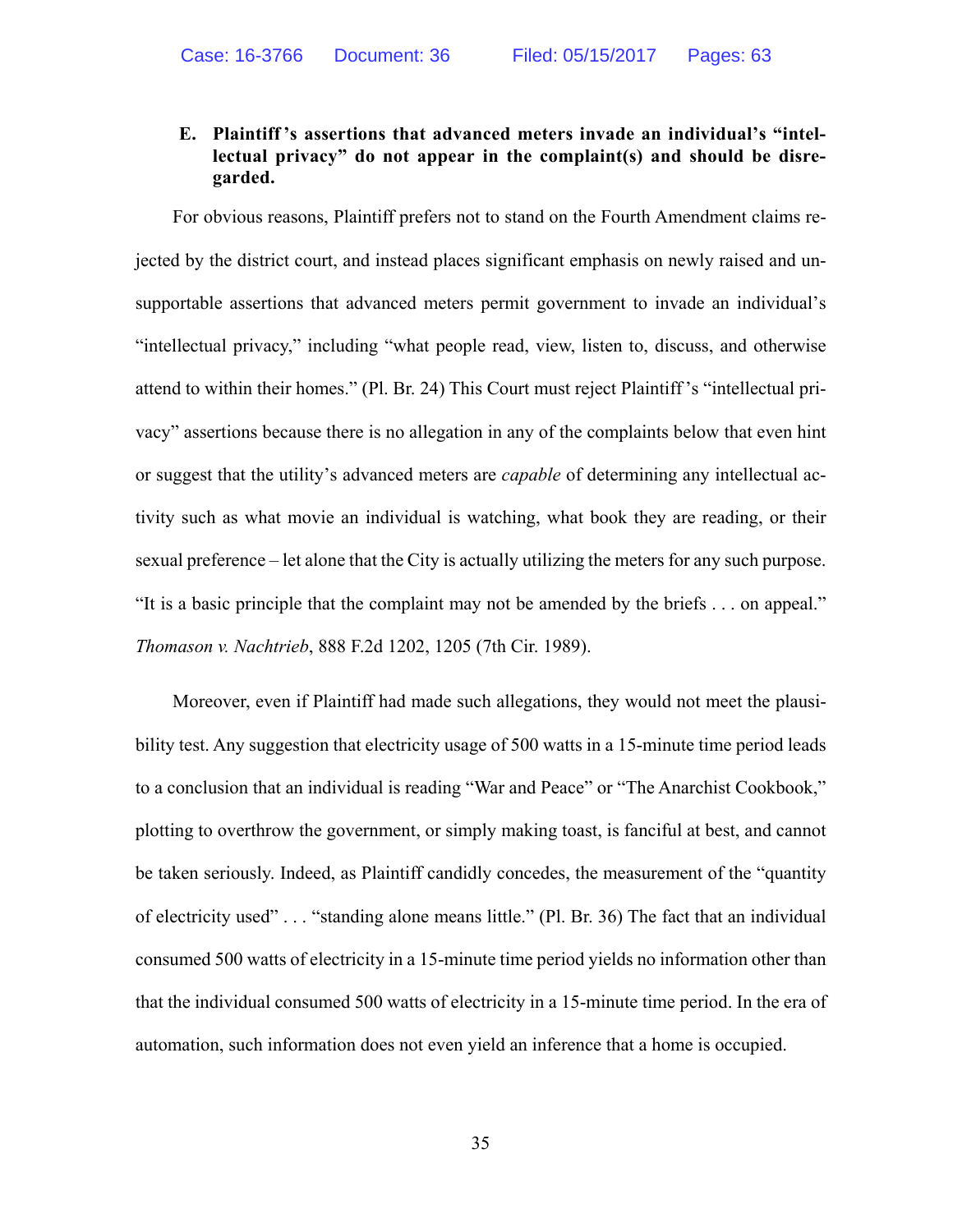### E. Plaintiff's assertions that advanced meters invade an individual's "intellectual privacy" do not appear in the complaint(s) and should be disregarded.

For obvious reasons, Plaintiff prefers not to stand on the Fourth Amendment claims rejected by the district court, and instead places significant emphasis on newly raised and unsupportable assertions that advanced meters permit government to invade an individual's "intellectual privacy," including "what people read, view, listen to, discuss, and otherwise attend to within their homes." (Pl. Br. 24) This Court must reject Plaintiff's "intellectual privacy" assertions because there is no allegation in any of the complaints below that even hint or suggest that the utility's advanced meters are *capable* of determining any intellectual activity such as what movie an individual is watching, what book they are reading, or their sexual preference – let alone that the City is actually utilizing the meters for any such purpose. "It is a basic principle that the complaint may not be amended by the briefs . . . on appeal." *Thomason v. Nachtrieb*, 888 F.2d 1202, 1205 (7th Cir. 1989).

Moreover, even if Plaintiff had made such allegations, they would not meet the plausibility test. Any suggestion that electricity usage of 500 watts in a 15-minute time period leads to a conclusion that an individual is reading "War and Peace" or "The Anarchist Cookbook," plotting to overthrow the government, or simply making toast, is fanciful at best, and cannot be taken seriously. Indeed, as Plaintiff candidly concedes, the measurement of the "quantity of electricity used" . . . "standing alone means little." (Pl. Br. 36) The fact that an individual consumed 500 watts of electricity in a 15-minute time period yields no information other than that the individual consumed 500 watts of electricity in a 15-minute time period. In the era of automation, such information does not even yield an inference that a home is occupied.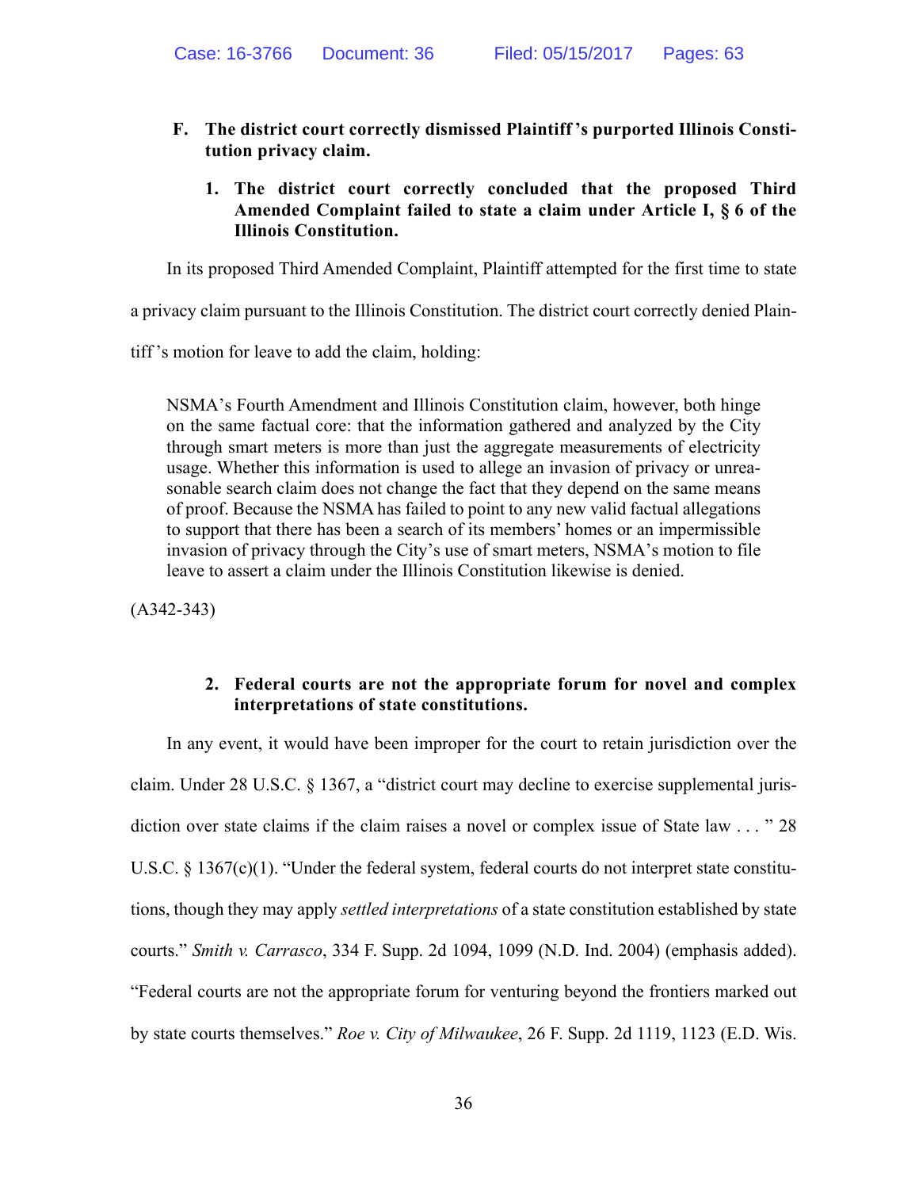**F. The district court correctly dismissed Plaintiff's purported Illinois Constitution privacy claim.**

**1. The district court correctly concluded that the proposed Third Amended Complaint failed to state a claim under Article I, § 6 of the Illinois Constitution.**

In its proposed Third Amended Complaint, Plaintiff attempted for the first time to state a privacy claim pursuant to the Illinois Constitution. The district court correctly denied Plaintiff's motion for leave to add the claim, holding:

> NSMA's Fourth Amendment and Illinois Constitution claim, however, both hinge on the same factual core: that the information gathered and analyzed by the City through smart meters is more than just the aggregate measurements of electricity usage. Whether this information is used to allege an invasion of privacy or unreasonable search claim does not change the fact that they depend on the same means of proof. Because the NSMA has failed to point to any new valid factual allegations to support that there has been a search of its members' homes or an impermissible invasion of privacy through the City's use of smart meters, NSMA's motion to file leave to assert a claim under the Illinois Constitution likewise is denied.

(A342-343)

**2. Federal courts are not the appropriate forum for novel and complex interpretations of state constitutions.**

In any event, it would have been improper for the court to retain jurisdiction over the claim. Under 28 U.S.C. § 1367, a "district court may decline to exercise supplemental jurisdiction over state claims if the claim raises a novel or complex issue of State law . . . " 28 U.S.C. § 1367(c)(1). "Under the federal system, federal courts do not interpret state constitutions, though they may apply *settled interpretations* of a state constitution established by state courts." *Smith v. Carrasco*, 334 F. Supp. 2d 1094, 1099 (N.D. Ind. 2004) (emphasis added). "Federal courts are not the appropriate forum for venturing beyond the frontiers marked out by state courts themselves." *Roe v. City of Milwaukee*, 26 F. Supp. 2d 1119, 1123 (E.D. Wis.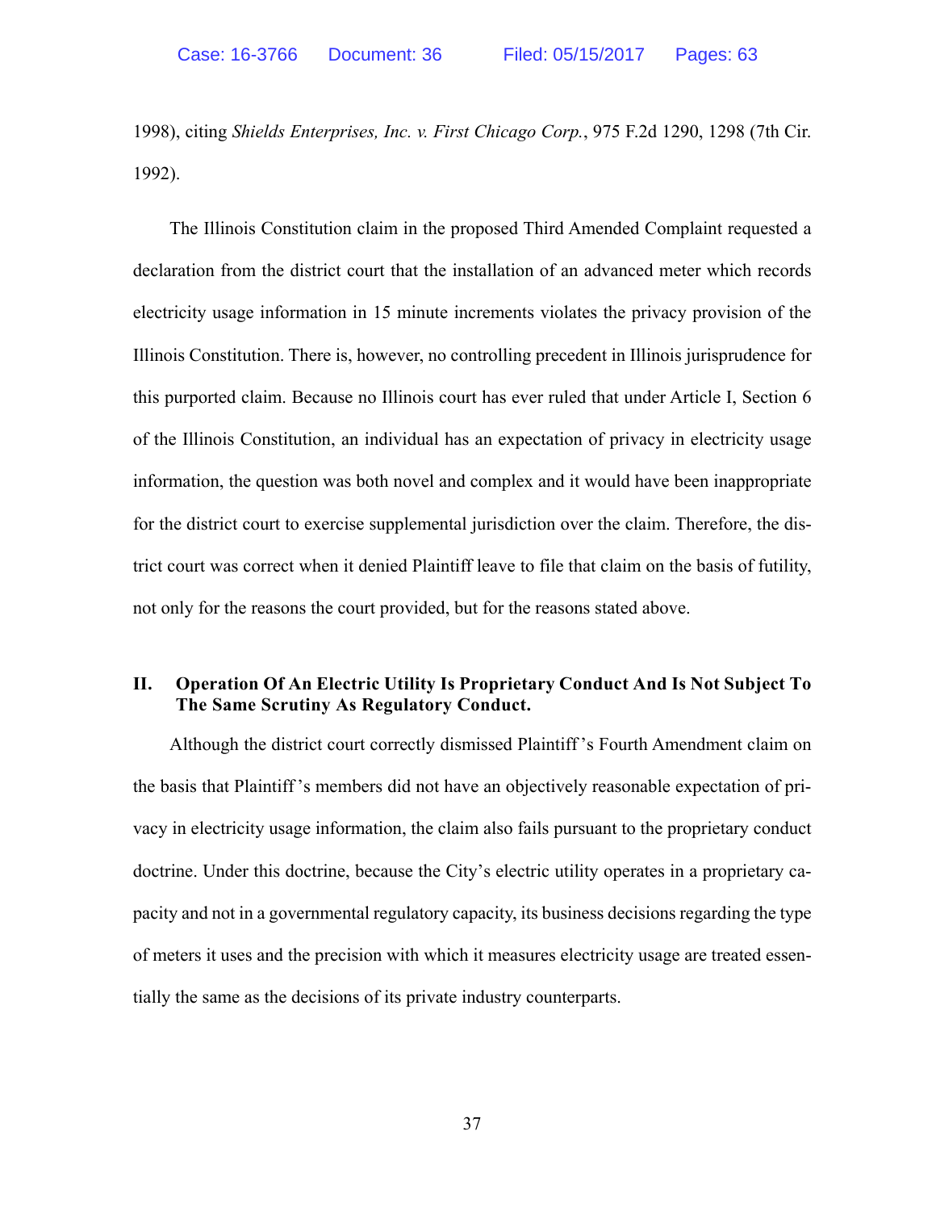1998), citing *Shields Enterprises, Inc. v. First Chicago Corp.*, 975 F.2d 1290, 1298 (7th Cir. 1992).

The Illinois Constitution claim in the proposed Third Amended Complaint requested a declaration from the district court that the installation of an advanced meter which records electricity usage information in 15 minute increments violates the privacy provision of the Illinois Constitution. There is, however, no controlling precedent in Illinois jurisprudence for this purported claim. Because no Illinois court has ever ruled that under Article I, Section 6 of the Illinois Constitution, an individual has an expectation of privacy in electricity usage information, the question was both novel and complex and it would have been inappropriate for the district court to exercise supplemental jurisdiction over the claim. Therefore, the district court was correct when it denied Plaintiff leave to file that claim on the basis of futility, not only for the reasons the court provided, but for the reasons stated above.

## II. Operation Of An Electric Utility Is Proprietary Conduct And Is Not Subject To The Same Scrutiny As Regulatory Conduct.

Although the district court correctly dismissed Plaintiff's Fourth Amendment claim on the basis that Plaintiff's members did not have an objectively reasonable expectation of privacy in electricity usage information, the claim also fails pursuant to the proprietary conduct doctrine. Under this doctrine, because the City's electric utility operates in a proprietary capacity and not in a governmental regulatory capacity, its business decisions regarding the type of meters it uses and the precision with which it measures electricity usage are treated essentially the same as the decisions of its private industry counterparts.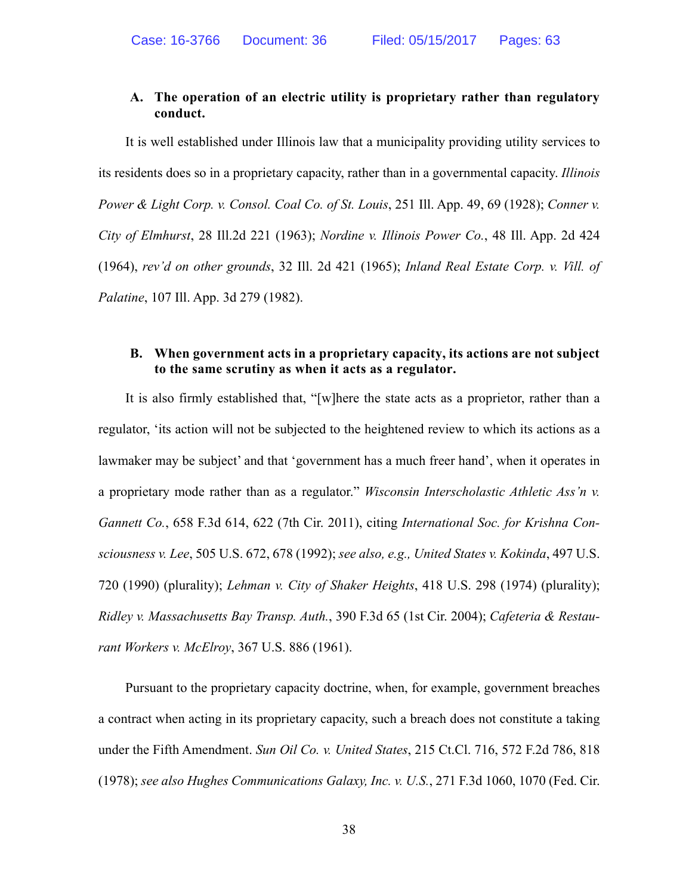### A. The operation of an electric utility is proprietary rather than regulatory conduct.

It is well established under Illinois law that a municipality providing utility services to its residents does so in a proprietary capacity, rather than in a governmental capacity. *Illinois Power & Light Corp. v. Consol. Coal Co. of St. Louis*, 251 Ill. App. 49, 69 (1928); *Conner v. City of Elmhurst*, 28 Ill.2d 221 (1963); *Nordine v. Illinois Power Co.*, 48 Ill. App. 2d 424 (1964), *rev'd on other grounds*, 32 Ill. 2d 421 (1965); *Inland Real Estate Corp. v. Vill. of Palatine*, 107 Ill. App. 3d 279 (1982).

### B. When government acts in a proprietary capacity, its actions are not subject to the same scrutiny as when it acts as a regulator.

It is also firmly established that, "[w]here the state acts as a proprietor, rather than a regulator, 'its action will not be subjected to the heightened review to which its actions as a lawmaker may be subject' and that 'government has a much freer hand', when it operates in a proprietary mode rather than as a regulator." *Wisconsin Interscholastic Athletic Ass'n v. Gannett Co.*, 658 F.3d 614, 622 (7th Cir. 2011), citing *International Soc. for Krishna Consciousness v. Lee*, 505 U.S. 672, 678 (1992); *see also, e.g., United States v. Kokinda*, 497 U.S. 720 (1990) (plurality); *Lehman v. City of Shaker Heights*, 418 U.S. 298 (1974) (plurality); *Ridley v. Massachusetts Bay Transp. Auth.*, 390 F.3d 65 (1st Cir. 2004); *Cafeteria & Restaurant Workers v. McElroy*, 367 U.S. 886 (1961).

Pursuant to the proprietary capacity doctrine, when, for example, government breaches a contract when acting in its proprietary capacity, such a breach does not constitute a taking under the Fifth Amendment. *Sun Oil Co. v. United States*, 215 Ct.Cl. 716, 572 F.2d 786, 818 (1978); *see also Hughes Communications Galaxy, Inc. v. U.S.*, 271 F.3d 1060, 1070 (Fed. Cir.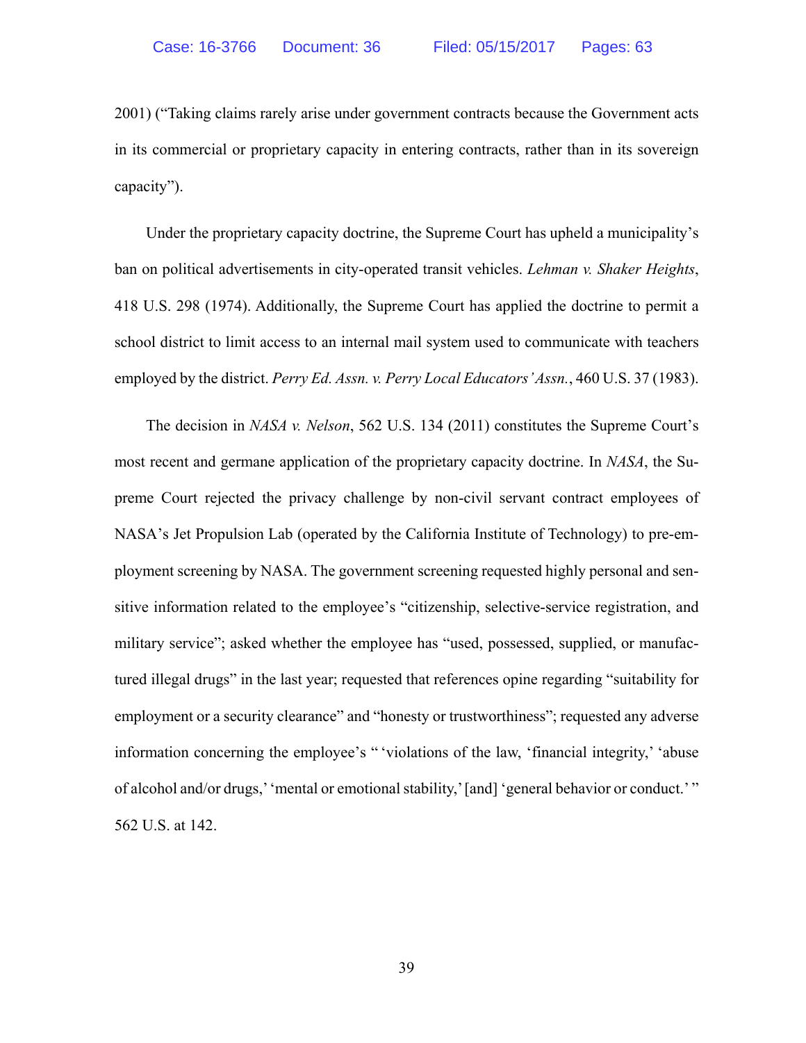2001) ("Taking claims rarely arise under government contracts because the Government acts in its commercial or proprietary capacity in entering contracts, rather than in its sovereign capacity").

Under the proprietary capacity doctrine, the Supreme Court has upheld a municipality's ban on political advertisements in city-operated transit vehicles. *Lehman v. Shaker Heights*, 418 U.S. 298 (1974). Additionally, the Supreme Court has applied the doctrine to permit a school district to limit access to an internal mail system used to communicate with teachers employed by the district. *Perry Ed. Assn. v. Perry Local Educators' Assn.*, 460 U.S. 37 (1983).

The decision in *NASA v. Nelson*, 562 U.S. 134 (2011) constitutes the Supreme Court's most recent and germane application of the proprietary capacity doctrine. In *NASA*, the Supreme Court rejected the privacy challenge by non-civil servant contract employees of NASA's Jet Propulsion Lab (operated by the California Institute of Technology) to pre-employment screening by NASA. The government screening requested highly personal and sensitive information related to the employee's "citizenship, selective-service registration, and military service"; asked whether the employee has "used, possessed, supplied, or manufactured illegal drugs" in the last year; requested that references opine regarding "suitability for employment or a security clearance" and "honesty or trustworthiness"; requested any adverse information concerning the employee's " 'violations of the law, 'financial integrity,' 'abuse of alcohol and/or drugs,' 'mental or emotional stability,' [and] 'general behavior or conduct.' " 562 U.S. at 142.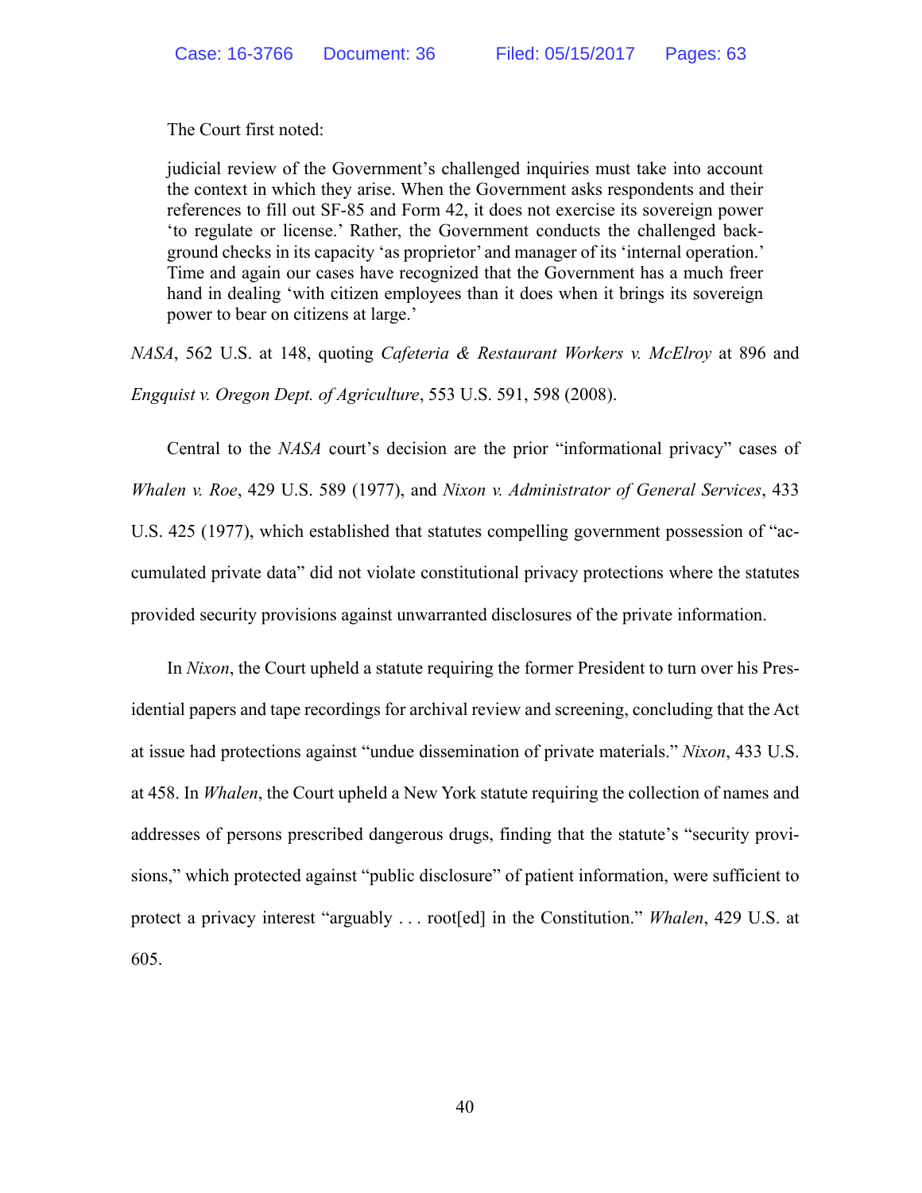The Court first noted:

> judicial review of the Government's challenged inquiries must take into account the context in which they arise. When the Government asks respondents and their references to fill out SF-85 and Form 42, it does not exercise its sovereign power 'to regulate or license.' Rather, the Government conducts the challenged background checks in its capacity 'as proprietor' and manager of its 'internal operation.' Time and again our cases have recognized that the Government has a much freer hand in dealing 'with citizen employees than it does when it brings its sovereign power to bear on citizens at large.'

*NASA*, 562 U.S. at 148, quoting *Cafeteria & Restaurant Workers v. McElroy* at 896 and *Engquist v. Oregon Dept. of Agriculture*, 553 U.S. 591, 598 (2008).

Central to the *NASA* court's decision are the prior "informational privacy" cases of *Whalen v. Roe*, 429 U.S. 589 (1977), and *Nixon v. Administrator of General Services*, 433 U.S. 425 (1977), which established that statutes compelling government possession of "accumulated private data" did not violate constitutional privacy protections where the statutes provided security provisions against unwarranted disclosures of the private information.

In *Nixon*, the Court upheld a statute requiring the former President to turn over his Presidential papers and tape recordings for archival review and screening, concluding that the Act at issue had protections against "undue dissemination of private materials." *Nixon*, 433 U.S. at 458. In *Whalen*, the Court upheld a New York statute requiring the collection of names and addresses of persons prescribed dangerous drugs, finding that the statute's "security provisions," which protected against "public disclosure" of patient information, were sufficient to protect a privacy interest "arguably . . . root[ed] in the Constitution." *Whalen*, 429 U.S. at 605.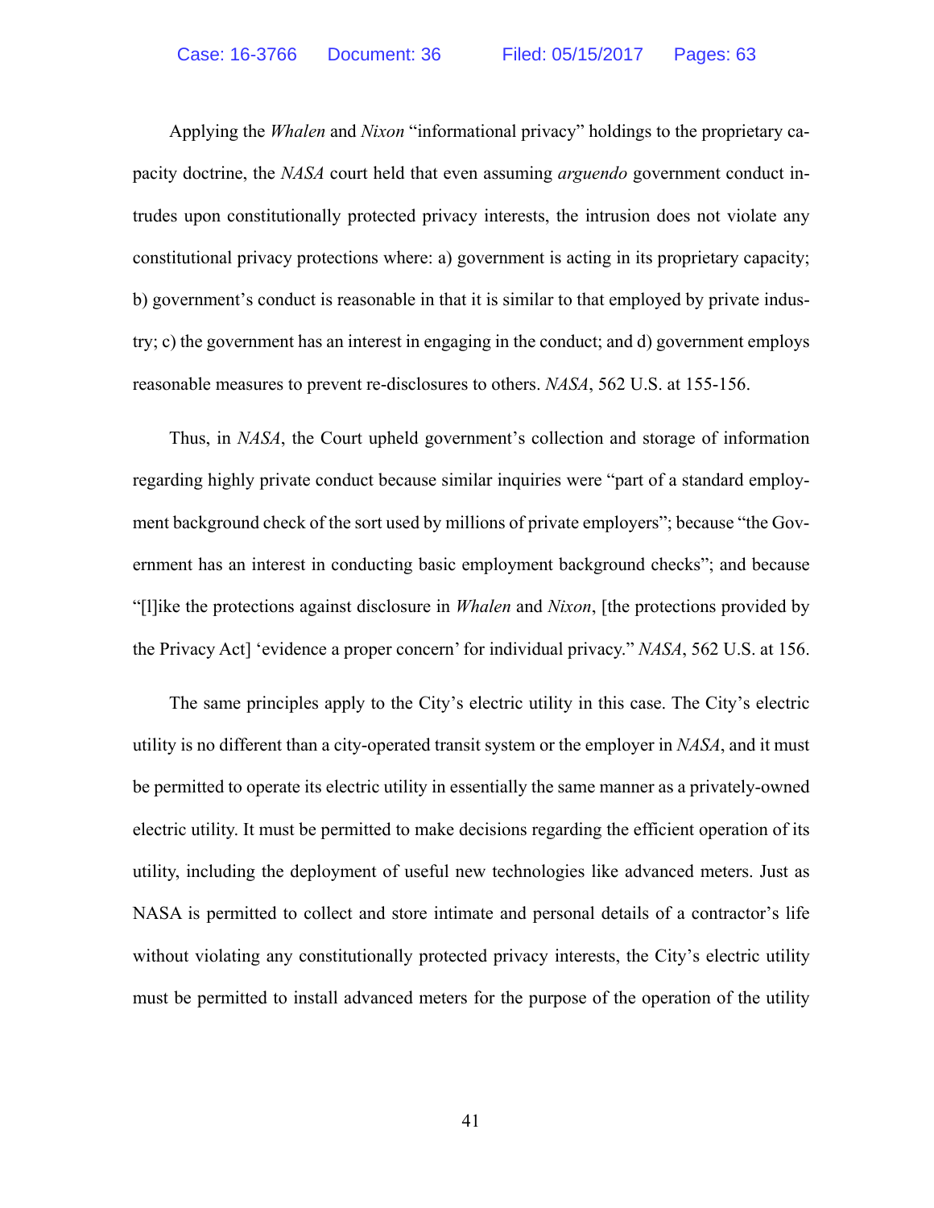Applying the *Whalen* and *Nixon* "informational privacy" holdings to the proprietary capacity doctrine, the *NASA* court held that even assuming *arguendo* government conduct intrudes upon constitutionally protected privacy interests, the intrusion does not violate any constitutional privacy protections where: a) government is acting in its proprietary capacity; b) government's conduct is reasonable in that it is similar to that employed by private industry; c) the government has an interest in engaging in the conduct; and d) government employs reasonable measures to prevent re-disclosures to others. *NASA*, 562 U.S. at 155-156.

Thus, in *NASA*, the Court upheld government's collection and storage of information regarding highly private conduct because similar inquiries were "part of a standard employment background check of the sort used by millions of private employers"; because "the Government has an interest in conducting basic employment background checks"; and because "[l]ike the protections against disclosure in *Whalen* and *Nixon*, [the protections provided by the Privacy Act] 'evidence a proper concern' for individual privacy." *NASA*, 562 U.S. at 156.

The same principles apply to the City's electric utility in this case. The City's electric utility is no different than a city-operated transit system or the employer in *NASA*, and it must be permitted to operate its electric utility in essentially the same manner as a privately-owned electric utility. It must be permitted to make decisions regarding the efficient operation of its utility, including the deployment of useful new technologies like advanced meters. Just as NASA is permitted to collect and store intimate and personal details of a contractor's life without violating any constitutionally protected privacy interests, the City's electric utility must be permitted to install advanced meters for the purpose of the operation of the utility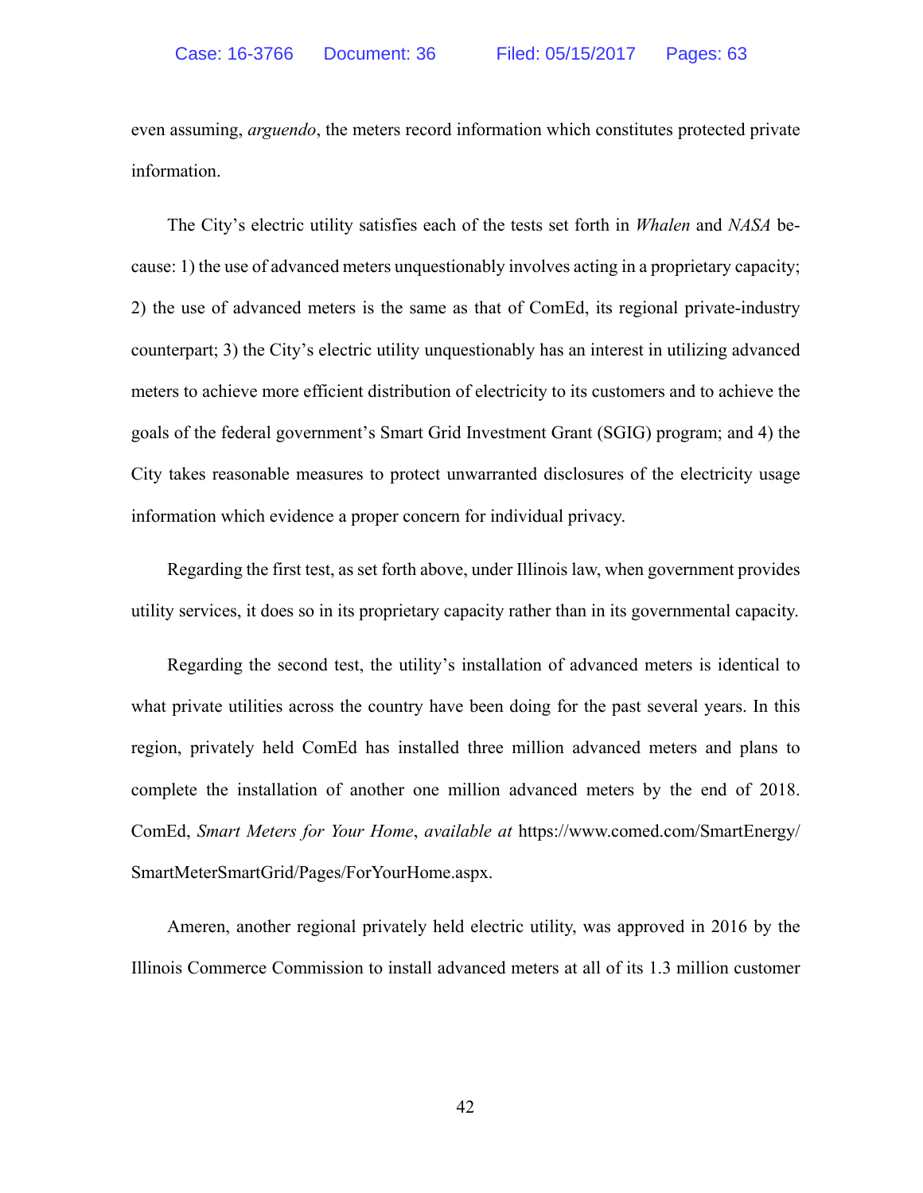even assuming, *arguendo*, the meters record information which constitutes protected private information.

The City's electric utility satisfies each of the tests set forth in *Whalen* and *NASA* because: 1) the use of advanced meters unquestionably involves acting in a proprietary capacity; 2) the use of advanced meters is the same as that of ComEd, its regional private-industry counterpart; 3) the City's electric utility unquestionably has an interest in utilizing advanced meters to achieve more efficient distribution of electricity to its customers and to achieve the goals of the federal government's Smart Grid Investment Grant (SGIG) program; and 4) the City takes reasonable measures to protect unwarranted disclosures of the electricity usage information which evidence a proper concern for individual privacy.

Regarding the first test, as set forth above, under Illinois law, when government provides utility services, it does so in its proprietary capacity rather than in its governmental capacity.

Regarding the second test, the utility's installation of advanced meters is identical to what private utilities across the country have been doing for the past several years. In this region, privately held ComEd has installed three million advanced meters and plans to complete the installation of another one million advanced meters by the end of 2018. ComEd, *Smart Meters for Your Home*, *available at* https://www.comed.com/SmartEnergy/SmartMeterSmartGrid/Pages/ForYourHome.aspx.

Ameren, another regional privately held electric utility, was approved in 2016 by the Illinois Commerce Commission to install advanced meters at all of its 1.3 million customer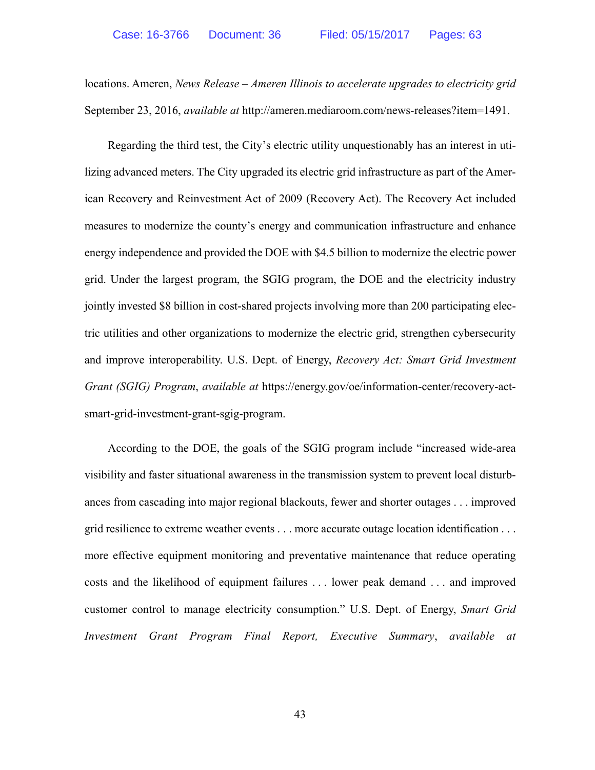locations. Ameren, *News Release – Ameren Illinois to accelerate upgrades to electricity grid* September 23, 2016, *available at* http://ameren.mediaroom.com/news-releases?item=1491.

Regarding the third test, the City's electric utility unquestionably has an interest in utilizing advanced meters. The City upgraded its electric grid infrastructure as part of the American Recovery and Reinvestment Act of 2009 (Recovery Act). The Recovery Act included measures to modernize the county's energy and communication infrastructure and enhance energy independence and provided the DOE with $4.5 billion to modernize the electric power grid. Under the largest program, the SGIG program, the DOE and the electricity industry jointly invested $8 billion in cost-shared projects involving more than 200 participating electric utilities and other organizations to modernize the electric grid, strengthen cybersecurity and improve interoperability. U.S. Dept. of Energy, *Recovery Act: Smart Grid Investment Grant (SGIG) Program*, *available at* https://energy.gov/oe/information-center/recovery-act-smart-grid-investment-grant-sgig-program.

According to the DOE, the goals of the SGIG program include "increased wide-area visibility and faster situational awareness in the transmission system to prevent local disturbances from cascading into major regional blackouts, fewer and shorter outages . . . improved grid resilience to extreme weather events . . . more accurate outage location identification . . . more effective equipment monitoring and preventative maintenance that reduce operating costs and the likelihood of equipment failures . . . lower peak demand . . . and improved customer control to manage electricity consumption." U.S. Dept. of Energy, *Smart Grid Investment Grant Program Final Report, Executive Summary*, *available at*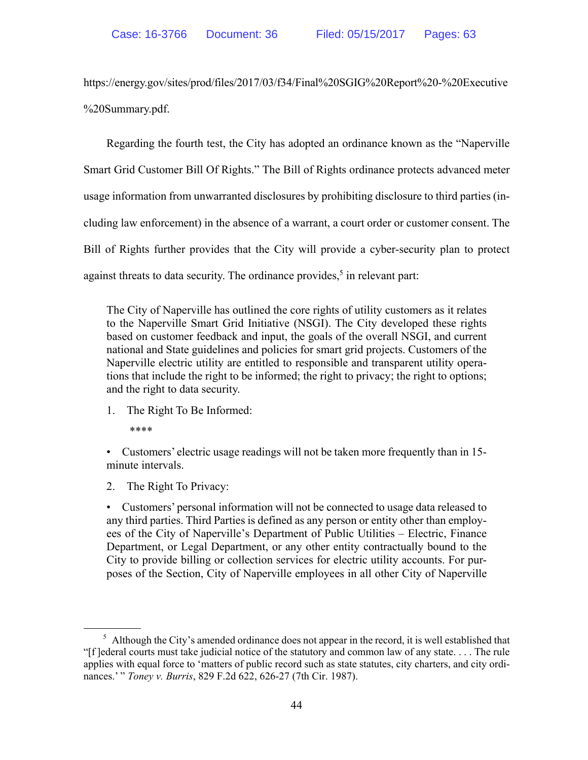https://energy.gov/sites/prod/files/2017/03/f34/Final%20SGIG%20Report%20-%20Executive%20Summary.pdf.

Regarding the fourth test, the City has adopted an ordinance known as the "Naperville Smart Grid Customer Bill Of Rights." The Bill of Rights ordinance protects advanced meter usage information from unwarranted disclosures by prohibiting disclosure to third parties (including law enforcement) in the absence of a warrant, a court order or customer consent. The Bill of Rights further provides that the City will provide a cyber-security plan to protect against threats to data security. The ordinance provides,[5] in relevant part:

> The City of Naperville has outlined the core rights of utility customers as it relates to the Naperville Smart Grid Initiative (NSGI). The City developed these rights based on customer feedback and input, the goals of the overall NSGI, and current national and State guidelines and policies for smart grid projects. Customers of the Naperville electric utility are entitled to responsible and transparent utility operations that include the right to be informed; the right to privacy; the right to options; and the right to data security.
>
> 1. The Right To Be Informed:
>
>    ****
>
> • Customers' electric usage readings will not be taken more frequently than in 15-minute intervals.
>
> 2. The Right To Privacy:
>
> • Customers' personal information will not be connected to usage data released to any third parties. Third Parties is defined as any person or entity other than employees of the City of Naperville's Department of Public Utilities – Electric, Finance Department, or Legal Department, or any other entity contractually bound to the City to provide billing or collection services for electric utility accounts. For purposes of the Section, City of Naperville employees in all other City of Naperville

[5] Although the City's amended ordinance does not appear in the record, it is well established that "[f]ederal courts must take judicial notice of the statutory and common law of any state. . . . The rule applies with equal force to 'matters of public record such as state statutes, city charters, and city ordinances.' " *Toney v. Burris*, 829 F.2d 622, 626-27 (7th Cir. 1987).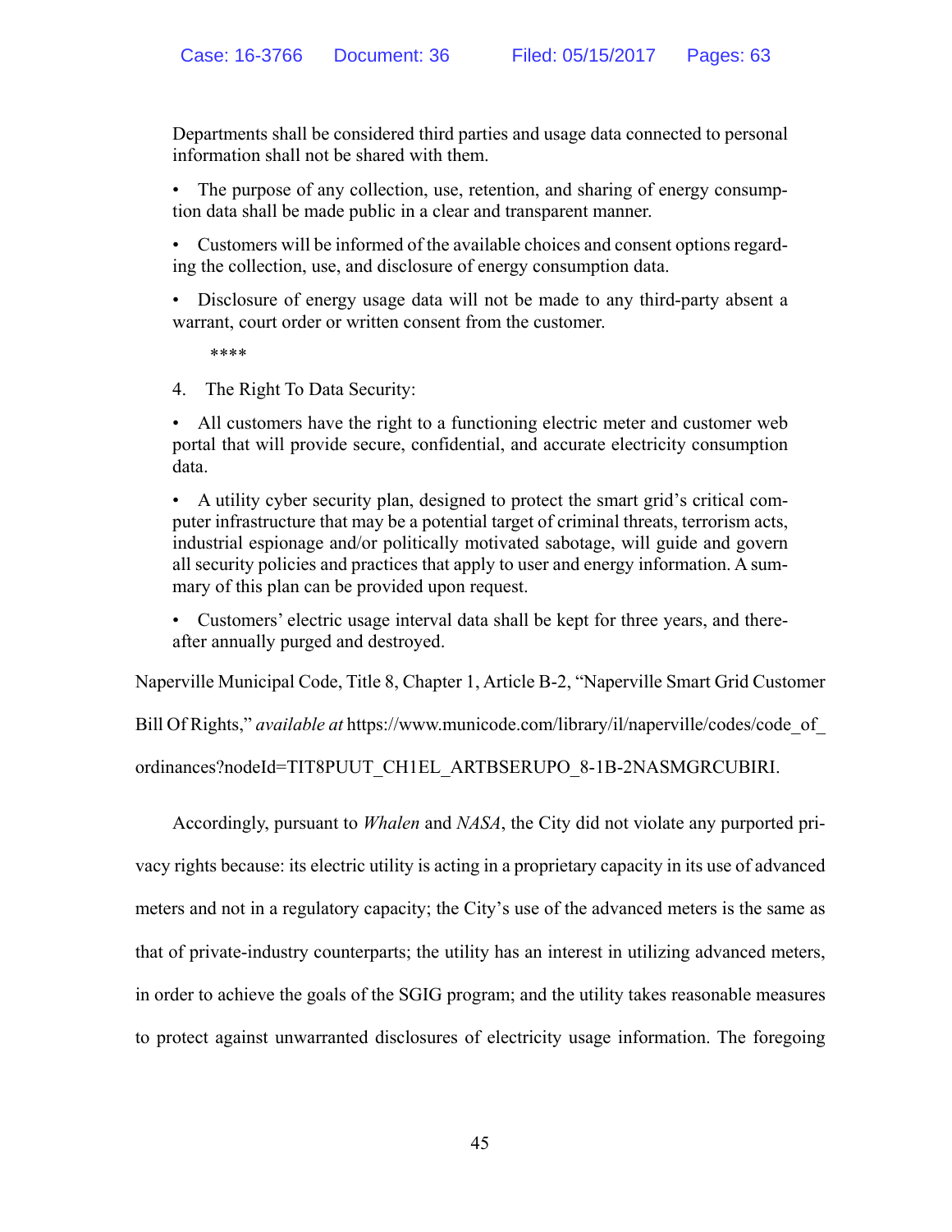Departments shall be considered third parties and usage data connected to personal information shall not be shared with them.

- The purpose of any collection, use, retention, and sharing of energy consumption data shall be made public in a clear and transparent manner.

- Customers will be informed of the available choices and consent options regarding the collection, use, and disclosure of energy consumption data.

- Disclosure of energy usage data will not be made to any third-party absent a warrant, court order or written consent from the customer.

****

4. The Right To Data Security:

- All customers have the right to a functioning electric meter and customer web portal that will provide secure, confidential, and accurate electricity consumption data.

- A utility cyber security plan, designed to protect the smart grid's critical computer infrastructure that may be a potential target of criminal threats, terrorism acts, industrial espionage and/or politically motivated sabotage, will guide and govern all security policies and practices that apply to user and energy information. A summary of this plan can be provided upon request.

- Customers' electric usage interval data shall be kept for three years, and thereafter annually purged and destroyed.

Naperville Municipal Code, Title 8, Chapter 1, Article B-2, "Naperville Smart Grid Customer Bill Of Rights," *available at* https://www.municode.com/library/il/naperville/codes/code_of_ordinances?nodeId=TIT8PUUT_CH1EL_ARTBSERUPO_8-1B-2NASMGRCUBIRI.

Accordingly, pursuant to *Whalen* and *NASA*, the City did not violate any purported privacy rights because: its electric utility is acting in a proprietary capacity in its use of advanced meters and not in a regulatory capacity; the City's use of the advanced meters is the same as that of private-industry counterparts; the utility has an interest in utilizing advanced meters, in order to achieve the goals of the SGIG program; and the utility takes reasonable measures to protect against unwarranted disclosures of electricity usage information. The foregoing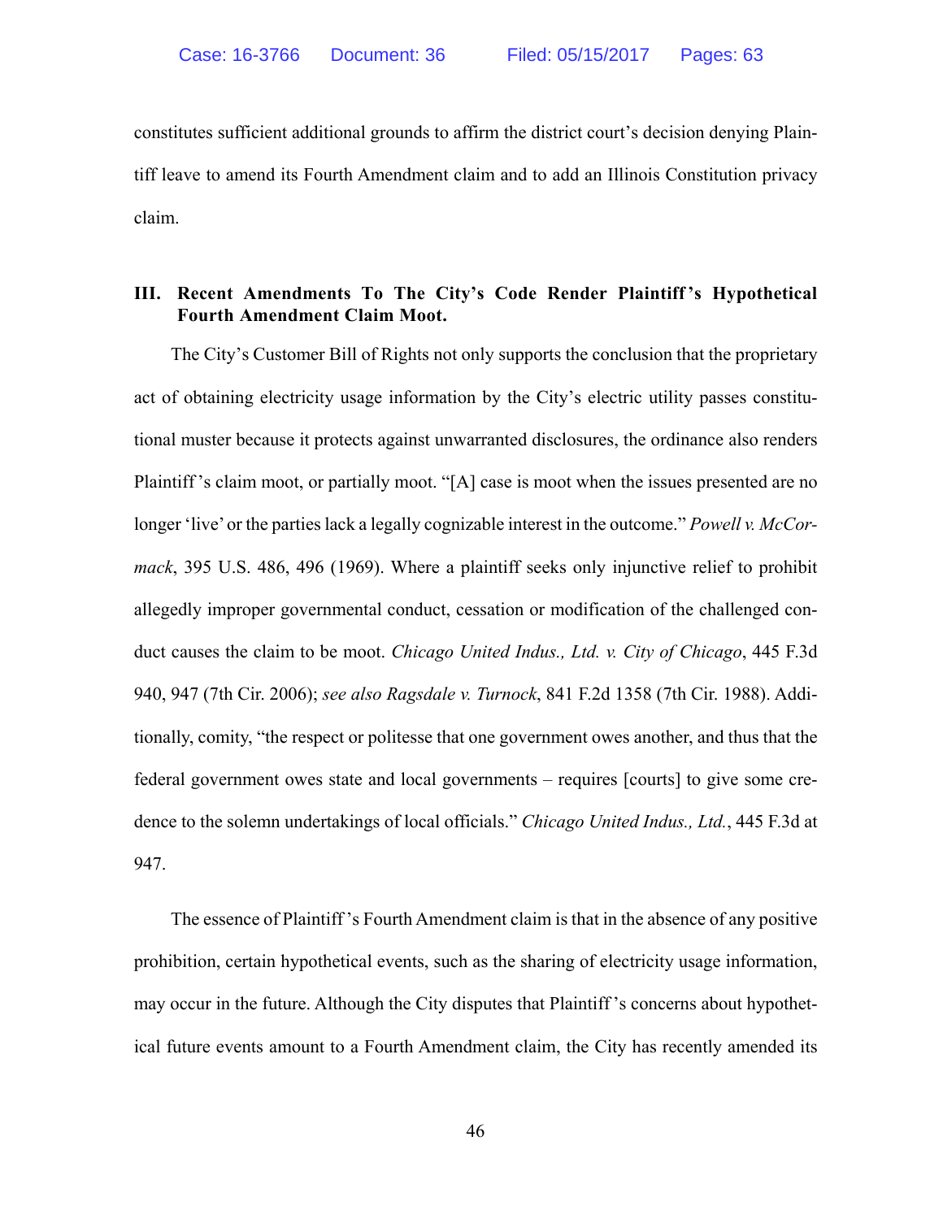constitutes sufficient additional grounds to affirm the district court's decision denying Plaintiff leave to amend its Fourth Amendment claim and to add an Illinois Constitution privacy claim.

## III. Recent Amendments To The City's Code Render Plaintiff's Hypothetical Fourth Amendment Claim Moot.

The City's Customer Bill of Rights not only supports the conclusion that the proprietary act of obtaining electricity usage information by the City's electric utility passes constitutional muster because it protects against unwarranted disclosures, the ordinance also renders Plaintiff's claim moot, or partially moot. "[A] case is moot when the issues presented are no longer 'live' or the parties lack a legally cognizable interest in the outcome." *Powell v. McCormack*, 395 U.S. 486, 496 (1969). Where a plaintiff seeks only injunctive relief to prohibit allegedly improper governmental conduct, cessation or modification of the challenged conduct causes the claim to be moot. *Chicago United Indus., Ltd. v. City of Chicago*, 445 F.3d 940, 947 (7th Cir. 2006); *see also Ragsdale v. Turnock*, 841 F.2d 1358 (7th Cir. 1988). Additionally, comity, "the respect or politesse that one government owes another, and thus that the federal government owes state and local governments – requires [courts] to give some credence to the solemn undertakings of local officials." *Chicago United Indus., Ltd.*, 445 F.3d at 947.

The essence of Plaintiff's Fourth Amendment claim is that in the absence of any positive prohibition, certain hypothetical events, such as the sharing of electricity usage information, may occur in the future. Although the City disputes that Plaintiff's concerns about hypothetical future events amount to a Fourth Amendment claim, the City has recently amended its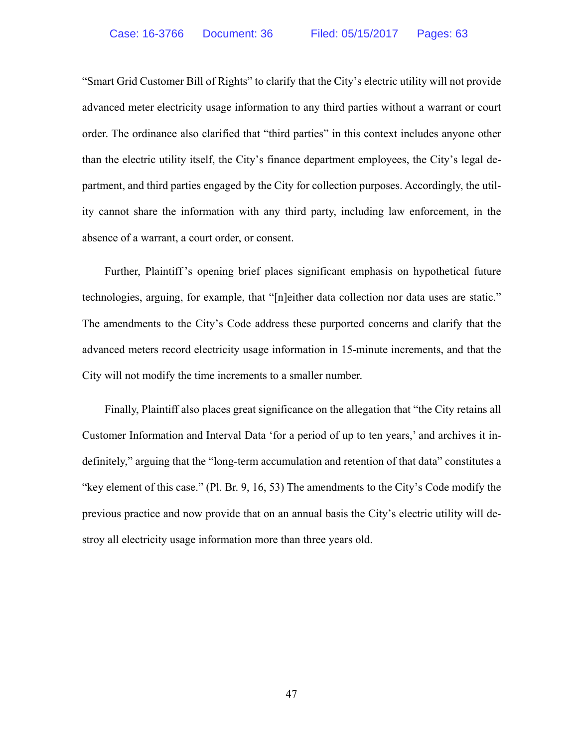"Smart Grid Customer Bill of Rights" to clarify that the City's electric utility will not provide advanced meter electricity usage information to any third parties without a warrant or court order. The ordinance also clarified that "third parties" in this context includes anyone other than the electric utility itself, the City's finance department employees, the City's legal department, and third parties engaged by the City for collection purposes. Accordingly, the utility cannot share the information with any third party, including law enforcement, in the absence of a warrant, a court order, or consent.

Further, Plaintiff's opening brief places significant emphasis on hypothetical future technologies, arguing, for example, that "[n]either data collection nor data uses are static." The amendments to the City's Code address these purported concerns and clarify that the advanced meters record electricity usage information in 15-minute increments, and that the City will not modify the time increments to a smaller number.

Finally, Plaintiff also places great significance on the allegation that "the City retains all Customer Information and Interval Data 'for a period of up to ten years,' and archives it indefinitely," arguing that the "long-term accumulation and retention of that data" constitutes a "key element of this case." (Pl. Br. 9, 16, 53) The amendments to the City's Code modify the previous practice and now provide that on an annual basis the City's electric utility will destroy all electricity usage information more than three years old.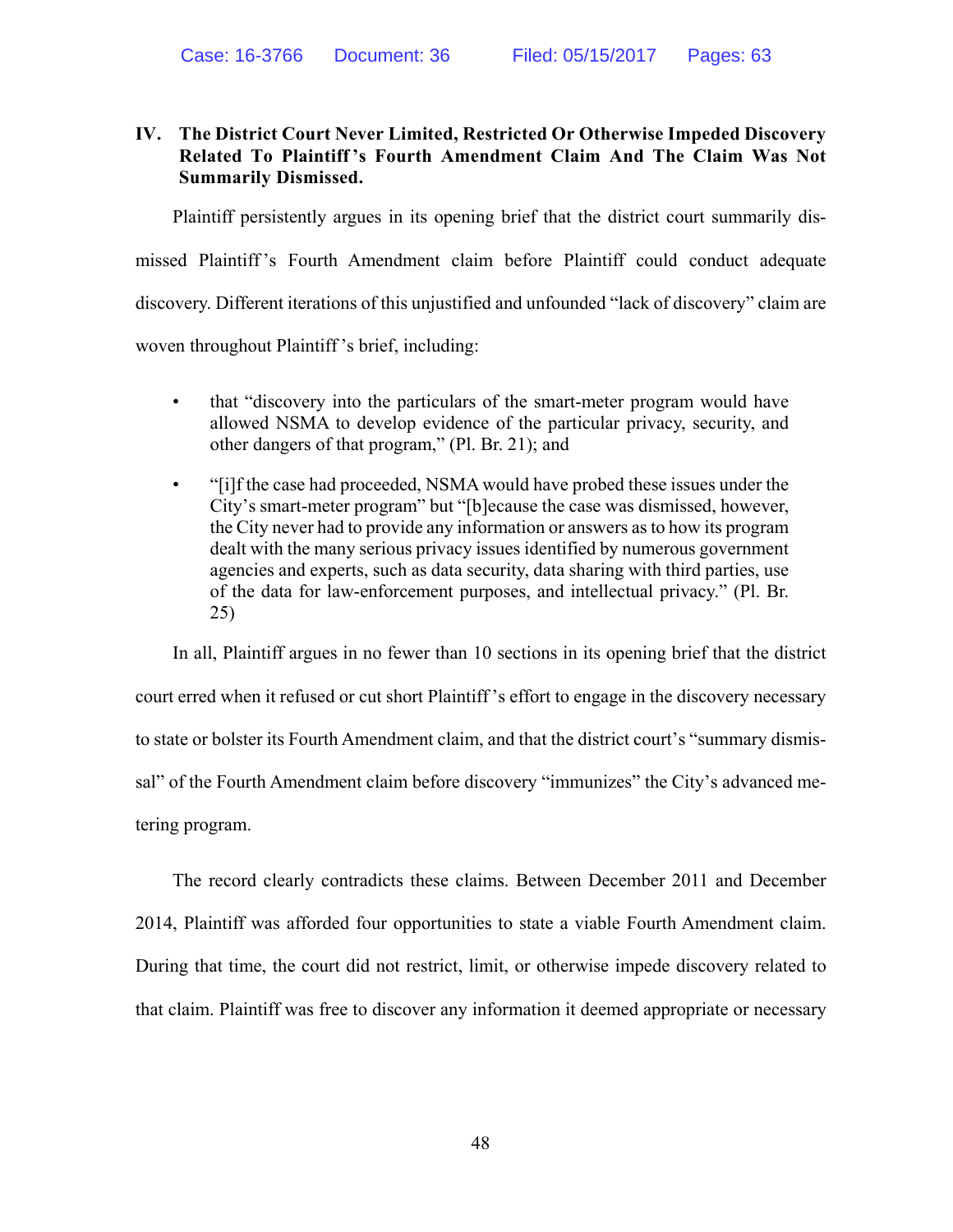## IV. The District Court Never Limited, Restricted Or Otherwise Impeded Discovery Related To Plaintiff's Fourth Amendment Claim And The Claim Was Not Summarily Dismissed.

Plaintiff persistently argues in its opening brief that the district court summarily dismissed Plaintiff's Fourth Amendment claim before Plaintiff could conduct adequate discovery. Different iterations of this unjustified and unfounded "lack of discovery" claim are woven throughout Plaintiff's brief, including:

- that "discovery into the particulars of the smart-meter program would have allowed NSMA to develop evidence of the particular privacy, security, and other dangers of that program," (Pl. Br. 21); and
- "[i]f the case had proceeded, NSMA would have probed these issues under the City's smart-meter program" but "[b]ecause the case was dismissed, however, the City never had to provide any information or answers as to how its program dealt with the many serious privacy issues identified by numerous government agencies and experts, such as data security, data sharing with third parties, use of the data for law-enforcement purposes, and intellectual privacy." (Pl. Br. 25)

In all, Plaintiff argues in no fewer than 10 sections in its opening brief that the district court erred when it refused or cut short Plaintiff's effort to engage in the discovery necessary to state or bolster its Fourth Amendment claim, and that the district court's "summary dismissal" of the Fourth Amendment claim before discovery "immunizes" the City's advanced metering program.

The record clearly contradicts these claims. Between December 2011 and December 2014, Plaintiff was afforded four opportunities to state a viable Fourth Amendment claim. During that time, the court did not restrict, limit, or otherwise impede discovery related to that claim. Plaintiff was free to discover any information it deemed appropriate or necessary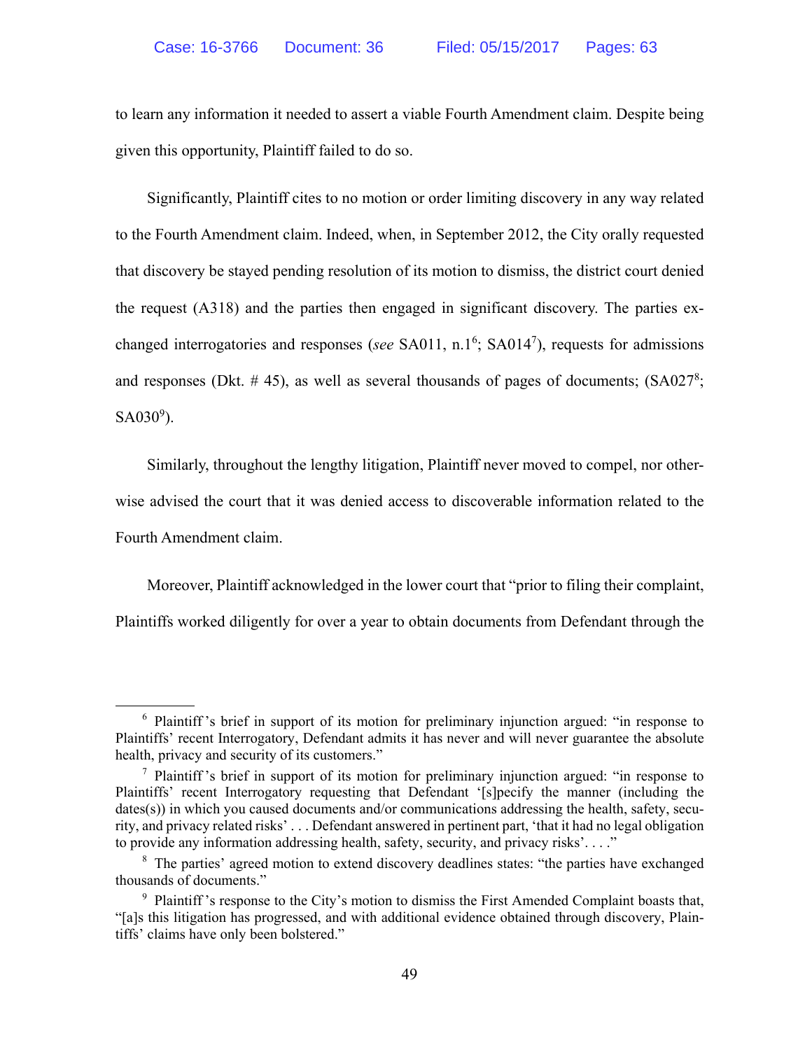to learn any information it needed to assert a viable Fourth Amendment claim. Despite being given this opportunity, Plaintiff failed to do so.

Significantly, Plaintiff cites to no motion or order limiting discovery in any way related to the Fourth Amendment claim. Indeed, when, in September 2012, the City orally requested that discovery be stayed pending resolution of its motion to dismiss, the district court denied the request (A318) and the parties then engaged in significant discovery. The parties exchanged interrogatories and responses (*see* SA011, n.1[6]; SA014[7]), requests for admissions and responses (Dkt. # 45), as well as several thousands of pages of documents; (SA027[8]; SA030[9]).

Similarly, throughout the lengthy litigation, Plaintiff never moved to compel, nor otherwise advised the court that it was denied access to discoverable information related to the Fourth Amendment claim.

Moreover, Plaintiff acknowledged in the lower court that "prior to filing their complaint, Plaintiffs worked diligently for over a year to obtain documents from Defendant through the

---

[6] Plaintiff's brief in support of its motion for preliminary injunction argued: "in response to Plaintiffs' recent Interrogatory, Defendant admits it has never and will never guarantee the absolute health, privacy and security of its customers."

[7] Plaintiff's brief in support of its motion for preliminary injunction argued: "in response to Plaintiffs' recent Interrogatory requesting that Defendant '[s]pecify the manner (including the dates(s)) in which you caused documents and/or communications addressing the health, safety, security, and privacy related risks' . . . Defendant answered in pertinent part, 'that it had no legal obligation to provide any information addressing health, safety, security, and privacy risks'. . . ."

[8] The parties' agreed motion to extend discovery deadlines states: "the parties have exchanged thousands of documents."

[9] Plaintiff's response to the City's motion to dismiss the First Amended Complaint boasts that, "[a]s this litigation has progressed, and with additional evidence obtained through discovery, Plaintiffs' claims have only been bolstered."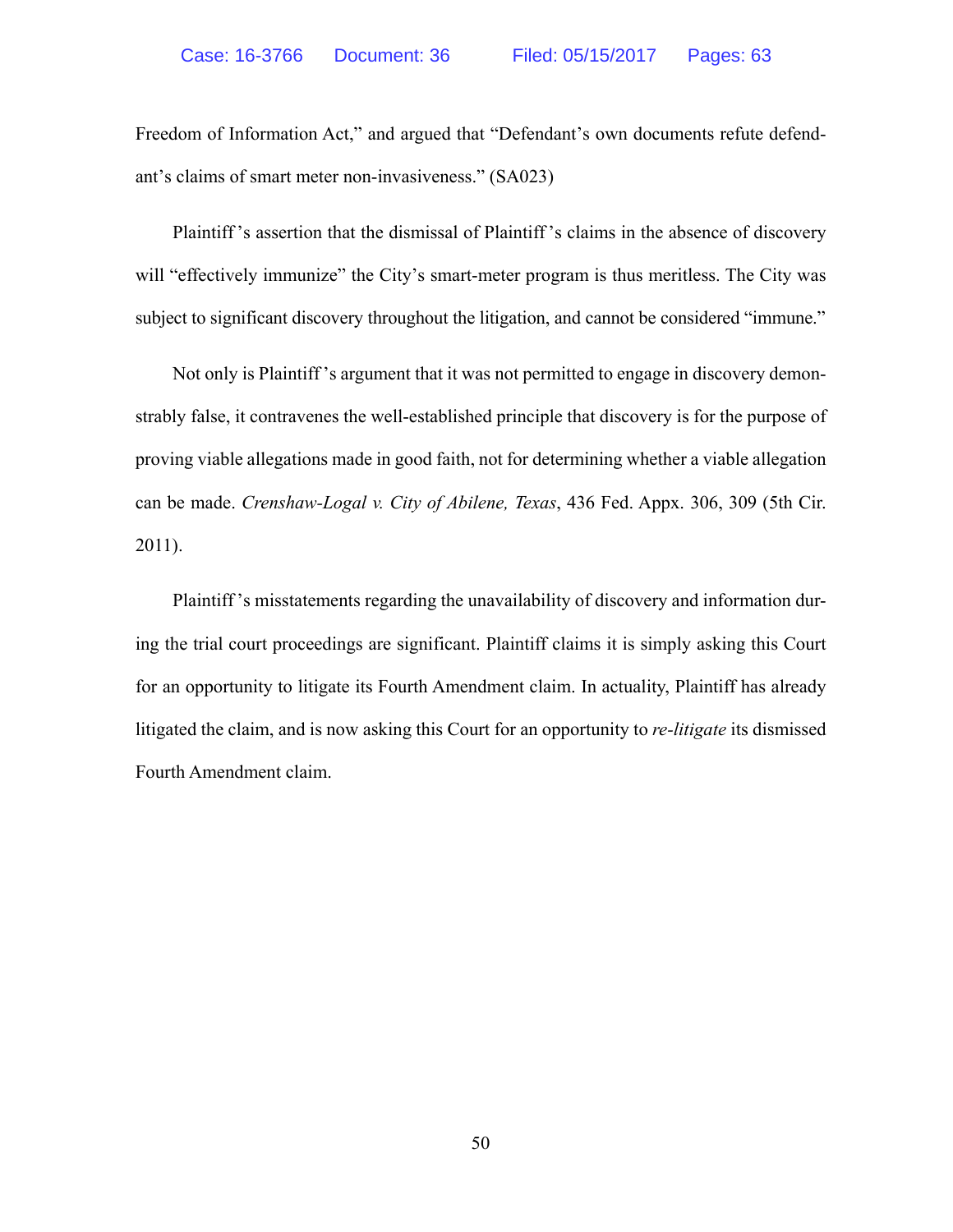Freedom of Information Act," and argued that "Defendant's own documents refute defendant's claims of smart meter non-invasiveness." (SA023)

Plaintiff's assertion that the dismissal of Plaintiff's claims in the absence of discovery will "effectively immunize" the City's smart-meter program is thus meritless. The City was subject to significant discovery throughout the litigation, and cannot be considered "immune."

Not only is Plaintiff's argument that it was not permitted to engage in discovery demonstrably false, it contravenes the well-established principle that discovery is for the purpose of proving viable allegations made in good faith, not for determining whether a viable allegation can be made. *Crenshaw-Logal v. City of Abilene, Texas*, 436 Fed. Appx. 306, 309 (5th Cir. 2011).

Plaintiff's misstatements regarding the unavailability of discovery and information during the trial court proceedings are significant. Plaintiff claims it is simply asking this Court for an opportunity to litigate its Fourth Amendment claim. In actuality, Plaintiff has already litigated the claim, and is now asking this Court for an opportunity to *re-litigate* its dismissed Fourth Amendment claim.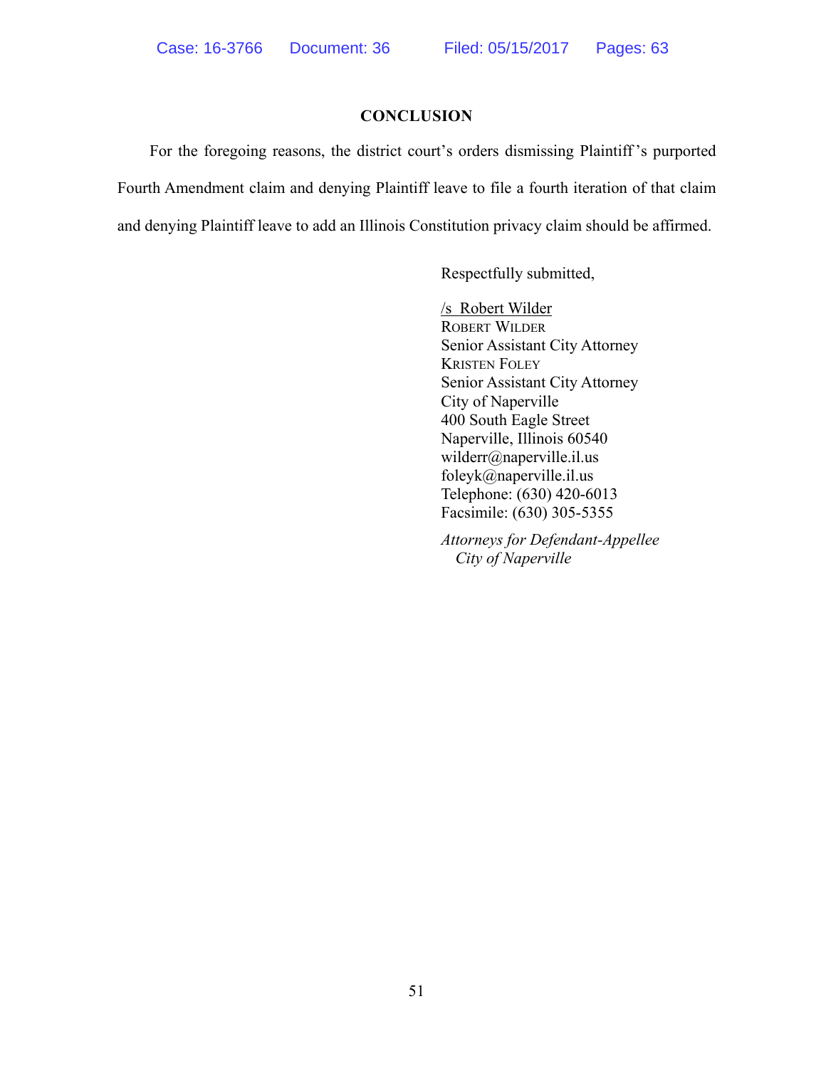## CONCLUSION

For the foregoing reasons, the district court's orders dismissing Plaintiff's purported Fourth Amendment claim and denying Plaintiff leave to file a fourth iteration of that claim and denying Plaintiff leave to add an Illinois Constitution privacy claim should be affirmed.

Respectfully submitted,

/s Robert Wilder
ROBERT WILDER
Senior Assistant City Attorney
KRISTEN FOLEY
Senior Assistant City Attorney
City of Naperville
400 South Eagle Street
Naperville, Illinois 60540
wilderr@naperville.il.us
foleyk@naperville.il.us
Telephone: (630) 420-6013
Facsimile: (630) 305-5355

*Attorneys for Defendant-Appellee City of Naperville*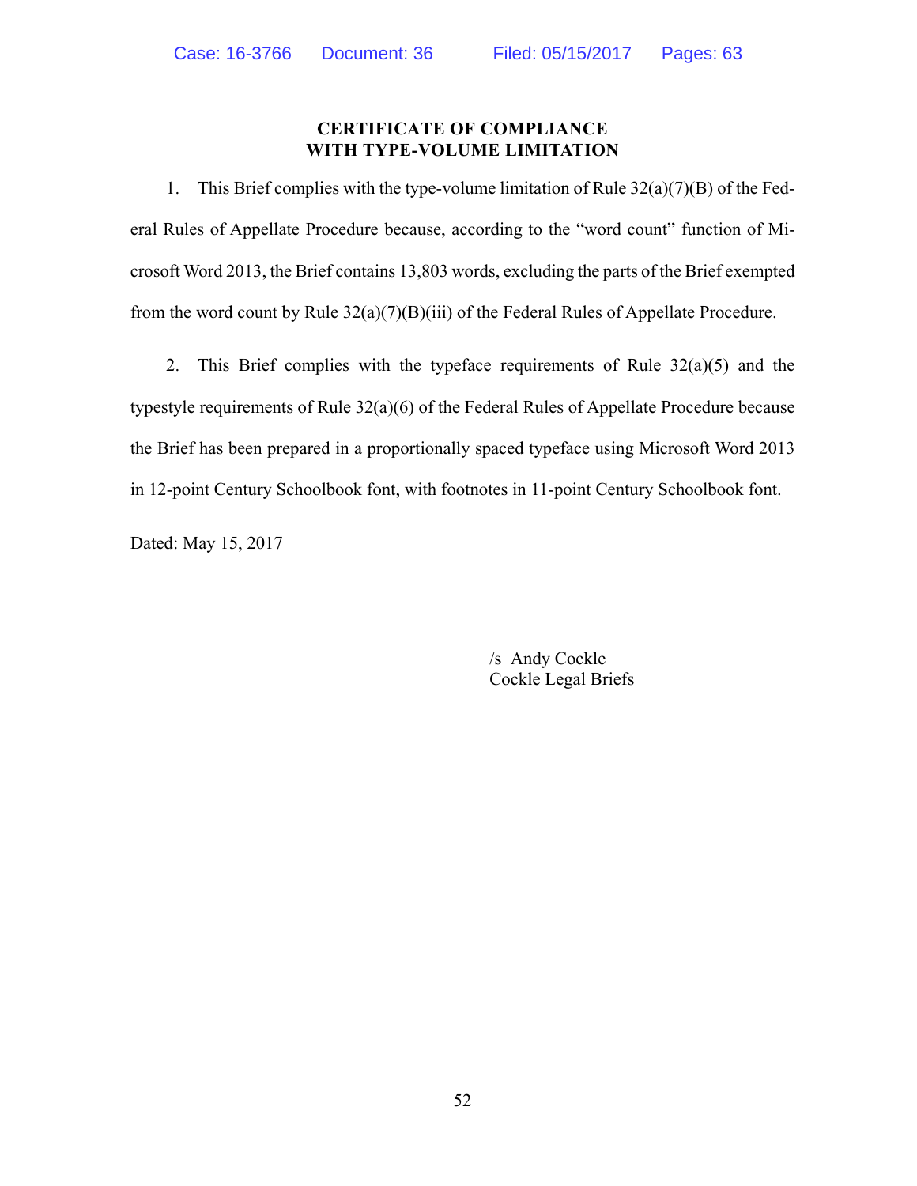**CERTIFICATE OF COMPLIANCE**
**WITH TYPE-VOLUME LIMITATION**

1. This Brief complies with the type-volume limitation of Rule 32(a)(7)(B) of the Federal Rules of Appellate Procedure because, according to the “word count” function of Microsoft Word 2013, the Brief contains 13,803 words, excluding the parts of the Brief exempted from the word count by Rule 32(a)(7)(B)(iii) of the Federal Rules of Appellate Procedure.

2. This Brief complies with the typeface requirements of Rule 32(a)(5) and the typestyle requirements of Rule 32(a)(6) of the Federal Rules of Appellate Procedure because the Brief has been prepared in a proportionally spaced typeface using Microsoft Word 2013 in 12-point Century Schoolbook font, with footnotes in 11-point Century Schoolbook font.

Dated: May 15, 2017

/s Andy Cockle
Cockle Legal Briefs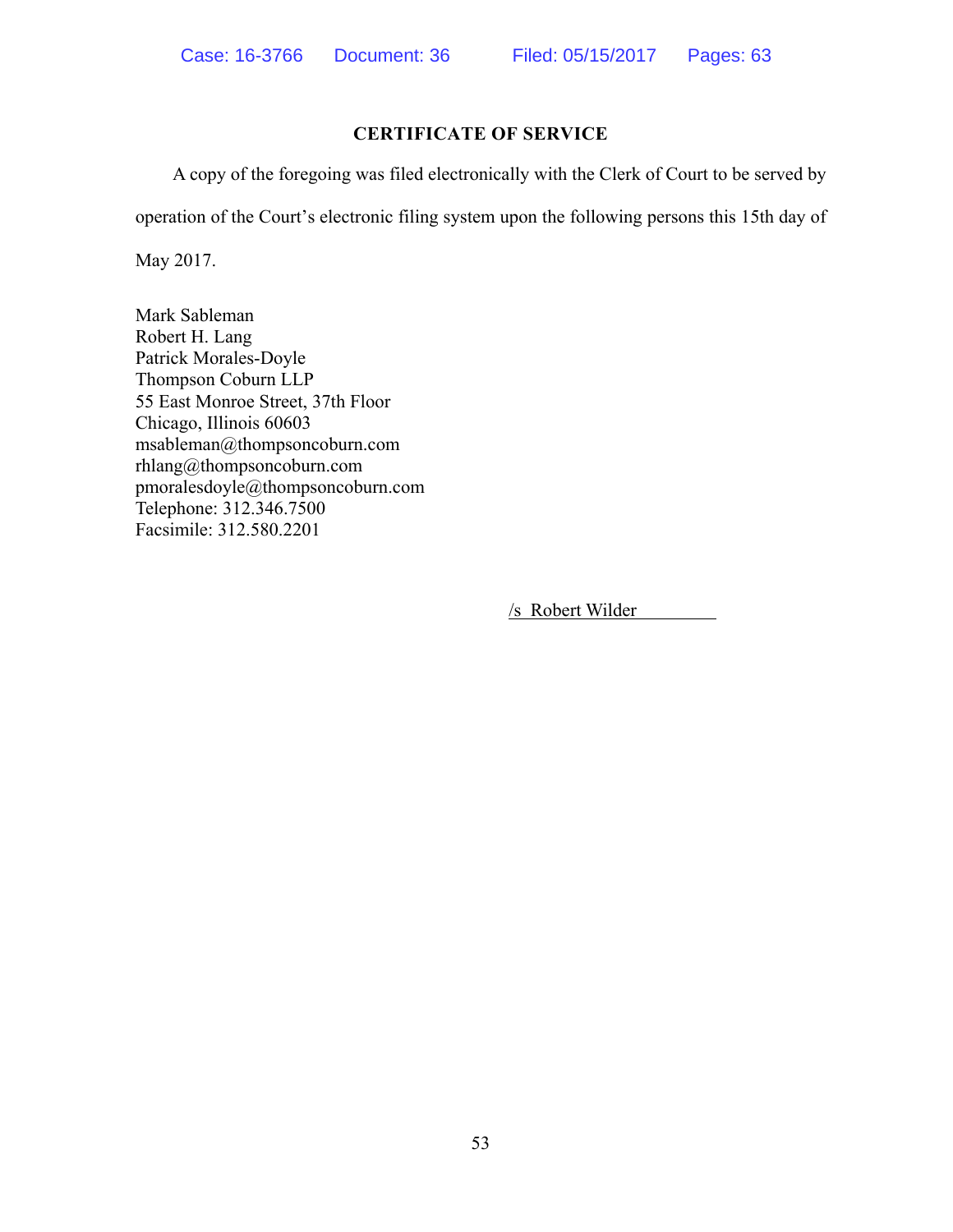**CERTIFICATE OF SERVICE**

A copy of the foregoing was filed electronically with the Clerk of Court to be served by operation of the Court's electronic filing system upon the following persons this 15th day of May 2017.

Mark Sableman
Robert H. Lang
Patrick Morales-Doyle
Thompson Coburn LLP
55 East Monroe Street, 37th Floor
Chicago, Illinois 60603
msableman@thompsoncoburn.com
rhlang@thompsoncoburn.com
pmoralesdoyle@thompsoncoburn.com
Telephone: 312.346.7500
Facsimile: 312.580.2201

/s Robert Wilder